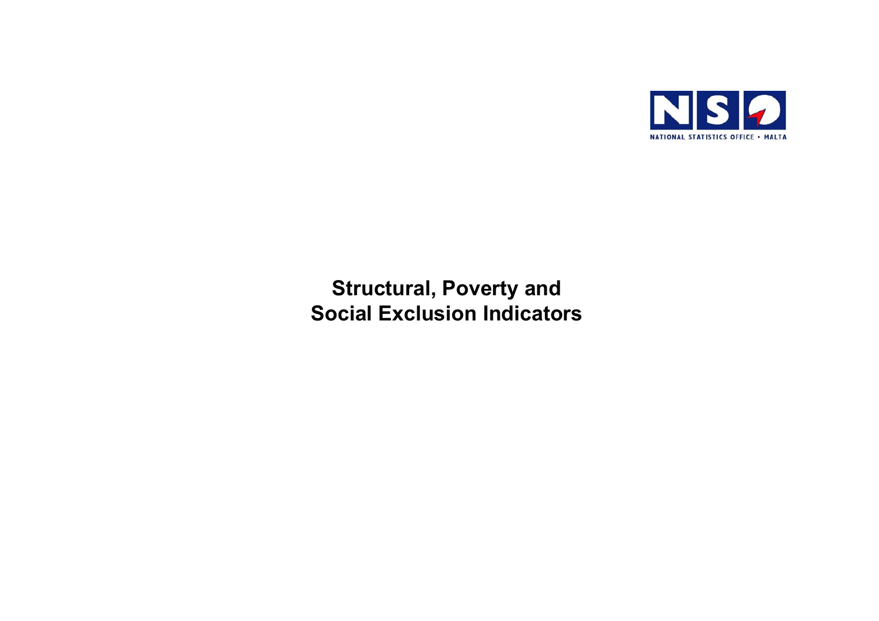NSO

NATIONAL STATISTICS OFFICE • MALTA

# Structural, Poverty and Social Exclusion Indicators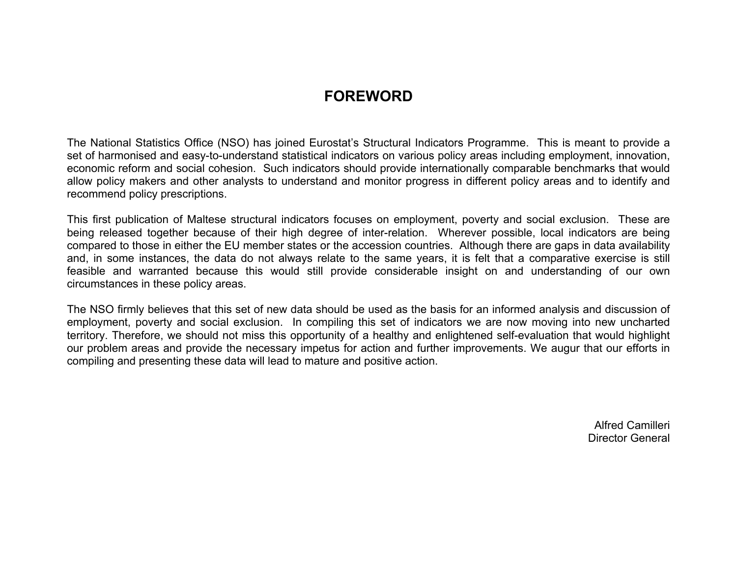# FOREWORD

The National Statistics Office (NSO) has joined Eurostat's Structural Indicators Programme. This is meant to provide a set of harmonised and easy-to-understand statistical indicators on various policy areas including employment, innovation, economic reform and social cohesion. Such indicators should provide internationally comparable benchmarks that would allow policy makers and other analysts to understand and monitor progress in different policy areas and to identify and recommend policy prescriptions.

This first publication of Maltese structural indicators focuses on employment, poverty and social exclusion. These are being released together because of their high degree of inter-relation. Wherever possible, local indicators are being compared to those in either the EU member states or the accession countries. Although there are gaps in data availability and, in some instances, the data do not always relate to the same years, it is felt that a comparative exercise is still feasible and warranted because this would still provide considerable insight on and understanding of our own circumstances in these policy areas.

The NSO firmly believes that this set of new data should be used as the basis for an informed analysis and discussion of employment, poverty and social exclusion. In compiling this set of indicators we are now moving into new uncharted territory. Therefore, we should not miss this opportunity of a healthy and enlightened self-evaluation that would highlight our problem areas and provide the necessary impetus for action and further improvements. We augur that our efforts in compiling and presenting these data will lead to mature and positive action.

Alfred Camilleri
Director General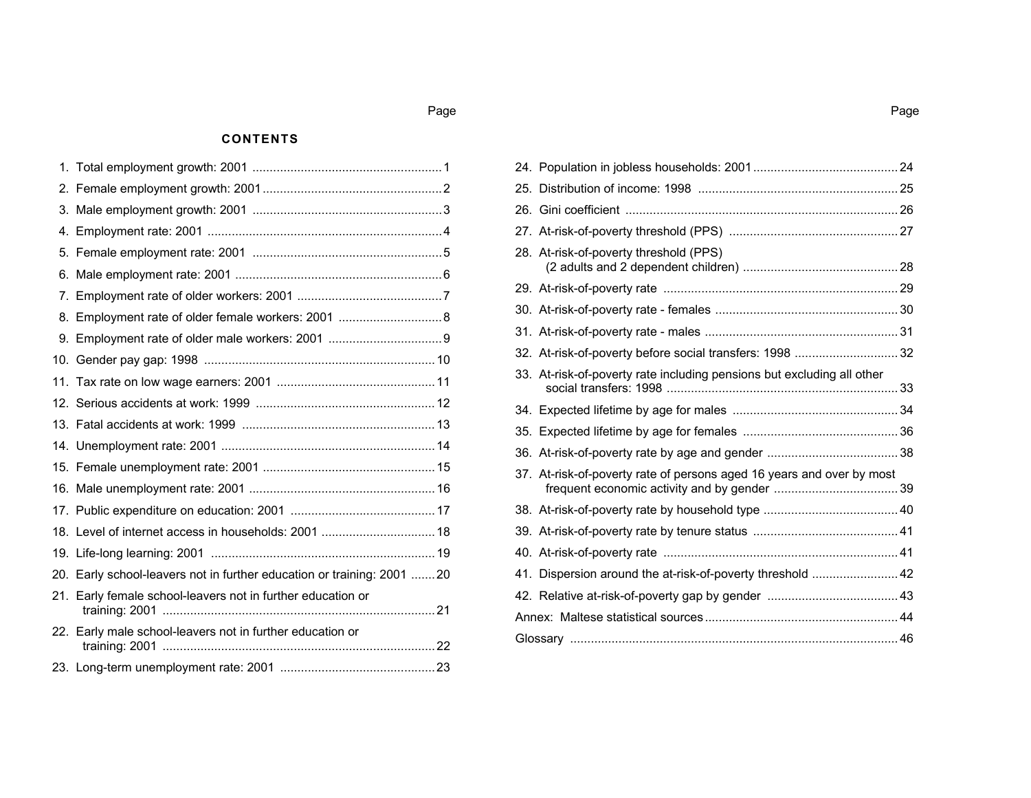## CONTENTS

| | Page |
|---|---|
| 1. Total employment growth: 2001 | 1 |
| 2. Female employment growth: 2001 | 2 |
| 3. Male employment growth: 2001 | 3 |
| 4. Employment rate: 2001 | 4 |
| 5. Female employment rate: 2001 | 5 |
| 6. Male employment rate: 2001 | 6 |
| 7. Employment rate of older workers: 2001 | 7 |
| 8. Employment rate of older female workers: 2001 | 8 |
| 9. Employment rate of older male workers: 2001 | 9 |
| 10. Gender pay gap: 1998 | 10 |
| 11. Tax rate on low wage earners: 2001 | 11 |
| 12. Serious accidents at work: 1999 | 12 |
| 13. Fatal accidents at work: 1999 | 13 |
| 14. Unemployment rate: 2001 | 14 |
| 15. Female unemployment rate: 2001 | 15 |
| 16. Male unemployment rate: 2001 | 16 |
| 17. Public expenditure on education: 2001 | 17 |
| 18. Level of internet access in households: 2001 | 18 |
| 19. Life-long learning: 2001 | 19 |
| 20. Early school-leavers not in further education or training: 2001 | 20 |
| 21. Early female school-leavers not in further education or training: 2001 | 21 |
| 22. Early male school-leavers not in further education or training: 2001 | 22 |
| 23. Long-term unemployment rate: 2001 | 23 |
| 24. Population in jobless households: 2001 | 24 |
| 25. Distribution of income: 1998 | 25 |
| 26. Gini coefficient | 26 |
| 27. At-risk-of-poverty threshold (PPS) | 27 |
| 28. At-risk-of-poverty threshold (PPS) (2 adults and 2 dependent children) | 28 |
| 29. At-risk-of-poverty rate | 29 |
| 30. At-risk-of-poverty rate - females | 30 |
| 31. At-risk-of-poverty rate - males | 31 |
| 32. At-risk-of-poverty before social transfers: 1998 | 32 |
| 33. At-risk-of-poverty rate including pensions but excluding all other social transfers: 1998 | 33 |
| 34. Expected lifetime by age for males | 34 |
| 35. Expected lifetime by age for females | 36 |
| 36. At-risk-of-poverty rate by age and gender | 38 |
| 37. At-risk-of-poverty rate of persons aged 16 years and over by most frequent economic activity and by gender | 39 |
| 38. At-risk-of-poverty rate by household type | 40 |
| 39. At-risk-of-poverty rate by tenure status | 41 |
| 40. At-risk-of-poverty rate | 41 |
| 41. Dispersion around the at-risk-of-poverty threshold | 42 |
| 42. Relative at-risk-of-poverty gap by gender | 43 |
| Annex: Maltese statistical sources | 44 |
| Glossary | 46 |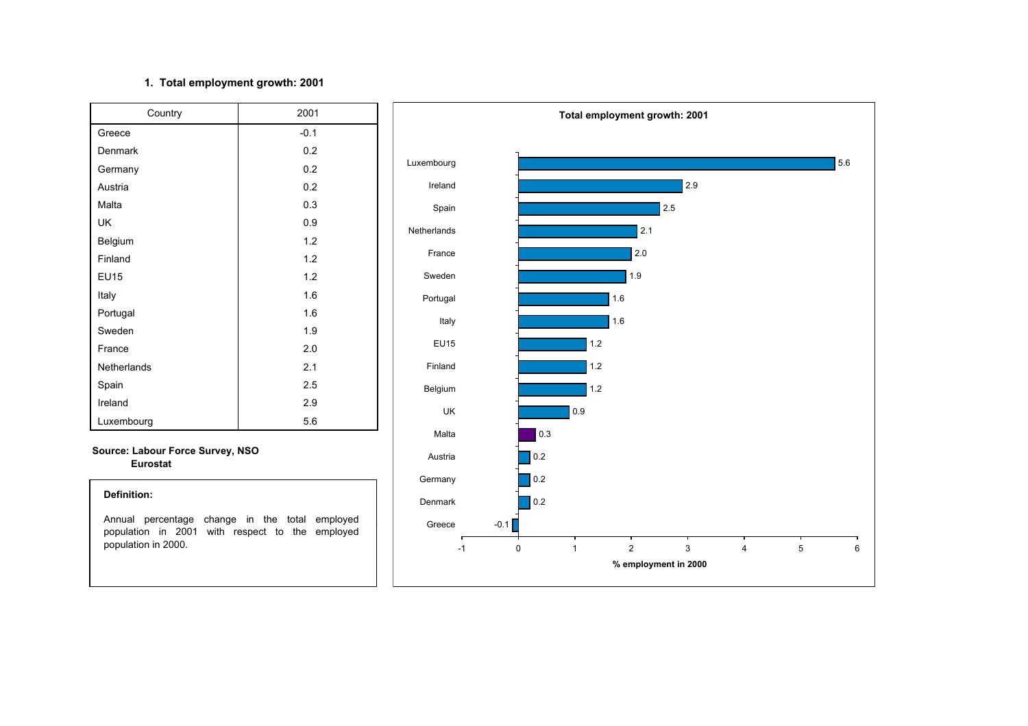## 1. Total employment growth: 2001

| Country | 2001 |
|---|---|
| Greece | -0.1 |
| Denmark | 0.2 |
| Germany | 0.2 |
| Austria | 0.2 |
| Malta | 0.3 |
| UK | 0.9 |
| Belgium | 1.2 |
| Finland | 1.2 |
| EU15 | 1.2 |
| Italy | 1.6 |
| Portugal | 1.6 |
| Sweden | 1.9 |
| France | 2.0 |
| Netherlands | 2.1 |
| Spain | 2.5 |
| Ireland | 2.9 |
| Luxembourg | 5.6 |

**Source: Labour Force Survey, NSO**
**Eurostat**

**Definition:**

Annual percentage change in the total employed population in 2001 with respect to the employed population in 2000.

**Total employment growth: 2001**

| Country | % employment in 2000 |
|---|---|
| Luxembourg | 5.6 |
| Ireland | 2.9 |
| Spain | 2.5 |
| Netherlands | 2.1 |
| France | 2.0 |
| Sweden | 1.9 |
| Portugal | 1.6 |
| Italy | 1.6 |
| EU15 | 1.2 |
| Finland | 1.2 |
| Belgium | 1.2 |
| UK | 0.9 |
| Malta | 0.3 |
| Austria | 0.2 |
| Germany | 0.2 |
| Denmark | 0.2 |
| Greece | -0.1 |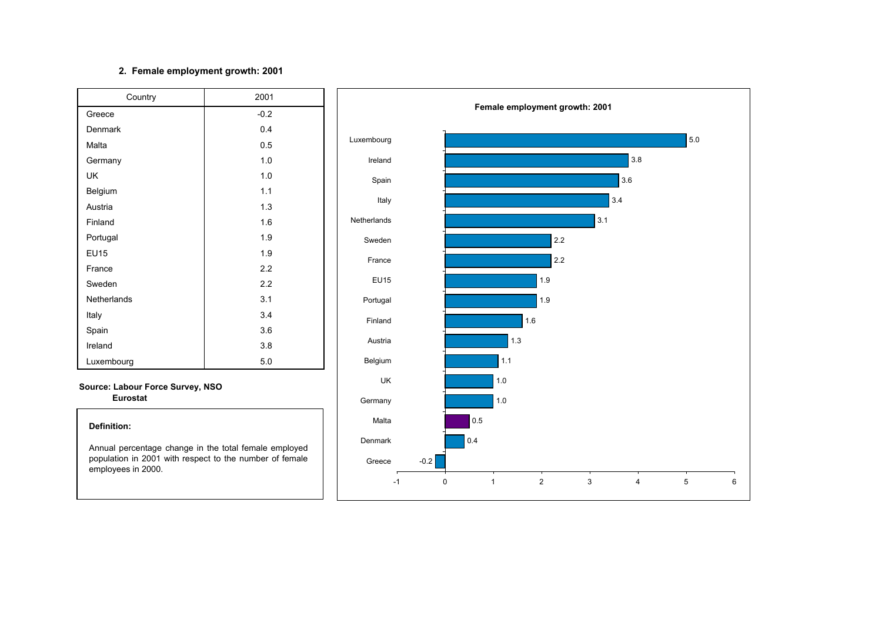## 2. Female employment growth: 2001

| Country | 2001 |
|---|---|
| Greece | -0.2 |
| Denmark | 0.4 |
| Malta | 0.5 |
| Germany | 1.0 |
| UK | 1.0 |
| Belgium | 1.1 |
| Austria | 1.3 |
| Finland | 1.6 |
| Portugal | 1.9 |
| EU15 | 1.9 |
| France | 2.2 |
| Sweden | 2.2 |
| Netherlands | 3.1 |
| Italy | 3.4 |
| Spain | 3.6 |
| Ireland | 3.8 |
| Luxembourg | 5.0 |

**Source: Labour Force Survey, NSO**
**Eurostat**

**Definition:**

Annual percentage change in the total female employed population in 2001 with respect to the number of female employees in 2000.

**Female employment growth: 2001**

| Country | Value |
|---|---|
| Luxembourg | 5.0 |
| Ireland | 3.8 |
| Spain | 3.6 |
| Italy | 3.4 |
| Netherlands | 3.1 |
| Sweden | 2.2 |
| France | 2.2 |
| EU15 | 1.9 |
| Portugal | 1.9 |
| Finland | 1.6 |
| Austria | 1.3 |
| Belgium | 1.1 |
| UK | 1.0 |
| Germany | 1.0 |
| Malta | 0.5 |
| Denmark | 0.4 |
| Greece | -0.2 |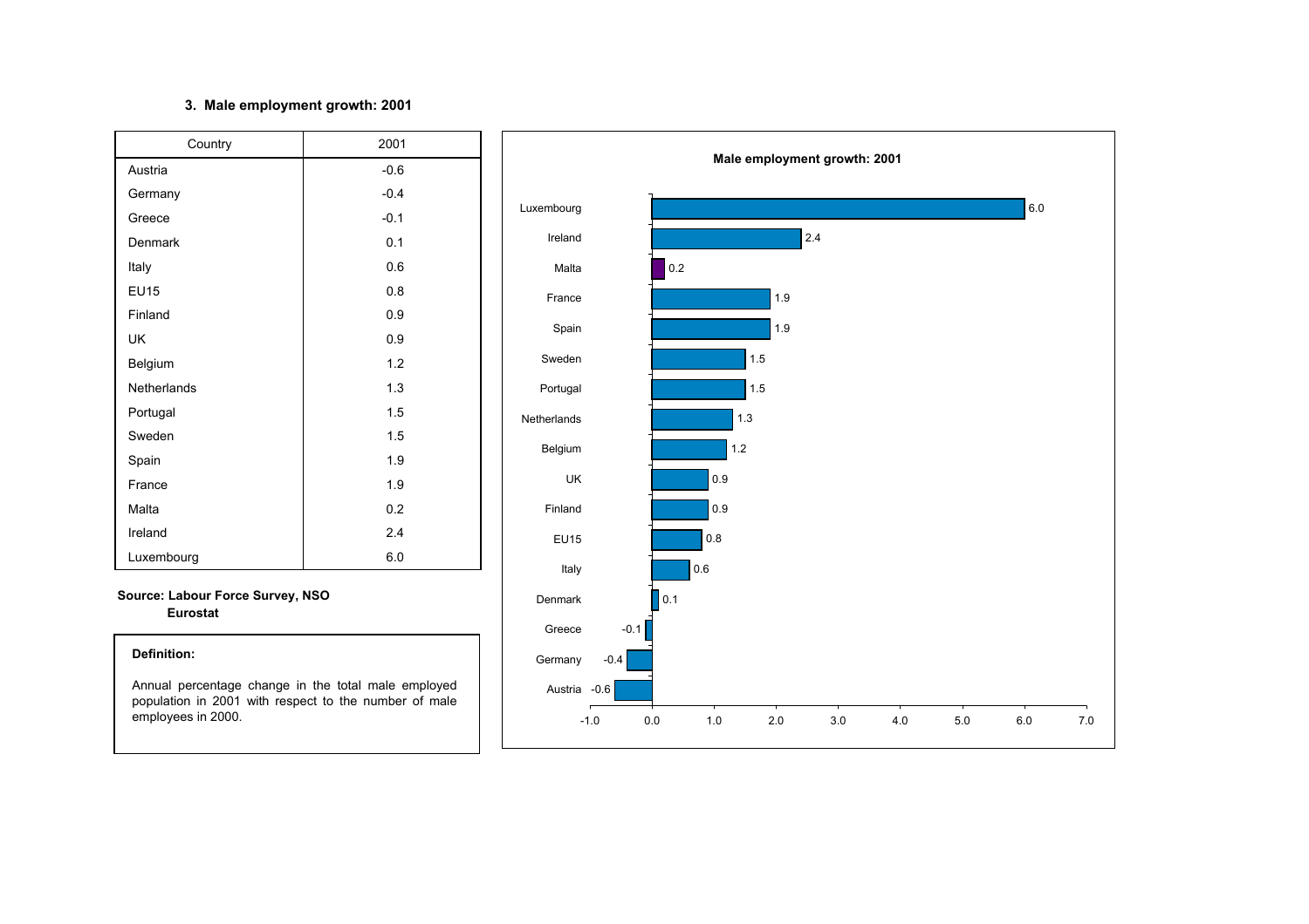### 3. Male employment growth: 2001

| Country | 2001 |
|---|---|
| Austria | -0.6 |
| Germany | -0.4 |
| Greece | -0.1 |
| Denmark | 0.1 |
| Italy | 0.6 |
| EU15 | 0.8 |
| Finland | 0.9 |
| UK | 0.9 |
| Belgium | 1.2 |
| Netherlands | 1.3 |
| Portugal | 1.5 |
| Sweden | 1.5 |
| Spain | 1.9 |
| France | 1.9 |
| Malta | 0.2 |
| Ireland | 2.4 |
| Luxembourg | 6.0 |

**Source: Labour Force Survey, NSO**
**Eurostat**

**Definition:**

Annual percentage change in the total male employed population in 2001 with respect to the number of male employees in 2000.

**Male employment growth: 2001**

| Country | Value |
|---|---|
| Luxembourg | 6.0 |
| Ireland | 2.4 |
| Malta | 0.2 |
| France | 1.9 |
| Spain | 1.9 |
| Sweden | 1.5 |
| Portugal | 1.5 |
| Netherlands | 1.3 |
| Belgium | 1.2 |
| UK | 0.9 |
| Finland | 0.9 |
| EU15 | 0.8 |
| Italy | 0.6 |
| Denmark | 0.1 |
| Greece | -0.1 |
| Germany | -0.4 |
| Austria | -0.6 |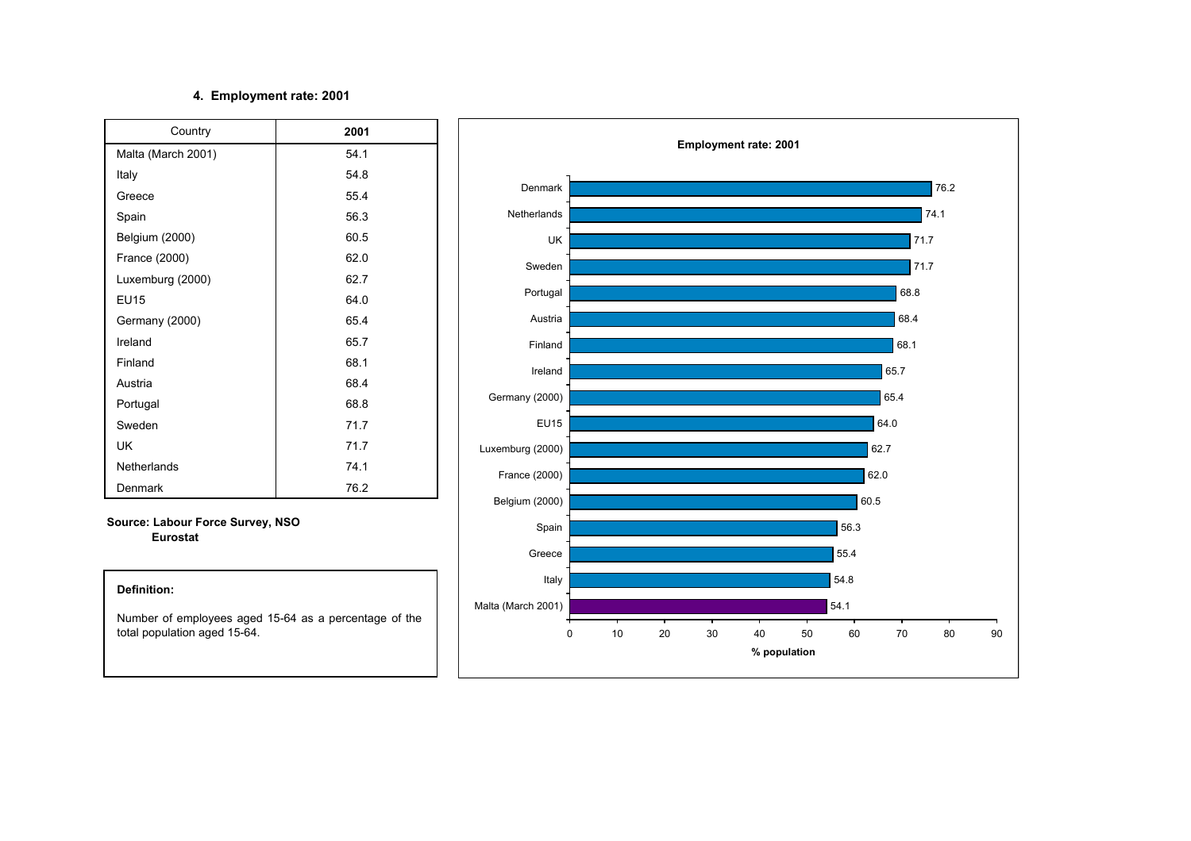### 4. Employment rate: 2001

| Country | 2001 |
|---|---|
| Malta (March 2001) | 54.1 |
| Italy | 54.8 |
| Greece | 55.4 |
| Spain | 56.3 |
| Belgium (2000) | 60.5 |
| France (2000) | 62.0 |
| Luxemburg (2000) | 62.7 |
| EU15 | 64.0 |
| Germany (2000) | 65.4 |
| Ireland | 65.7 |
| Finland | 68.1 |
| Austria | 68.4 |
| Portugal | 68.8 |
| Sweden | 71.7 |
| UK | 71.7 |
| Netherlands | 74.1 |
| Denmark | 76.2 |

**Source: Labour Force Survey, NSO**
**Eurostat**

**Definition:**

Number of employees aged 15-64 as a percentage of the total population aged 15-64.

**Employment rate: 2001**

| Country | % population |
|---|---|
| Denmark | 76.2 |
| Netherlands | 74.1 |
| UK | 71.7 |
| Sweden | 71.7 |
| Portugal | 68.8 |
| Austria | 68.4 |
| Finland | 68.1 |
| Ireland | 65.7 |
| Germany (2000) | 65.4 |
| EU15 | 64.0 |
| Luxemburg (2000) | 62.7 |
| France (2000) | 62.0 |
| Belgium (2000) | 60.5 |
| Spain | 56.3 |
| Greece | 55.4 |
| Italy | 54.8 |
| Malta (March 2001) | 54.1 |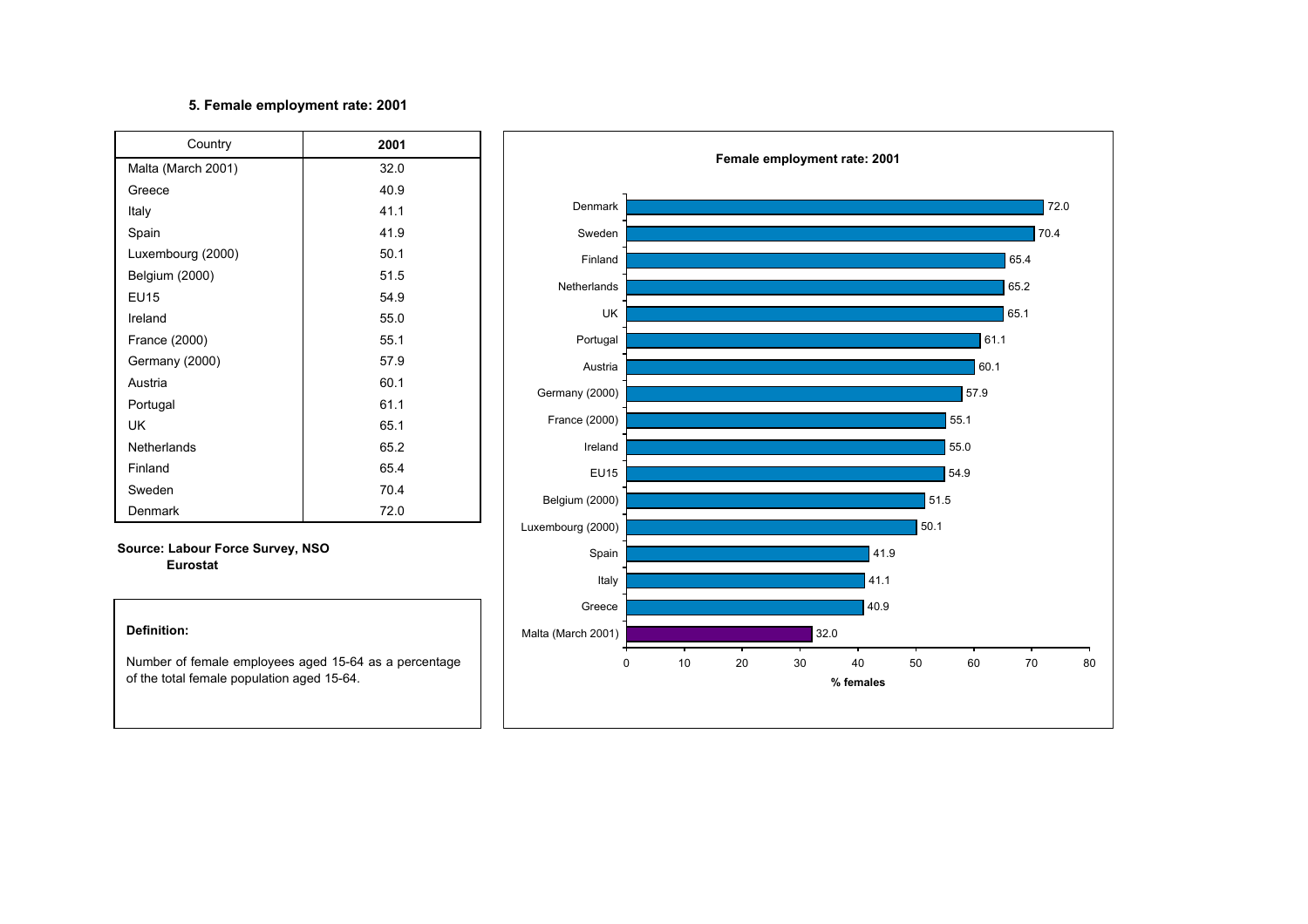### 5. Female employment rate: 2001

| Country | 2001 |
|---|---|
| Malta (March 2001) | 32.0 |
| Greece | 40.9 |
| Italy | 41.1 |
| Spain | 41.9 |
| Luxembourg (2000) | 50.1 |
| Belgium (2000) | 51.5 |
| EU15 | 54.9 |
| Ireland | 55.0 |
| France (2000) | 55.1 |
| Germany (2000) | 57.9 |
| Austria | 60.1 |
| Portugal | 61.1 |
| UK | 65.1 |
| Netherlands | 65.2 |
| Finland | 65.4 |
| Sweden | 70.4 |
| Denmark | 72.0 |

**Source: Labour Force Survey, NSO**
**Eurostat**

**Definition:**

Number of female employees aged 15-64 as a percentage of the total female population aged 15-64.

**Female employment rate: 2001**

| Country | % females |
|---|---|
| Denmark | 72.0 |
| Sweden | 70.4 |
| Finland | 65.4 |
| Netherlands | 65.2 |
| UK | 65.1 |
| Portugal | 61.1 |
| Austria | 60.1 |
| Germany (2000) | 57.9 |
| France (2000) | 55.1 |
| Ireland | 55.0 |
| EU15 | 54.9 |
| Belgium (2000) | 51.5 |
| Luxembourg (2000) | 50.1 |
| Spain | 41.9 |
| Italy | 41.1 |
| Greece | 40.9 |
| Malta (March 2001) | 32.0 |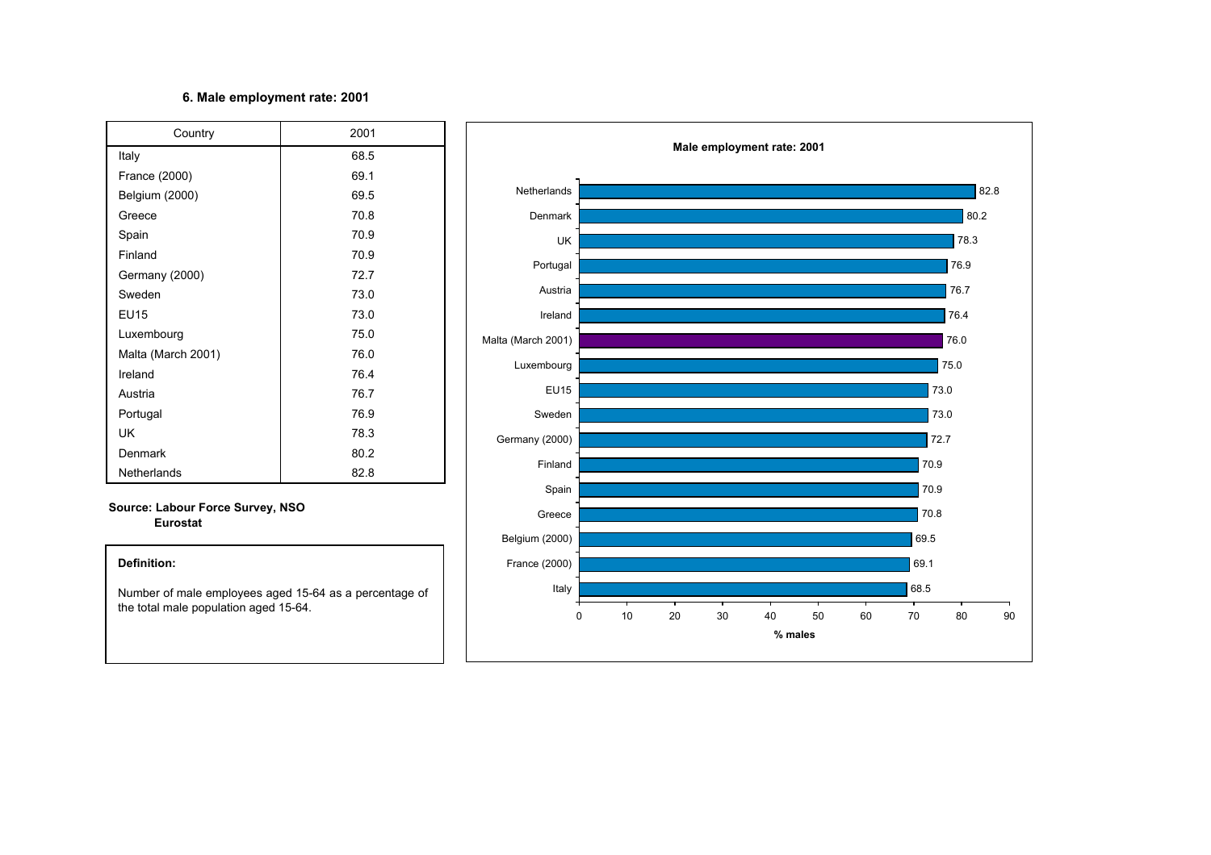### 6. Male employment rate: 2001

| Country | 2001 |
|---|---|
| Italy | 68.5 |
| France (2000) | 69.1 |
| Belgium (2000) | 69.5 |
| Greece | 70.8 |
| Spain | 70.9 |
| Finland | 70.9 |
| Germany (2000) | 72.7 |
| Sweden | 73.0 |
| EU15 | 73.0 |
| Luxembourg | 75.0 |
| Malta (March 2001) | 76.0 |
| Ireland | 76.4 |
| Austria | 76.7 |
| Portugal | 76.9 |
| UK | 78.3 |
| Denmark | 80.2 |
| Netherlands | 82.8 |

**Source: Labour Force Survey, NSO**
**Eurostat**

**Definition:**

Number of male employees aged 15-64 as a percentage of the total male population aged 15-64.

**Male employment rate: 2001**

| Country | % males |
|---|---|
| Netherlands | 82.8 |
| Denmark | 80.2 |
| UK | 78.3 |
| Portugal | 76.9 |
| Austria | 76.7 |
| Ireland | 76.4 |
| Malta (March 2001) | 76.0 |
| Luxembourg | 75.0 |
| EU15 | 73.0 |
| Sweden | 73.0 |
| Germany (2000) | 72.7 |
| Finland | 70.9 |
| Spain | 70.9 |
| Greece | 70.8 |
| Belgium (2000) | 69.5 |
| France (2000) | 69.1 |
| Italy | 68.5 |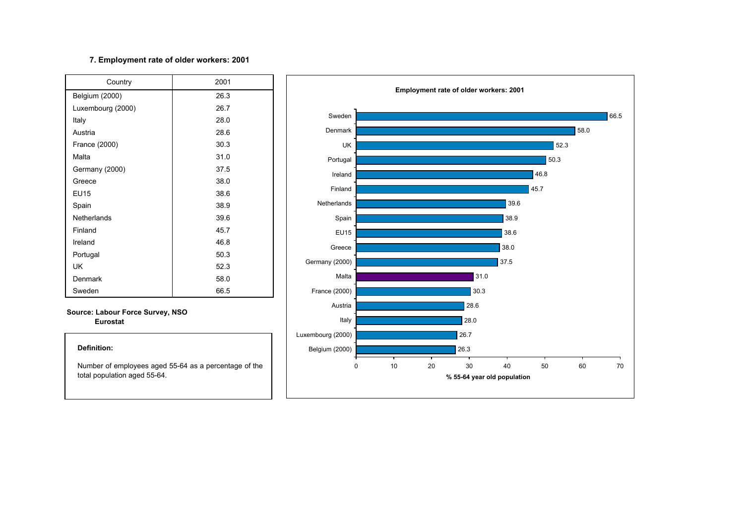### 7. Employment rate of older workers: 2001

| Country | 2001 |
|---|---|
| Belgium (2000) | 26.3 |
| Luxembourg (2000) | 26.7 |
| Italy | 28.0 |
| Austria | 28.6 |
| France (2000) | 30.3 |
| Malta | 31.0 |
| Germany (2000) | 37.5 |
| Greece | 38.0 |
| EU15 | 38.6 |
| Spain | 38.9 |
| Netherlands | 39.6 |
| Finland | 45.7 |
| Ireland | 46.8 |
| Portugal | 50.3 |
| UK | 52.3 |
| Denmark | 58.0 |
| Sweden | 66.5 |

**Source: Labour Force Survey, NSO**
**Eurostat**

**Definition:**

Number of employees aged 55-64 as a percentage of the total population aged 55-64.

**Employment rate of older workers: 2001**

| Country | % 55-64 year old population |
|---|---|
| Sweden | 66.5 |
| Denmark | 58.0 |
| UK | 52.3 |
| Portugal | 50.3 |
| Ireland | 46.8 |
| Finland | 45.7 |
| Netherlands | 39.6 |
| Spain | 38.9 |
| EU15 | 38.6 |
| Greece | 38.0 |
| Germany (2000) | 37.5 |
| Malta | 31.0 |
| France (2000) | 30.3 |
| Austria | 28.6 |
| Italy | 28.0 |
| Luxembourg (2000) | 26.7 |
| Belgium (2000) | 26.3 |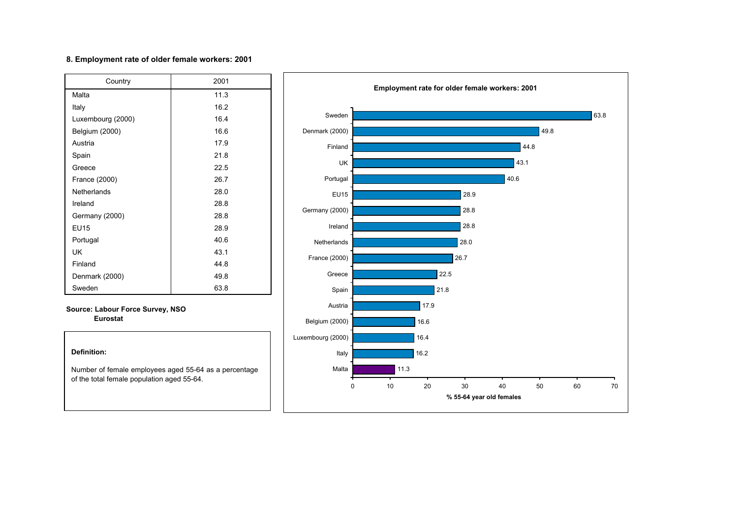### 8. Employment rate of older female workers: 2001

| Country | 2001 |
|---|---|
| Malta | 11.3 |
| Italy | 16.2 |
| Luxembourg (2000) | 16.4 |
| Belgium (2000) | 16.6 |
| Austria | 17.9 |
| Spain | 21.8 |
| Greece | 22.5 |
| France (2000) | 26.7 |
| Netherlands | 28.0 |
| Ireland | 28.8 |
| Germany (2000) | 28.8 |
| EU15 | 28.9 |
| Portugal | 40.6 |
| UK | 43.1 |
| Finland | 44.8 |
| Denmark (2000) | 49.8 |
| Sweden | 63.8 |

**Source: Labour Force Survey, NSO**
**Eurostat**

**Definition:**

Number of female employees aged 55-64 as a percentage of the total female population aged 55-64.

**Employment rate for older female workers: 2001**

| Country | % 55-64 year old females |
|---|---|
| Sweden | 63.8 |
| Denmark (2000) | 49.8 |
| Finland | 44.8 |
| UK | 43.1 |
| Portugal | 40.6 |
| EU15 | 28.9 |
| Germany (2000) | 28.8 |
| Ireland | 28.8 |
| Netherlands | 28.0 |
| France (2000) | 26.7 |
| Greece | 22.5 |
| Spain | 21.8 |
| Austria | 17.9 |
| Belgium (2000) | 16.6 |
| Luxembourg (2000) | 16.4 |
| Italy | 16.2 |
| Malta | 11.3 |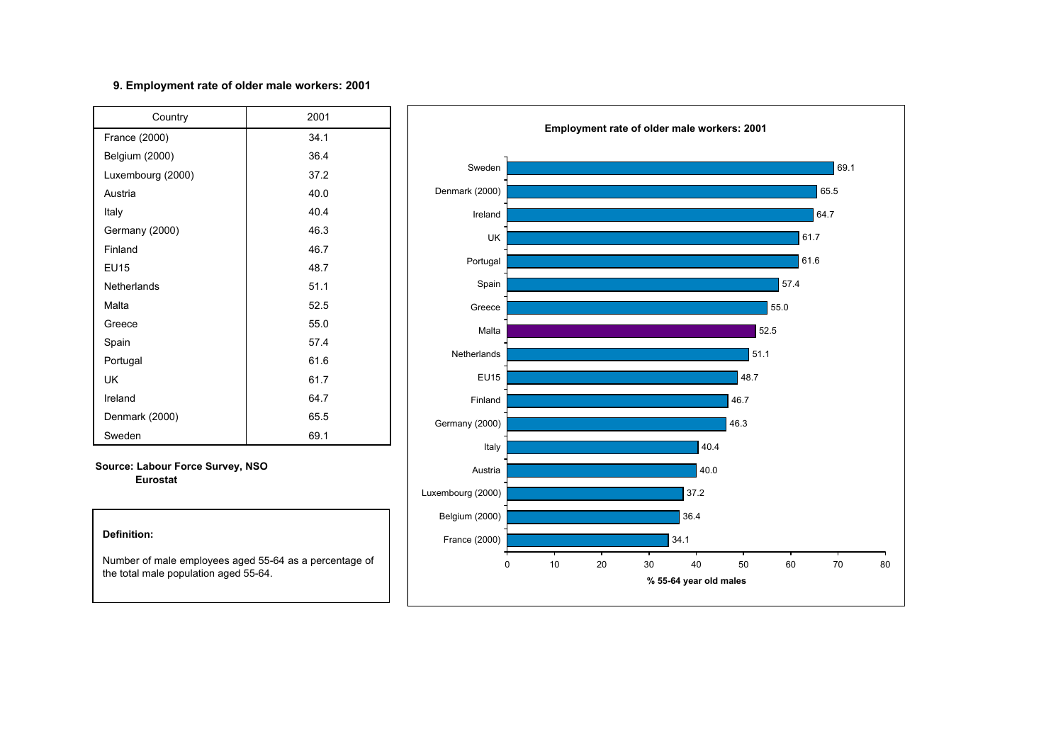### 9. Employment rate of older male workers: 2001

| Country | 2001 |
|---|---|
| France (2000) | 34.1 |
| Belgium (2000) | 36.4 |
| Luxembourg (2000) | 37.2 |
| Austria | 40.0 |
| Italy | 40.4 |
| Germany (2000) | 46.3 |
| Finland | 46.7 |
| EU15 | 48.7 |
| Netherlands | 51.1 |
| Malta | 52.5 |
| Greece | 55.0 |
| Spain | 57.4 |
| Portugal | 61.6 |
| UK | 61.7 |
| Ireland | 64.7 |
| Denmark (2000) | 65.5 |
| Sweden | 69.1 |

**Source: Labour Force Survey, NSO**
**Eurostat**

**Definition:**

Number of male employees aged 55-64 as a percentage of the total male population aged 55-64.

**Employment rate of older male workers: 2001**

| Country | % 55-64 year old males |
|---|---|
| Sweden | 69.1 |
| Denmark (2000) | 65.5 |
| Ireland | 64.7 |
| UK | 61.7 |
| Portugal | 61.6 |
| Spain | 57.4 |
| Greece | 55.0 |
| Malta | 52.5 |
| Netherlands | 51.1 |
| EU15 | 48.7 |
| Finland | 46.7 |
| Germany (2000) | 46.3 |
| Italy | 40.4 |
| Austria | 40.0 |
| Luxembourg (2000) | 37.2 |
| Belgium (2000) | 36.4 |
| France (2000) | 34.1 |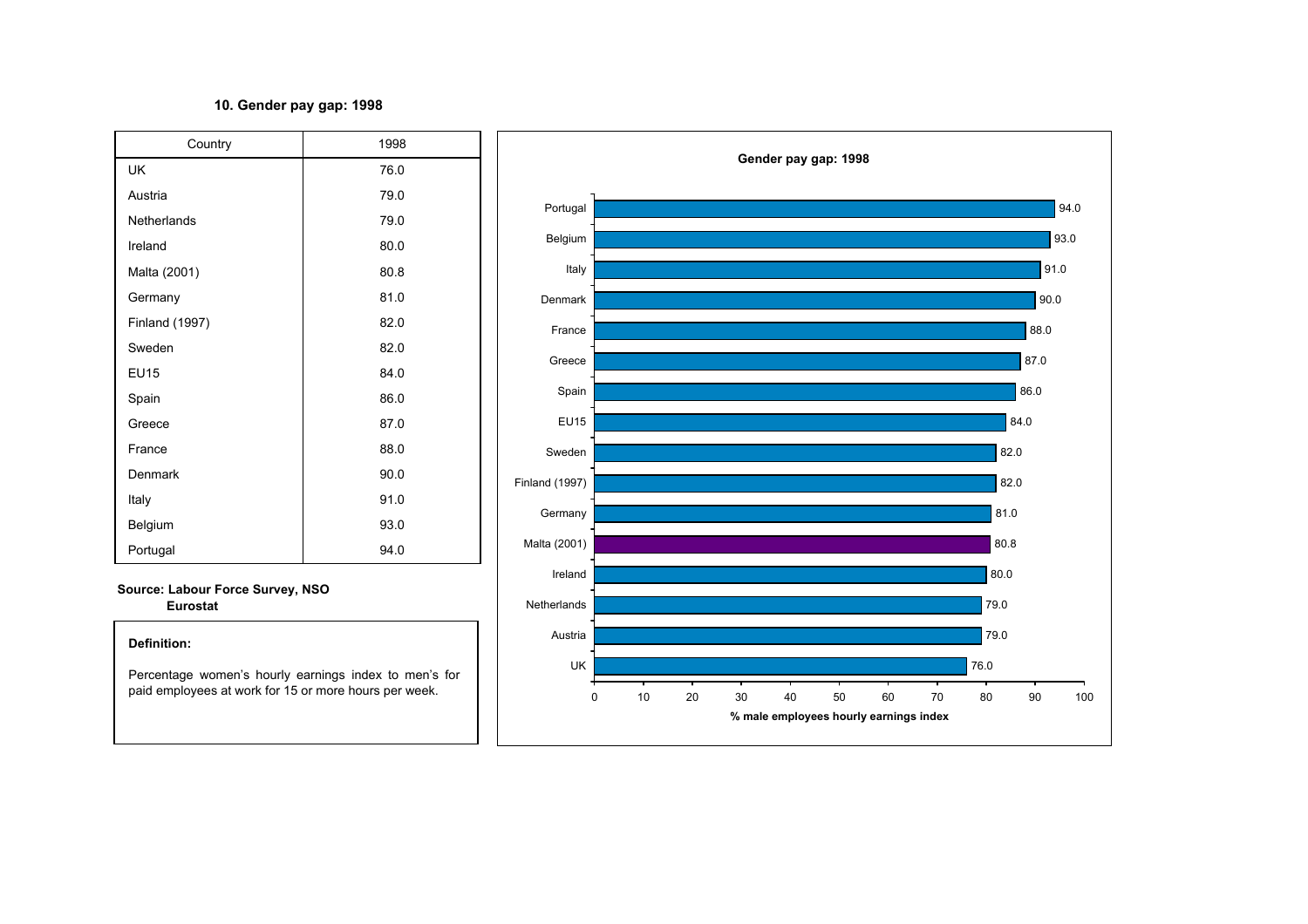## 10. Gender pay gap: 1998

| Country | 1998 |
|---|---|
| UK | 76.0 |
| Austria | 79.0 |
| Netherlands | 79.0 |
| Ireland | 80.0 |
| Malta (2001) | 80.8 |
| Germany | 81.0 |
| Finland (1997) | 82.0 |
| Sweden | 82.0 |
| EU15 | 84.0 |
| Spain | 86.0 |
| Greece | 87.0 |
| France | 88.0 |
| Denmark | 90.0 |
| Italy | 91.0 |
| Belgium | 93.0 |
| Portugal | 94.0 |

**Source: Labour Force Survey, NSO**
**Eurostat**

**Definition:**

Percentage women's hourly earnings index to men's for paid employees at work for 15 or more hours per week.

**Gender pay gap: 1998**

| Country | % male employees hourly earnings index |
|---|---|
| Portugal | 94.0 |
| Belgium | 93.0 |
| Italy | 91.0 |
| Denmark | 90.0 |
| France | 88.0 |
| Greece | 87.0 |
| Spain | 86.0 |
| EU15 | 84.0 |
| Sweden | 82.0 |
| Finland (1997) | 82.0 |
| Germany | 81.0 |
| Malta (2001) | 80.8 |
| Ireland | 80.0 |
| Netherlands | 79.0 |
| Austria | 79.0 |
| UK | 76.0 |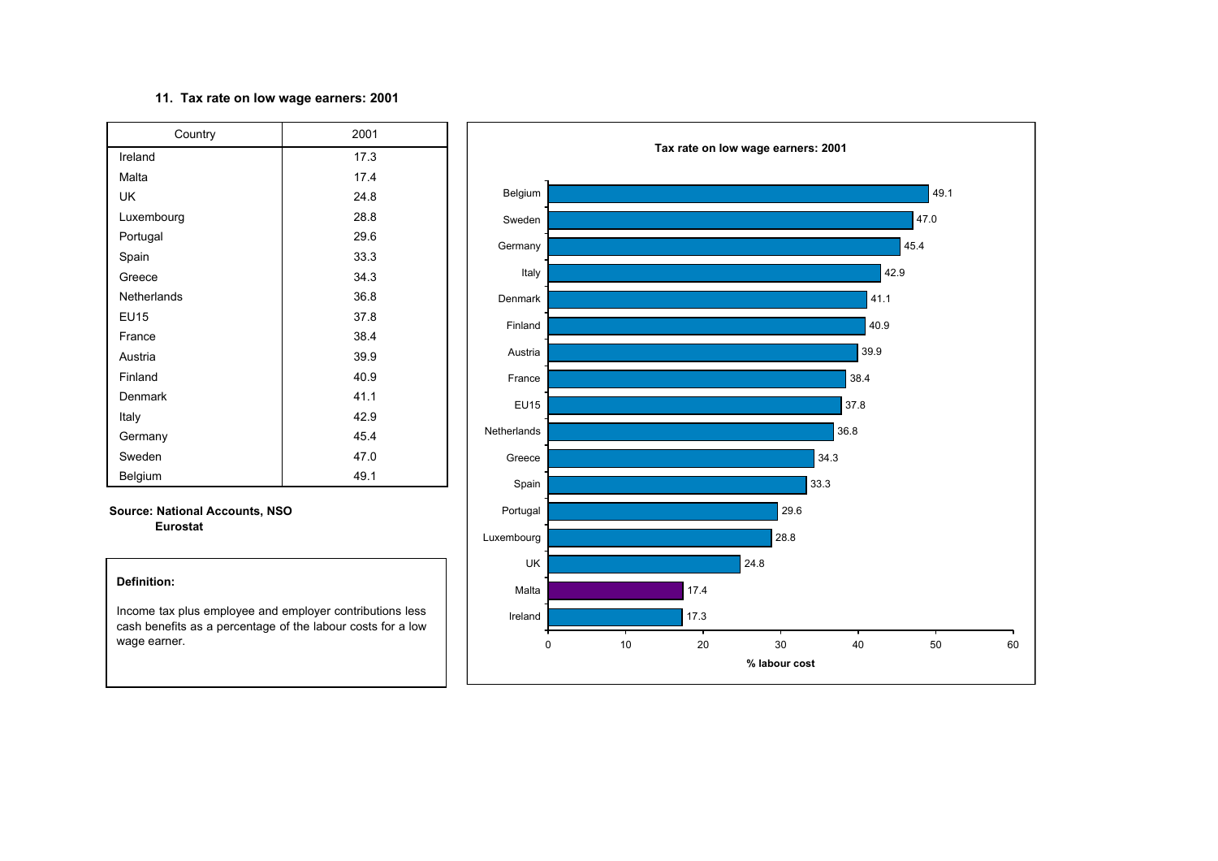## 11. Tax rate on low wage earners: 2001

| Country | 2001 |
|---|---|
| Ireland | 17.3 |
| Malta | 17.4 |
| UK | 24.8 |
| Luxembourg | 28.8 |
| Portugal | 29.6 |
| Spain | 33.3 |
| Greece | 34.3 |
| Netherlands | 36.8 |
| EU15 | 37.8 |
| France | 38.4 |
| Austria | 39.9 |
| Finland | 40.9 |
| Denmark | 41.1 |
| Italy | 42.9 |
| Germany | 45.4 |
| Sweden | 47.0 |
| Belgium | 49.1 |

**Source: National Accounts, NSO**
**Eurostat**

**Definition:**

Income tax plus employee and employer contributions less cash benefits as a percentage of the labour costs for a low wage earner.

**Tax rate on low wage earners: 2001**

| Country | % labour cost |
|---|---|
| Belgium | 49.1 |
| Sweden | 47.0 |
| Germany | 45.4 |
| Italy | 42.9 |
| Denmark | 41.1 |
| Finland | 40.9 |
| Austria | 39.9 |
| France | 38.4 |
| EU15 | 37.8 |
| Netherlands | 36.8 |
| Greece | 34.3 |
| Spain | 33.3 |
| Portugal | 29.6 |
| Luxembourg | 28.8 |
| UK | 24.8 |
| Malta | 17.4 |
| Ireland | 17.3 |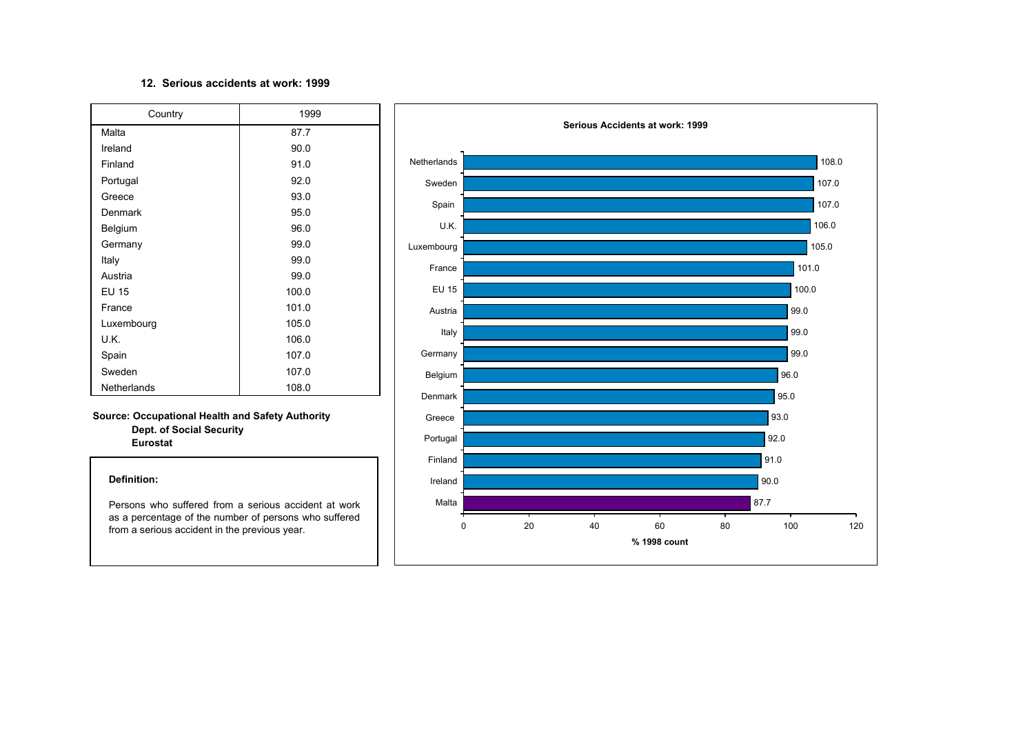## 12. Serious accidents at work: 1999

| Country | 1999 |
|---|---|
| Malta | 87.7 |
| Ireland | 90.0 |
| Finland | 91.0 |
| Portugal | 92.0 |
| Greece | 93.0 |
| Denmark | 95.0 |
| Belgium | 96.0 |
| Germany | 99.0 |
| Italy | 99.0 |
| Austria | 99.0 |
| EU 15 | 100.0 |
| France | 101.0 |
| Luxembourg | 105.0 |
| U.K. | 106.0 |
| Spain | 107.0 |
| Sweden | 107.0 |
| Netherlands | 108.0 |

**Source: Occupational Health and Safety Authority**
**Dept. of Social Security**
**Eurostat**

**Definition:**

Persons who suffered from a serious accident at work as a percentage of the number of persons who suffered from a serious accident in the previous year.

**Serious Accidents at work: 1999**

| Country | % 1998 count |
|---|---|
| Netherlands | 108.0 |
| Sweden | 107.0 |
| Spain | 107.0 |
| U.K. | 106.0 |
| Luxembourg | 105.0 |
| France | 101.0 |
| EU 15 | 100.0 |
| Austria | 99.0 |
| Italy | 99.0 |
| Germany | 99.0 |
| Belgium | 96.0 |
| Denmark | 95.0 |
| Greece | 93.0 |
| Portugal | 92.0 |
| Finland | 91.0 |
| Ireland | 90.0 |
| Malta | 87.7 |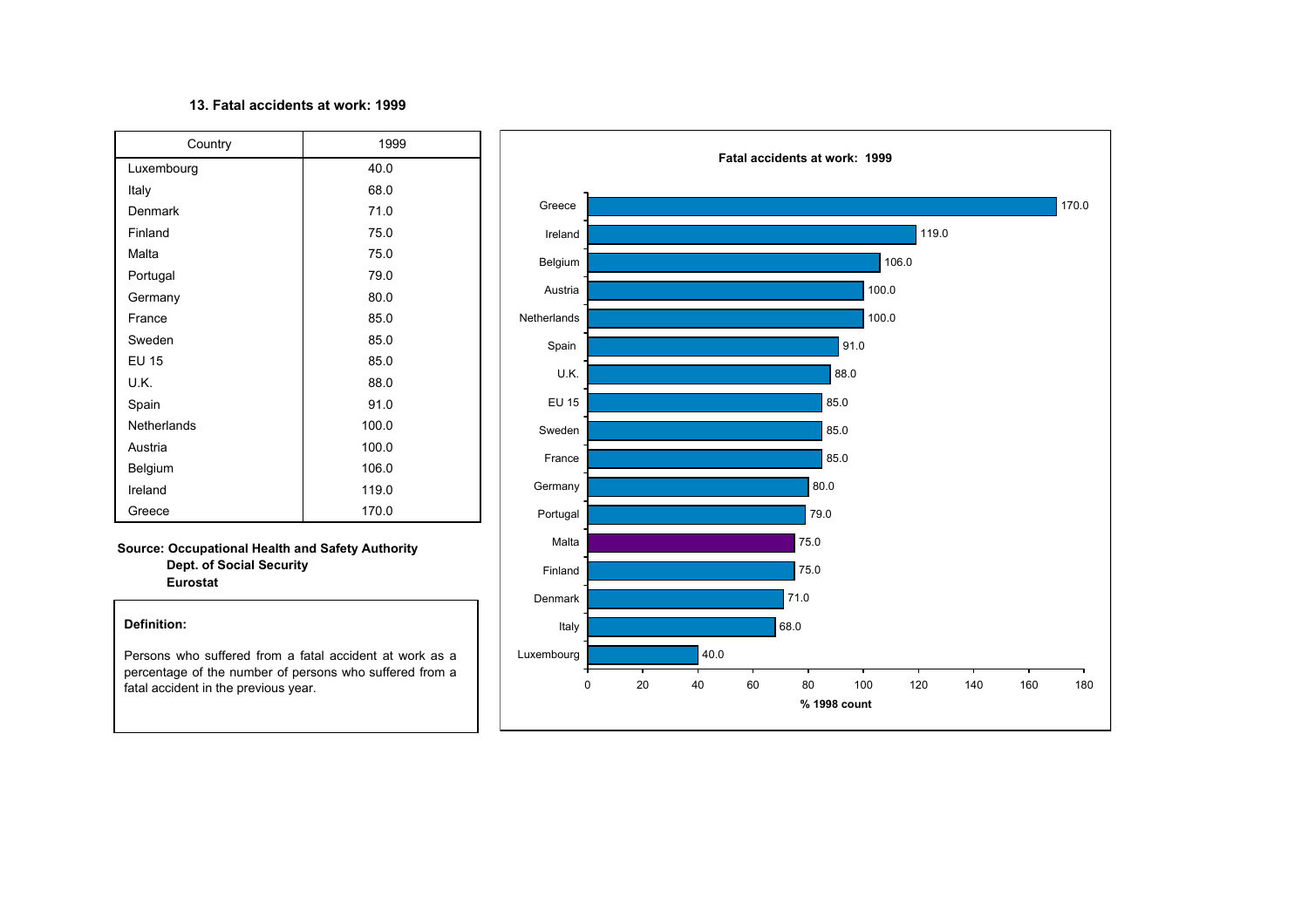### 13. Fatal accidents at work: 1999

| Country | 1999 |
| --- | --- |
| Luxembourg | 40.0 |
| Italy | 68.0 |
| Denmark | 71.0 |
| Finland | 75.0 |
| Malta | 75.0 |
| Portugal | 79.0 |
| Germany | 80.0 |
| France | 85.0 |
| Sweden | 85.0 |
| EU 15 | 85.0 |
| U.K. | 88.0 |
| Spain | 91.0 |
| Netherlands | 100.0 |
| Austria | 100.0 |
| Belgium | 106.0 |
| Ireland | 119.0 |
| Greece | 170.0 |

**Source: Occupational Health and Safety Authority**
**Dept. of Social Security**
**Eurostat**

**Definition:**

Persons who suffered from a fatal accident at work as a percentage of the number of persons who suffered from a fatal accident in the previous year.

**Fatal accidents at work: 1999**

| Country | % 1998 count |
| --- | --- |
| Greece | 170.0 |
| Ireland | 119.0 |
| Belgium | 106.0 |
| Austria | 100.0 |
| Netherlands | 100.0 |
| Spain | 91.0 |
| U.K. | 88.0 |
| EU 15 | 85.0 |
| Sweden | 85.0 |
| France | 85.0 |
| Germany | 80.0 |
| Portugal | 79.0 |
| Malta | 75.0 |
| Finland | 75.0 |
| Denmark | 71.0 |
| Italy | 68.0 |
| Luxembourg | 40.0 |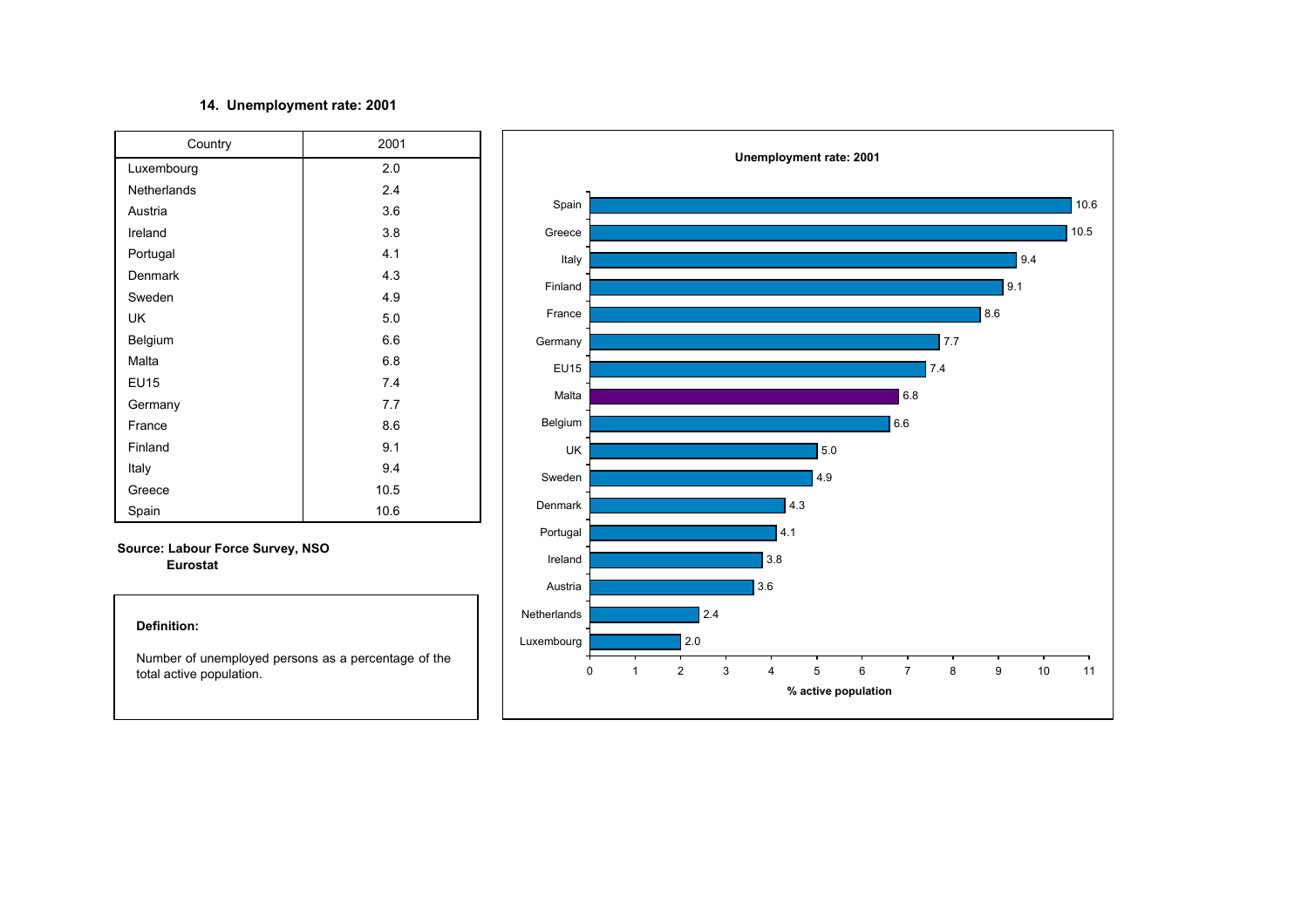## 14. Unemployment rate: 2001

| Country | 2001 |
|---|---|
| Luxembourg | 2.0 |
| Netherlands | 2.4 |
| Austria | 3.6 |
| Ireland | 3.8 |
| Portugal | 4.1 |
| Denmark | 4.3 |
| Sweden | 4.9 |
| UK | 5.0 |
| Belgium | 6.6 |
| Malta | 6.8 |
| EU15 | 7.4 |
| Germany | 7.7 |
| France | 8.6 |
| Finland | 9.1 |
| Italy | 9.4 |
| Greece | 10.5 |
| Spain | 10.6 |

**Source: Labour Force Survey, NSO**
**Eurostat**

**Definition:**

Number of unemployed persons as a percentage of the total active population.

**Unemployment rate: 2001**

| Country | % active population |
|---|---|
| Spain | 10.6 |
| Greece | 10.5 |
| Italy | 9.4 |
| Finland | 9.1 |
| France | 8.6 |
| Germany | 7.7 |
| EU15 | 7.4 |
| Malta | 6.8 |
| Belgium | 6.6 |
| UK | 5.0 |
| Sweden | 4.9 |
| Denmark | 4.3 |
| Portugal | 4.1 |
| Ireland | 3.8 |
| Austria | 3.6 |
| Netherlands | 2.4 |
| Luxembourg | 2.0 |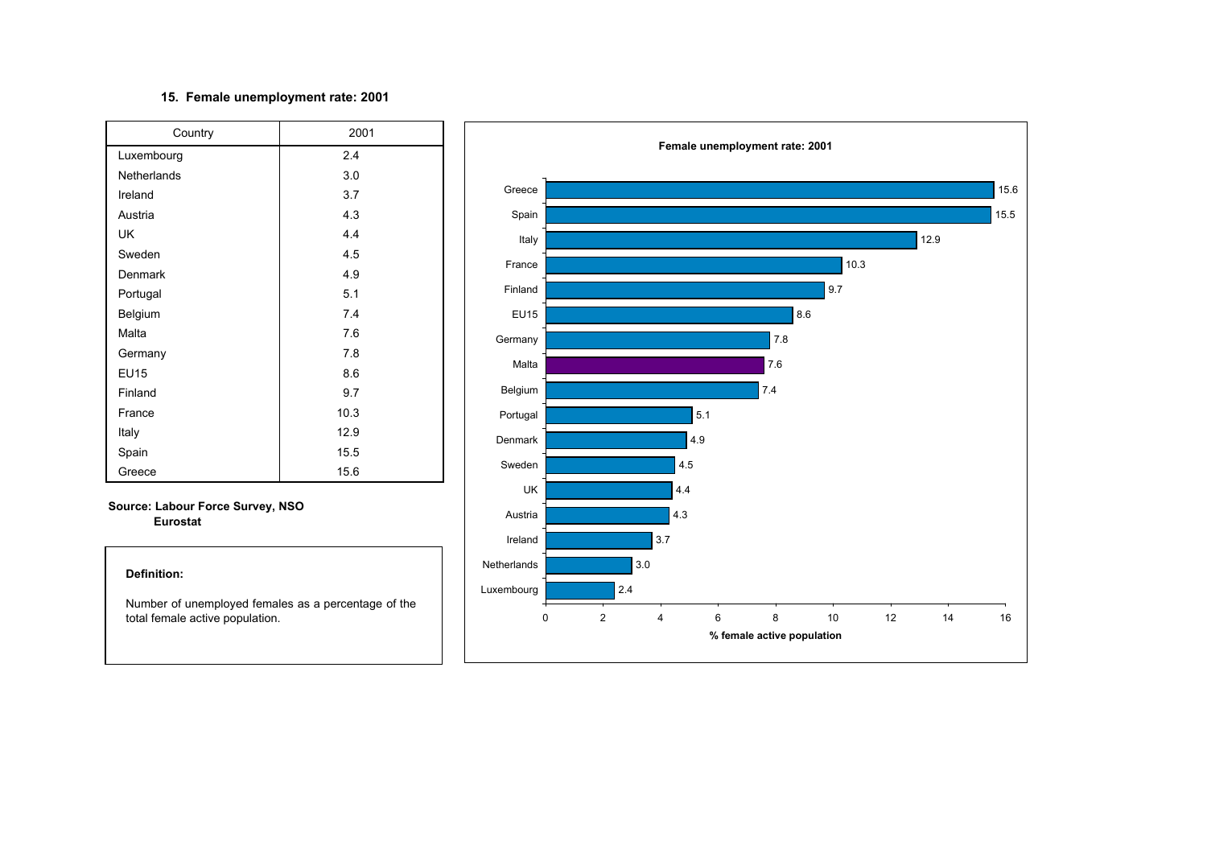### 15. Female unemployment rate: 2001

| Country | 2001 |
|---|---|
| Luxembourg | 2.4 |
| Netherlands | 3.0 |
| Ireland | 3.7 |
| Austria | 4.3 |
| UK | 4.4 |
| Sweden | 4.5 |
| Denmark | 4.9 |
| Portugal | 5.1 |
| Belgium | 7.4 |
| Malta | 7.6 |
| Germany | 7.8 |
| EU15 | 8.6 |
| Finland | 9.7 |
| France | 10.3 |
| Italy | 12.9 |
| Spain | 15.5 |
| Greece | 15.6 |

**Source: Labour Force Survey, NSO
Eurostat**

**Definition:**

Number of unemployed females as a percentage of the total female active population.

**Female unemployment rate: 2001**

| Country | % female active population |
|---|---|
| Greece | 15.6 |
| Spain | 15.5 |
| Italy | 12.9 |
| France | 10.3 |
| Finland | 9.7 |
| EU15 | 8.6 |
| Germany | 7.8 |
| Malta | 7.6 |
| Belgium | 7.4 |
| Portugal | 5.1 |
| Denmark | 4.9 |
| Sweden | 4.5 |
| UK | 4.4 |
| Austria | 4.3 |
| Ireland | 3.7 |
| Netherlands | 3.0 |
| Luxembourg | 2.4 |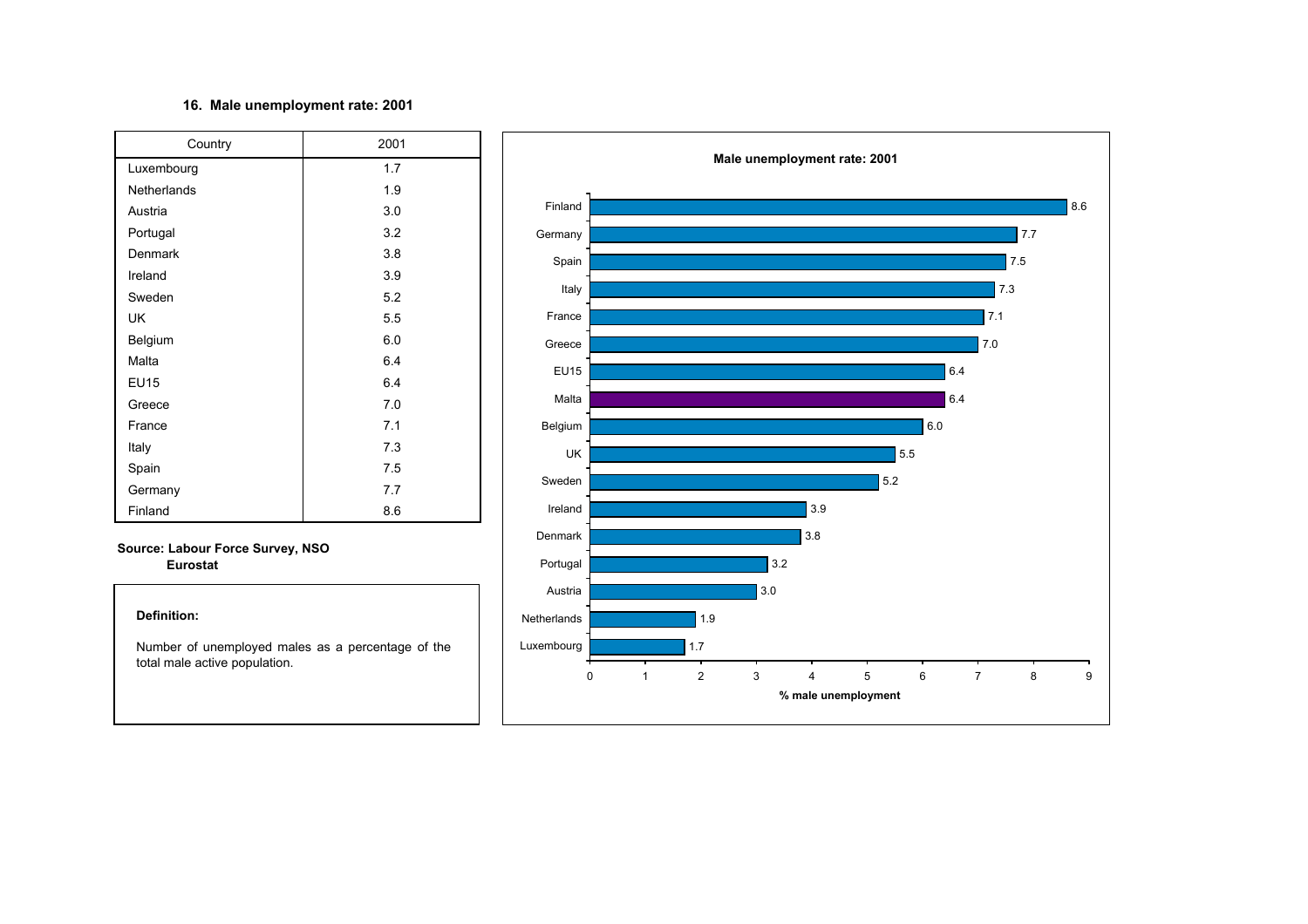## 16. Male unemployment rate: 2001

| Country | 2001 |
|---|---|
| Luxembourg | 1.7 |
| Netherlands | 1.9 |
| Austria | 3.0 |
| Portugal | 3.2 |
| Denmark | 3.8 |
| Ireland | 3.9 |
| Sweden | 5.2 |
| UK | 5.5 |
| Belgium | 6.0 |
| Malta | 6.4 |
| EU15 | 6.4 |
| Greece | 7.0 |
| France | 7.1 |
| Italy | 7.3 |
| Spain | 7.5 |
| Germany | 7.7 |
| Finland | 8.6 |

**Source: Labour Force Survey, NSO**
**Eurostat**

**Definition:**

Number of unemployed males as a percentage of the total male active population.

**Male unemployment rate: 2001**

| Country | % male unemployment |
|---|---|
| Finland | 8.6 |
| Germany | 7.7 |
| Spain | 7.5 |
| Italy | 7.3 |
| France | 7.1 |
| Greece | 7.0 |
| EU15 | 6.4 |
| Malta | 6.4 |
| Belgium | 6.0 |
| UK | 5.5 |
| Sweden | 5.2 |
| Ireland | 3.9 |
| Denmark | 3.8 |
| Portugal | 3.2 |
| Austria | 3.0 |
| Netherlands | 1.9 |
| Luxembourg | 1.7 |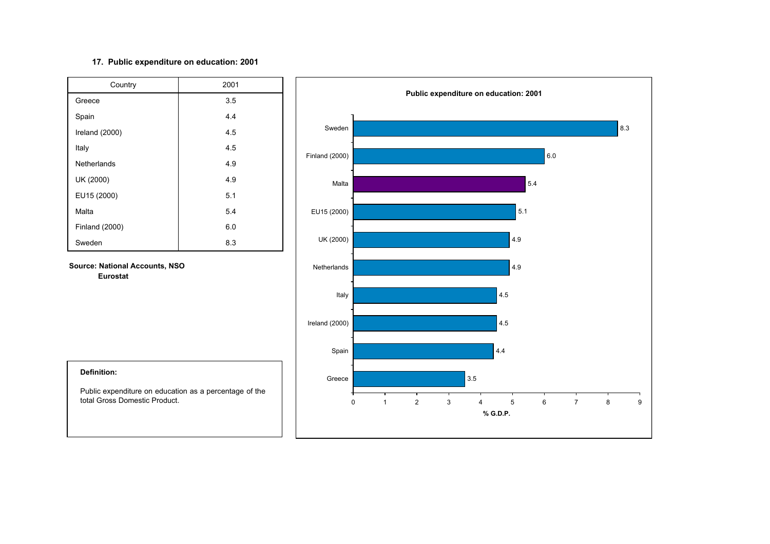## 17. Public expenditure on education: 2001

| Country | 2001 |
|---|---|
| Greece | 3.5 |
| Spain | 4.4 |
| Ireland (2000) | 4.5 |
| Italy | 4.5 |
| Netherlands | 4.9 |
| UK (2000) | 4.9 |
| EU15 (2000) | 5.1 |
| Malta | 5.4 |
| Finland (2000) | 6.0 |
| Sweden | 8.3 |

**Source: National Accounts, NSO**
**Eurostat**

**Public expenditure on education: 2001**

| Country | % G.D.P. |
|---|---|
| Sweden | 8.3 |
| Finland (2000) | 6.0 |
| Malta | 5.4 |
| EU15 (2000) | 5.1 |
| UK (2000) | 4.9 |
| Netherlands | 4.9 |
| Italy | 4.5 |
| Ireland (2000) | 4.5 |
| Spain | 4.4 |
| Greece | 3.5 |

**Definition:**

Public expenditure on education as a percentage of the total Gross Domestic Product.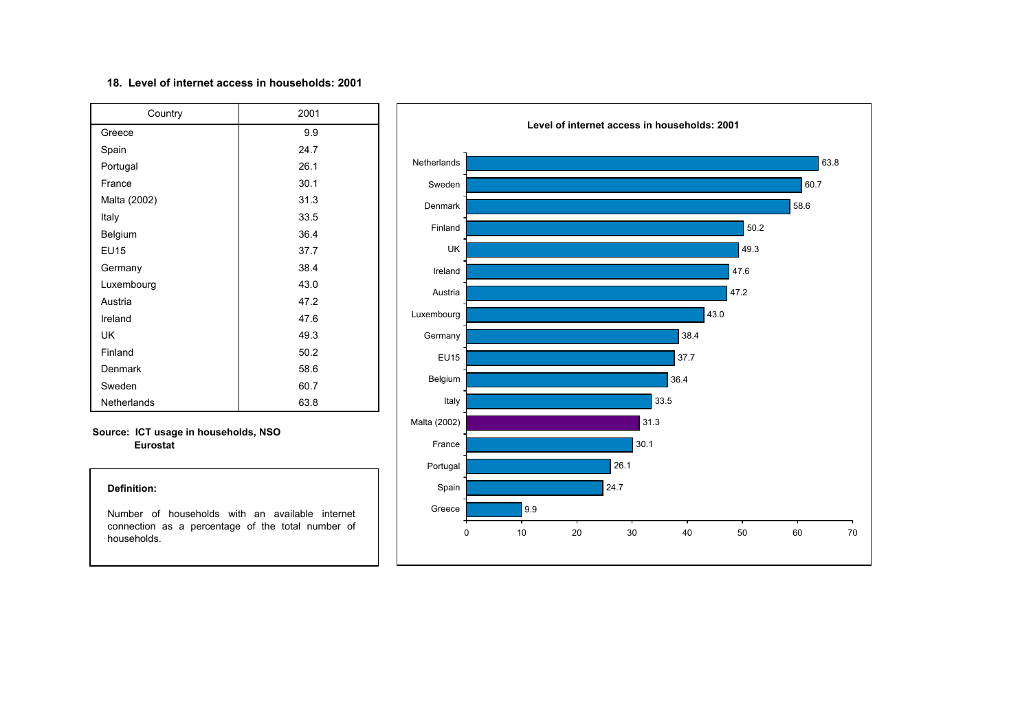## 18. Level of internet access in households: 2001

| Country | 2001 |
|---|---|
| Greece | 9.9 |
| Spain | 24.7 |
| Portugal | 26.1 |
| France | 30.1 |
| Malta (2002) | 31.3 |
| Italy | 33.5 |
| Belgium | 36.4 |
| EU15 | 37.7 |
| Germany | 38.4 |
| Luxembourg | 43.0 |
| Austria | 47.2 |
| Ireland | 47.6 |
| UK | 49.3 |
| Finland | 50.2 |
| Denmark | 58.6 |
| Sweden | 60.7 |
| Netherlands | 63.8 |

**Source: ICT usage in households, NSO**
**Eurostat**

**Definition:**

Number of households with an available internet connection as a percentage of the total number of households.

**Level of internet access in households: 2001**

| Country | Value |
|---|---|
| Netherlands | 63.8 |
| Sweden | 60.7 |
| Denmark | 58.6 |
| Finland | 50.2 |
| UK | 49.3 |
| Ireland | 47.6 |
| Austria | 47.2 |
| Luxembourg | 43.0 |
| Germany | 38.4 |
| EU15 | 37.7 |
| Belgium | 36.4 |
| Italy | 33.5 |
| Malta (2002) | 31.3 |
| France | 30.1 |
| Portugal | 26.1 |
| Spain | 24.7 |
| Greece | 9.9 |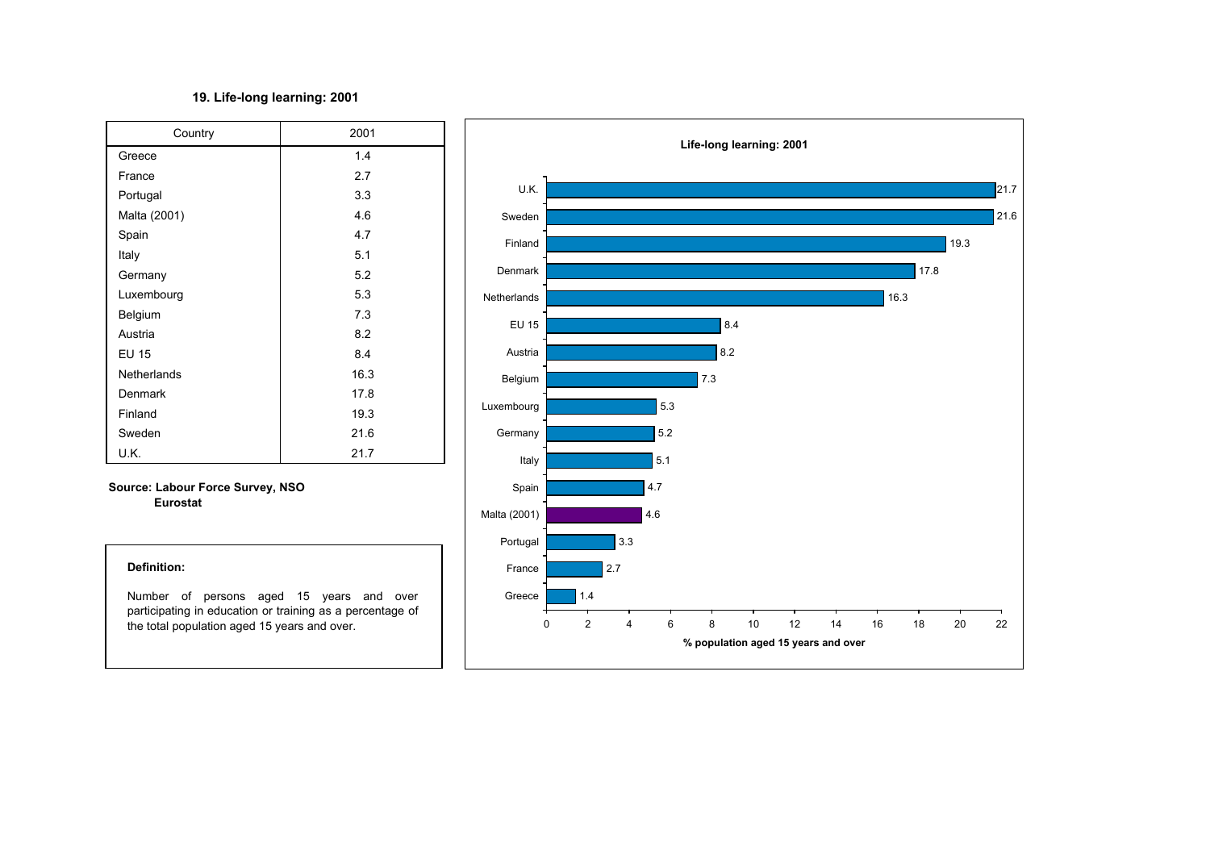## 19. Life-long learning: 2001

| Country | 2001 |
|---|---|
| Greece | 1.4 |
| France | 2.7 |
| Portugal | 3.3 |
| Malta (2001) | 4.6 |
| Spain | 4.7 |
| Italy | 5.1 |
| Germany | 5.2 |
| Luxembourg | 5.3 |
| Belgium | 7.3 |
| Austria | 8.2 |
| EU 15 | 8.4 |
| Netherlands | 16.3 |
| Denmark | 17.8 |
| Finland | 19.3 |
| Sweden | 21.6 |
| U.K. | 21.7 |

**Source: Labour Force Survey, NSO**
**Eurostat**

**Definition:**

Number of persons aged 15 years and over participating in education or training as a percentage of the total population aged 15 years and over.

**Life-long learning: 2001**

| Country | % population aged 15 years and over |
|---|---|
| U.K. | 21.7 |
| Sweden | 21.6 |
| Finland | 19.3 |
| Denmark | 17.8 |
| Netherlands | 16.3 |
| EU 15 | 8.4 |
| Austria | 8.2 |
| Belgium | 7.3 |
| Luxembourg | 5.3 |
| Germany | 5.2 |
| Italy | 5.1 |
| Spain | 4.7 |
| Malta (2001) | 4.6 |
| Portugal | 3.3 |
| France | 2.7 |
| Greece | 1.4 |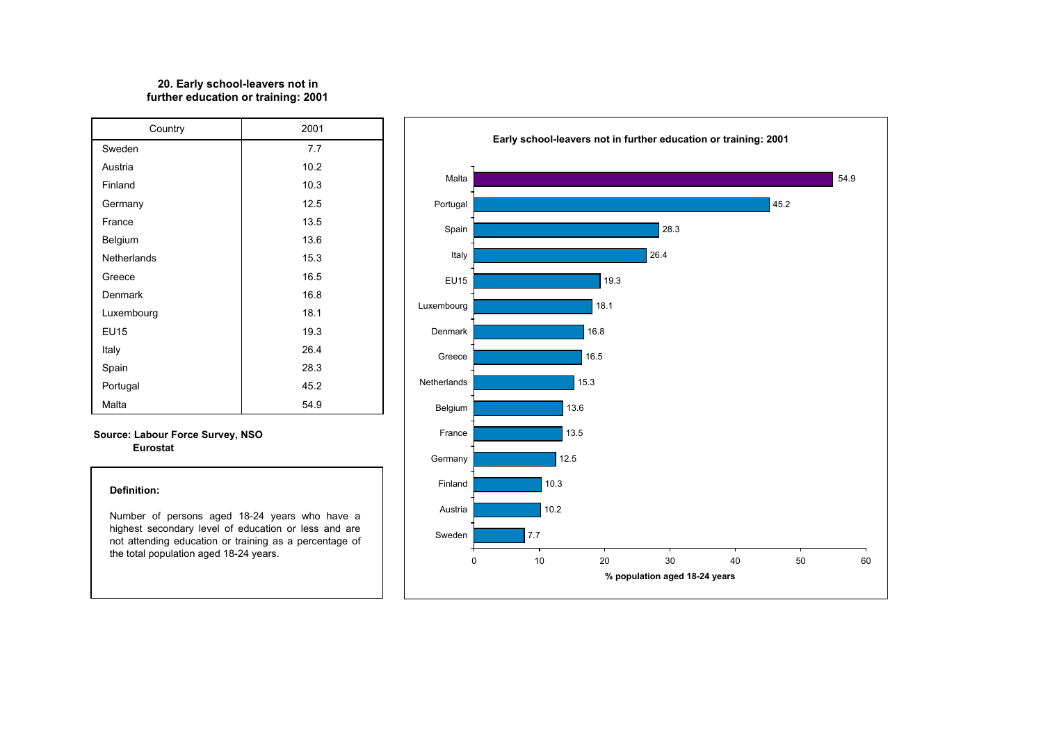## 20. Early school-leavers not in further education or training: 2001

| Country | 2001 |
|---|---|
| Sweden | 7.7 |
| Austria | 10.2 |
| Finland | 10.3 |
| Germany | 12.5 |
| France | 13.5 |
| Belgium | 13.6 |
| Netherlands | 15.3 |
| Greece | 16.5 |
| Denmark | 16.8 |
| Luxembourg | 18.1 |
| EU15 | 19.3 |
| Italy | 26.4 |
| Spain | 28.3 |
| Portugal | 45.2 |
| Malta | 54.9 |

**Source: Labour Force Survey, NSO**
**Eurostat**

**Definition:**

Number of persons aged 18-24 years who have a highest secondary level of education or less and are not attending education or training as a percentage of the total population aged 18-24 years.

**Early school-leavers not in further education or training: 2001**

| Country | % population aged 18-24 years |
|---|---|
| Malta | 54.9 |
| Portugal | 45.2 |
| Spain | 28.3 |
| Italy | 26.4 |
| EU15 | 19.3 |
| Luxembourg | 18.1 |
| Denmark | 16.8 |
| Greece | 16.5 |
| Netherlands | 15.3 |
| Belgium | 13.6 |
| France | 13.5 |
| Germany | 12.5 |
| Finland | 10.3 |
| Austria | 10.2 |
| Sweden | 7.7 |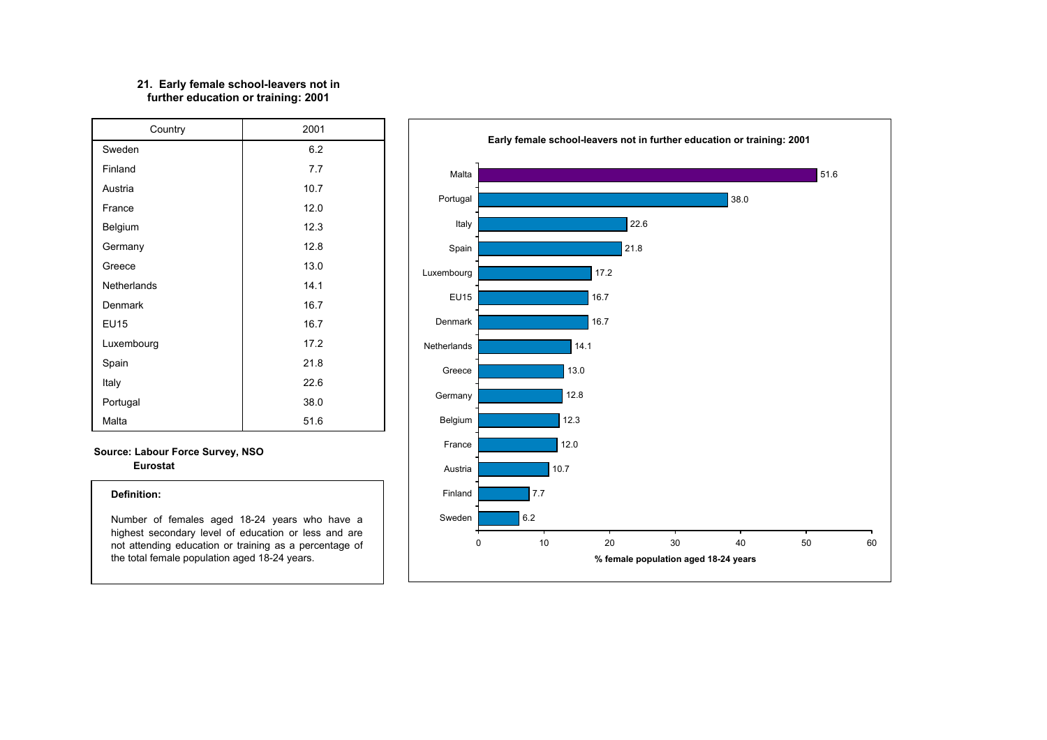## 21. Early female school-leavers not in further education or training: 2001

| Country | 2001 |
|---|---|
| Sweden | 6.2 |
| Finland | 7.7 |
| Austria | 10.7 |
| France | 12.0 |
| Belgium | 12.3 |
| Germany | 12.8 |
| Greece | 13.0 |
| Netherlands | 14.1 |
| Denmark | 16.7 |
| EU15 | 16.7 |
| Luxembourg | 17.2 |
| Spain | 21.8 |
| Italy | 22.6 |
| Portugal | 38.0 |
| Malta | 51.6 |

**Source: Labour Force Survey, NSO**
**Eurostat**

**Definition:**

Number of females aged 18-24 years who have a highest secondary level of education or less and are not attending education or training as a percentage of the total female population aged 18-24 years.

**Early female school-leavers not in further education or training: 2001**

| Country | % female population aged 18-24 years |
|---|---|
| Malta | 51.6 |
| Portugal | 38.0 |
| Italy | 22.6 |
| Spain | 21.8 |
| Luxembourg | 17.2 |
| EU15 | 16.7 |
| Denmark | 16.7 |
| Netherlands | 14.1 |
| Greece | 13.0 |
| Germany | 12.8 |
| Belgium | 12.3 |
| France | 12.0 |
| Austria | 10.7 |
| Finland | 7.7 |
| Sweden | 6.2 |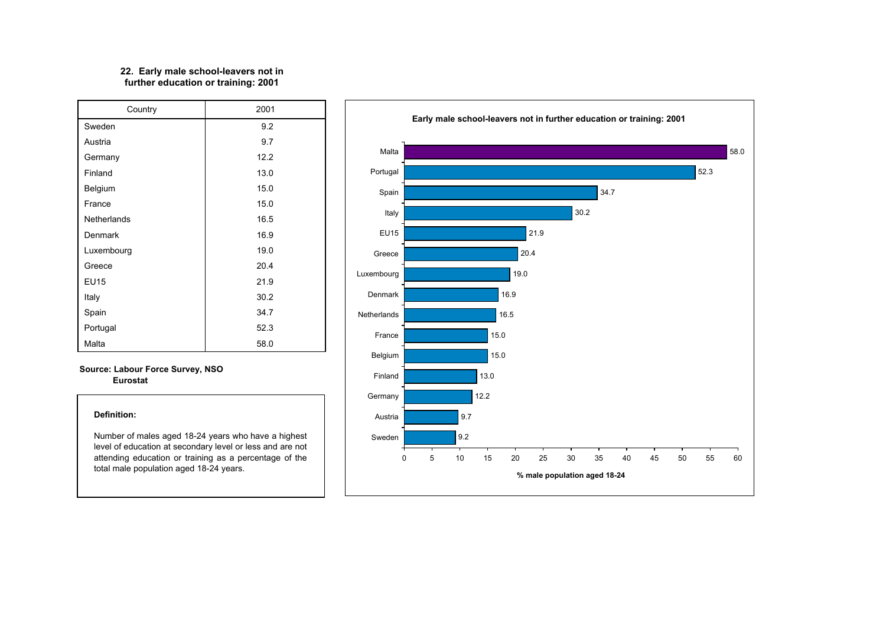## 22. Early male school-leavers not in further education or training: 2001

| Country | 2001 |
|---|---|
| Sweden | 9.2 |
| Austria | 9.7 |
| Germany | 12.2 |
| Finland | 13.0 |
| Belgium | 15.0 |
| France | 15.0 |
| Netherlands | 16.5 |
| Denmark | 16.9 |
| Luxembourg | 19.0 |
| Greece | 20.4 |
| EU15 | 21.9 |
| Italy | 30.2 |
| Spain | 34.7 |
| Portugal | 52.3 |
| Malta | 58.0 |

**Source: Labour Force Survey, NSO**
**Eurostat**

**Definition:**

Number of males aged 18-24 years who have a highest level of education at secondary level or less and are not attending education or training as a percentage of the total male population aged 18-24 years.

**Early male school-leavers not in further education or training: 2001**

| Country | % male population aged 18-24 |
|---|---|
| Malta | 58.0 |
| Portugal | 52.3 |
| Spain | 34.7 |
| Italy | 30.2 |
| EU15 | 21.9 |
| Greece | 20.4 |
| Luxembourg | 19.0 |
| Denmark | 16.9 |
| Netherlands | 16.5 |
| France | 15.0 |
| Belgium | 15.0 |
| Finland | 13.0 |
| Germany | 12.2 |
| Austria | 9.7 |
| Sweden | 9.2 |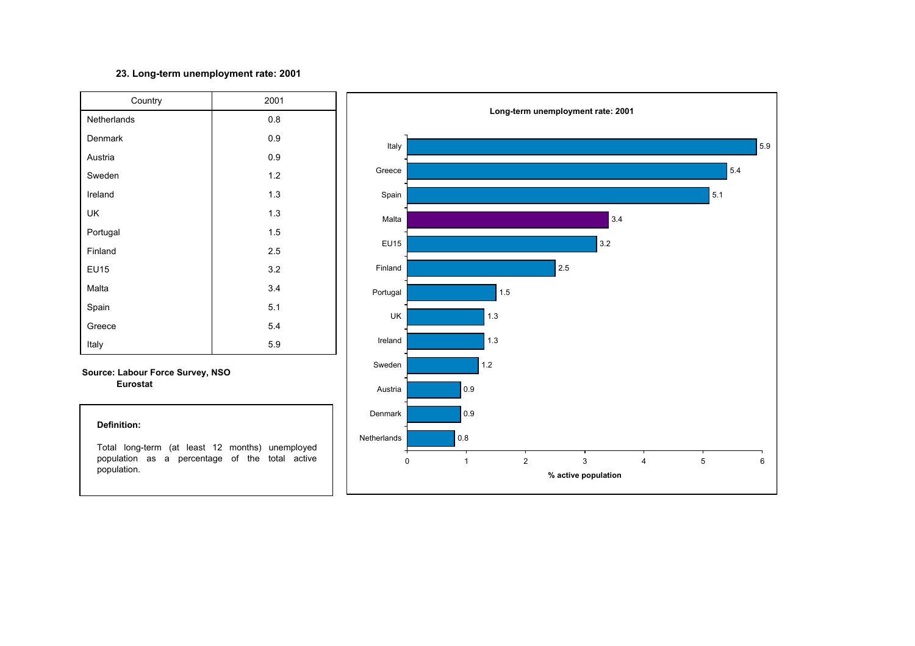### 23. Long-term unemployment rate: 2001

| Country | 2001 |
|---|---|
| Netherlands | 0.8 |
| Denmark | 0.9 |
| Austria | 0.9 |
| Sweden | 1.2 |
| Ireland | 1.3 |
| UK | 1.3 |
| Portugal | 1.5 |
| Finland | 2.5 |
| EU15 | 3.2 |
| Malta | 3.4 |
| Spain | 5.1 |
| Greece | 5.4 |
| Italy | 5.9 |

**Source: Labour Force Survey, NSO**
**Eurostat**

**Definition:**

Total long-term (at least 12 months) unemployed population as a percentage of the total active population.

**Long-term unemployment rate: 2001**

| Country | % active population |
|---|---|
| Italy | 5.9 |
| Greece | 5.4 |
| Spain | 5.1 |
| Malta | 3.4 |
| EU15 | 3.2 |
| Finland | 2.5 |
| Portugal | 1.5 |
| UK | 1.3 |
| Ireland | 1.3 |
| Sweden | 1.2 |
| Austria | 0.9 |
| Denmark | 0.9 |
| Netherlands | 0.8 |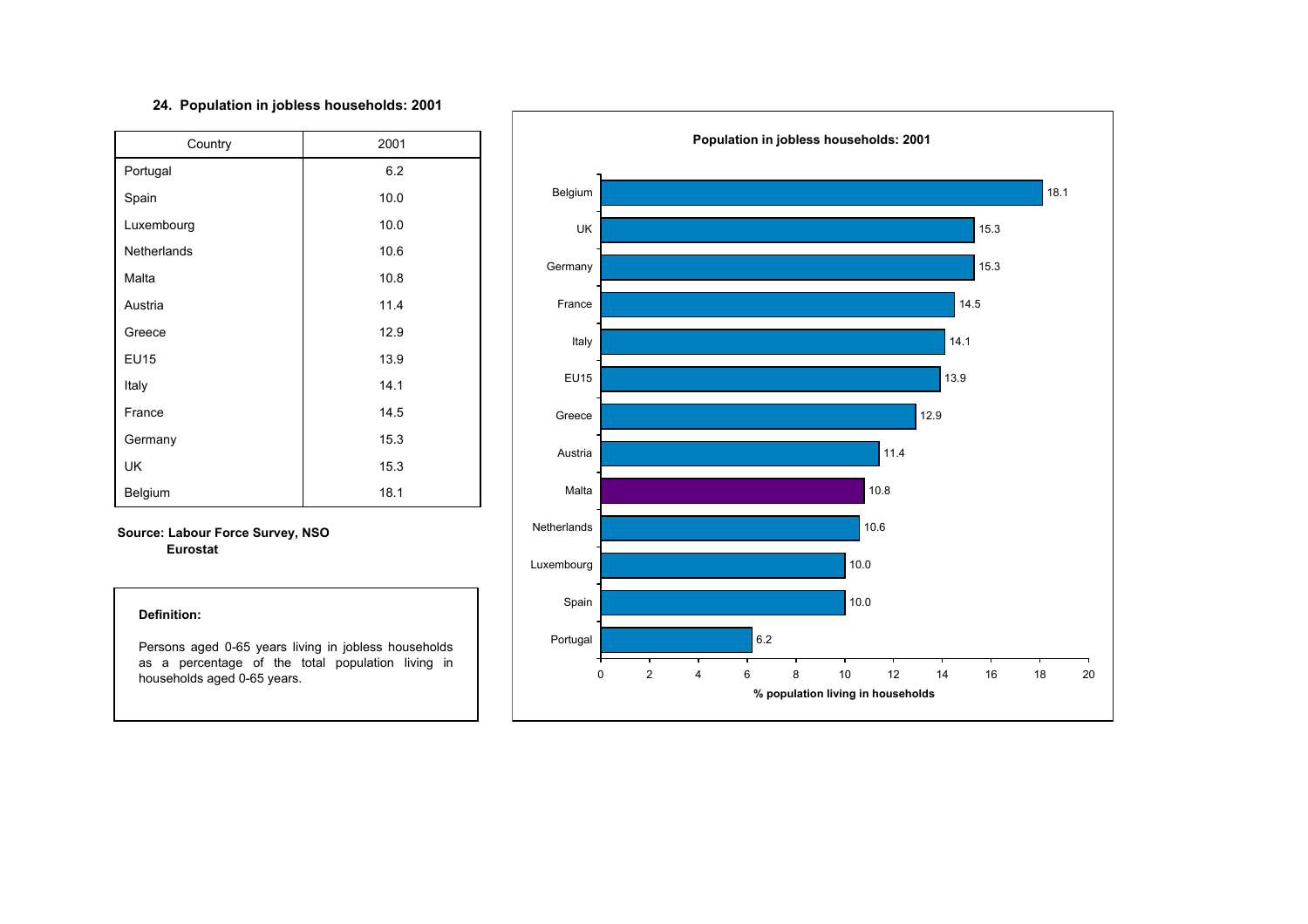### 24. Population in jobless households: 2001

| Country | 2001 |
|---|---|
| Portugal | 6.2 |
| Spain | 10.0 |
| Luxembourg | 10.0 |
| Netherlands | 10.6 |
| Malta | 10.8 |
| Austria | 11.4 |
| Greece | 12.9 |
| EU15 | 13.9 |
| Italy | 14.1 |
| France | 14.5 |
| Germany | 15.3 |
| UK | 15.3 |
| Belgium | 18.1 |

**Source: Labour Force Survey, NSO**
**Eurostat**

**Definition:**

Persons aged 0-65 years living in jobless households as a percentage of the total population living in households aged 0-65 years.

**Population in jobless households: 2001**

| Country | % population living in households |
|---|---|
| Belgium | 18.1 |
| UK | 15.3 |
| Germany | 15.3 |
| France | 14.5 |
| Italy | 14.1 |
| EU15 | 13.9 |
| Greece | 12.9 |
| Austria | 11.4 |
| Malta | 10.8 |
| Netherlands | 10.6 |
| Luxembourg | 10.0 |
| Spain | 10.0 |
| Portugal | 6.2 |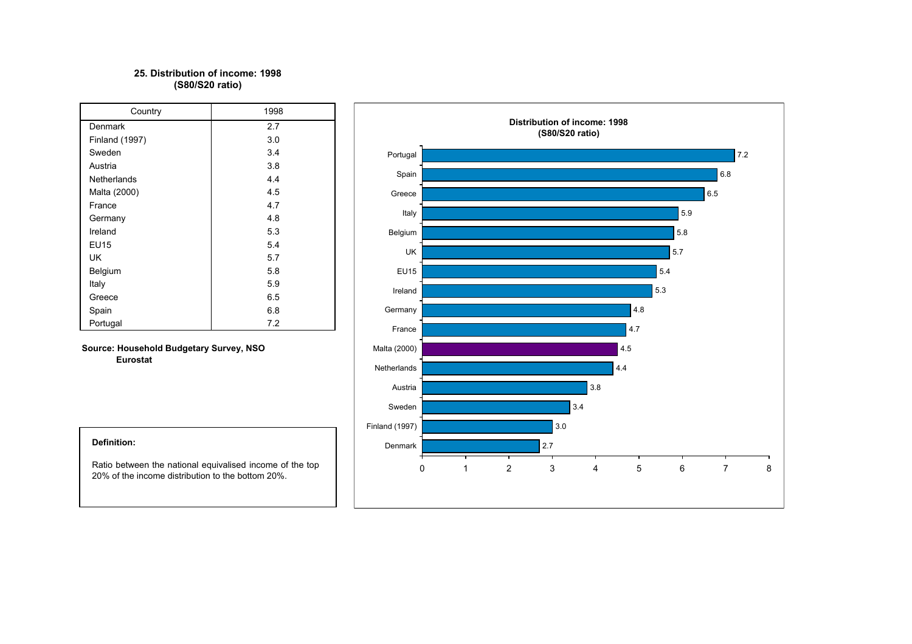**25. Distribution of income: 1998**
**(S80/S20 ratio)**

| Country | 1998 |
|---|---|
| Denmark | 2.7 |
| Finland (1997) | 3.0 |
| Sweden | 3.4 |
| Austria | 3.8 |
| Netherlands | 4.4 |
| Malta (2000) | 4.5 |
| France | 4.7 |
| Germany | 4.8 |
| Ireland | 5.3 |
| EU15 | 5.4 |
| UK | 5.7 |
| Belgium | 5.8 |
| Italy | 5.9 |
| Greece | 6.5 |
| Spain | 6.8 |
| Portugal | 7.2 |

**Source: Household Budgetary Survey, NSO**
**Eurostat**

**Definition:**

Ratio between the national equivalised income of the top 20% of the income distribution to the bottom 20%.

**Distribution of income: 1998**
**(S80/S20 ratio)**

| Country | Value |
|---|---|
| Portugal | 7.2 |
| Spain | 6.8 |
| Greece | 6.5 |
| Italy | 5.9 |
| Belgium | 5.8 |
| UK | 5.7 |
| EU15 | 5.4 |
| Ireland | 5.3 |
| Germany | 4.8 |
| France | 4.7 |
| Malta (2000) | 4.5 |
| Netherlands | 4.4 |
| Austria | 3.8 |
| Sweden | 3.4 |
| Finland (1997) | 3.0 |
| Denmark | 2.7 |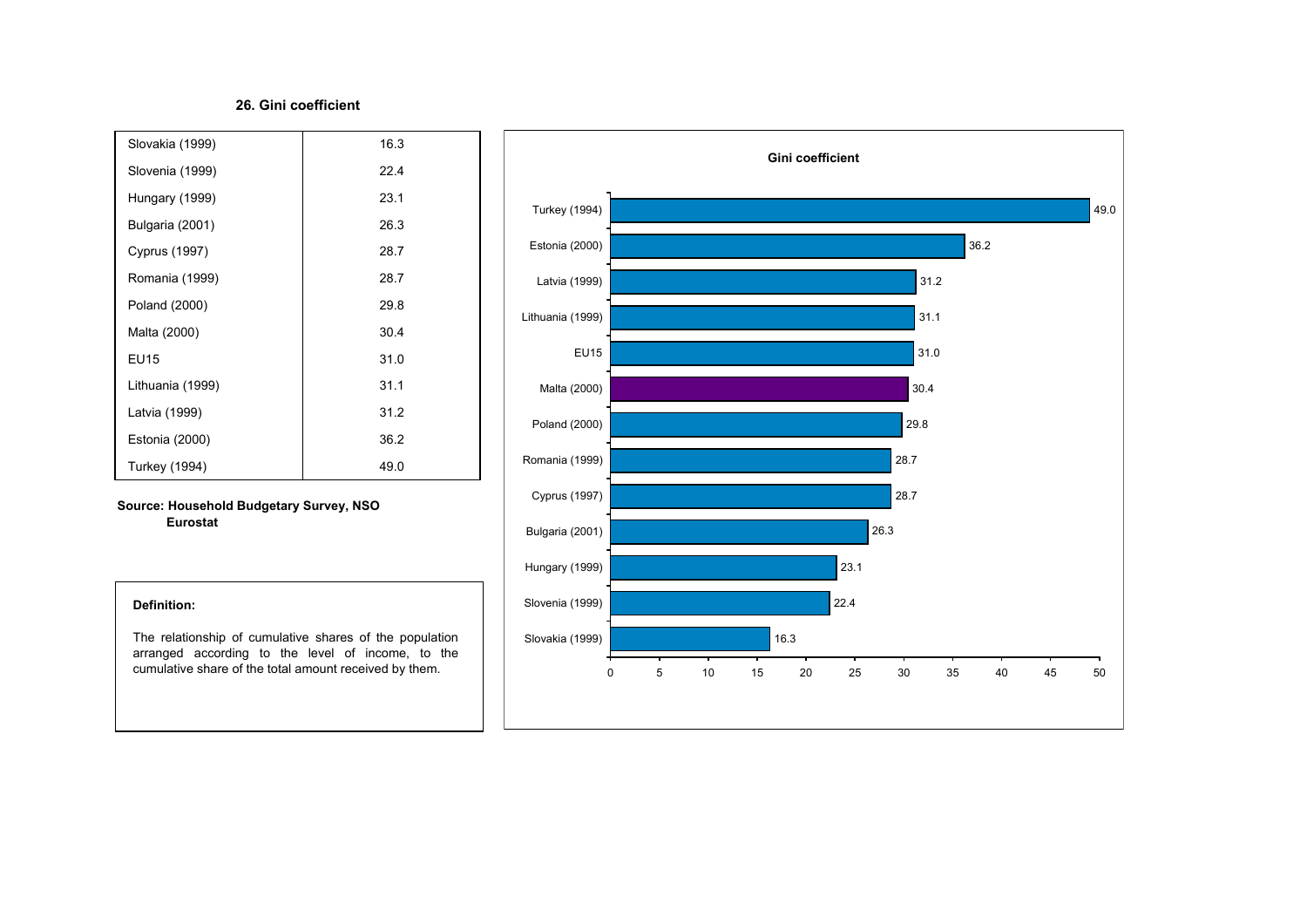## 26. Gini coefficient

| | |
|---|---|
| Slovakia (1999) | 16.3 |
| Slovenia (1999) | 22.4 |
| Hungary (1999) | 23.1 |
| Bulgaria (2001) | 26.3 |
| Cyprus (1997) | 28.7 |
| Romania (1999) | 28.7 |
| Poland (2000) | 29.8 |
| Malta (2000) | 30.4 |
| EU15 | 31.0 |
| Lithuania (1999) | 31.1 |
| Latvia (1999) | 31.2 |
| Estonia (2000) | 36.2 |
| Turkey (1994) | 49.0 |

**Source: Household Budgetary Survey, NSO**
**Eurostat**

**Definition:**

The relationship of cumulative shares of the population arranged according to the level of income, to the cumulative share of the total amount received by them.

**Gini coefficient**

| | Gini coefficient |
|---|---|
| Turkey (1994) | 49.0 |
| Estonia (2000) | 36.2 |
| Latvia (1999) | 31.2 |
| Lithuania (1999) | 31.1 |
| EU15 | 31.0 |
| Malta (2000) | 30.4 |
| Poland (2000) | 29.8 |
| Romania (1999) | 28.7 |
| Cyprus (1997) | 28.7 |
| Bulgaria (2001) | 26.3 |
| Hungary (1999) | 23.1 |
| Slovenia (1999) | 22.4 |
| Slovakia (1999) | 16.3 |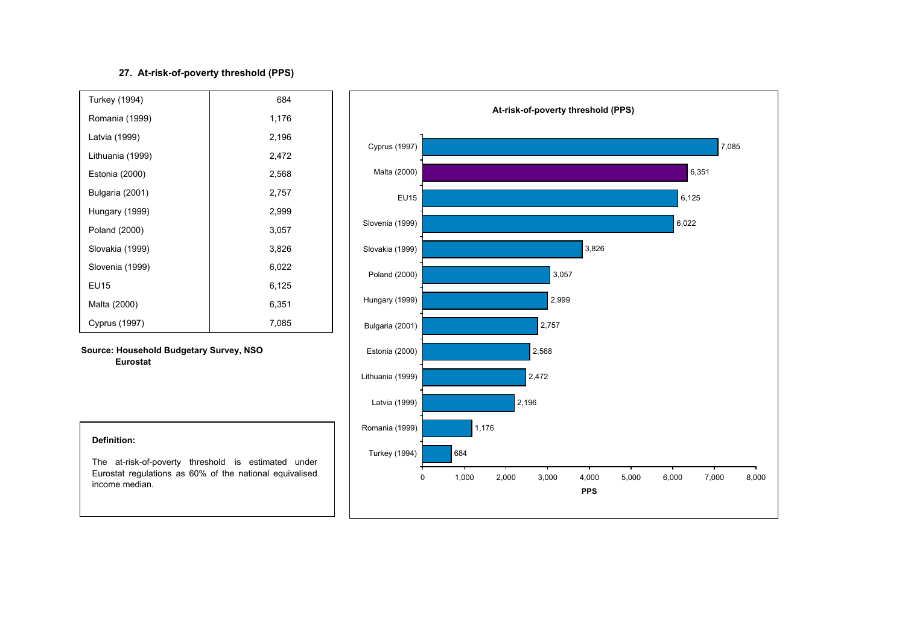### 27. At-risk-of-poverty threshold (PPS)

| Country | PPS |
|---|---|
| Turkey (1994) | 684 |
| Romania (1999) | 1,176 |
| Latvia (1999) | 2,196 |
| Lithuania (1999) | 2,472 |
| Estonia (2000) | 2,568 |
| Bulgaria (2001) | 2,757 |
| Hungary (1999) | 2,999 |
| Poland (2000) | 3,057 |
| Slovakia (1999) | 3,826 |
| Slovenia (1999) | 6,022 |
| EU15 | 6,125 |
| Malta (2000) | 6,351 |
| Cyprus (1997) | 7,085 |

**Source: Household Budgetary Survey, NSO**
**Eurostat**

**Definition:**

The at-risk-of-poverty threshold is estimated under Eurostat regulations as 60% of the national equivalised income median.

**At-risk-of-poverty threshold (PPS)**

| Country | PPS |
|---|---|
| Cyprus (1997) | 7,085 |
| Malta (2000) | 6,351 |
| EU15 | 6,125 |
| Slovenia (1999) | 6,022 |
| Slovakia (1999) | 3,826 |
| Poland (2000) | 3,057 |
| Hungary (1999) | 2,999 |
| Bulgaria (2001) | 2,757 |
| Estonia (2000) | 2,568 |
| Lithuania (1999) | 2,472 |
| Latvia (1999) | 2,196 |
| Romania (1999) | 1,176 |
| Turkey (1994) | 684 |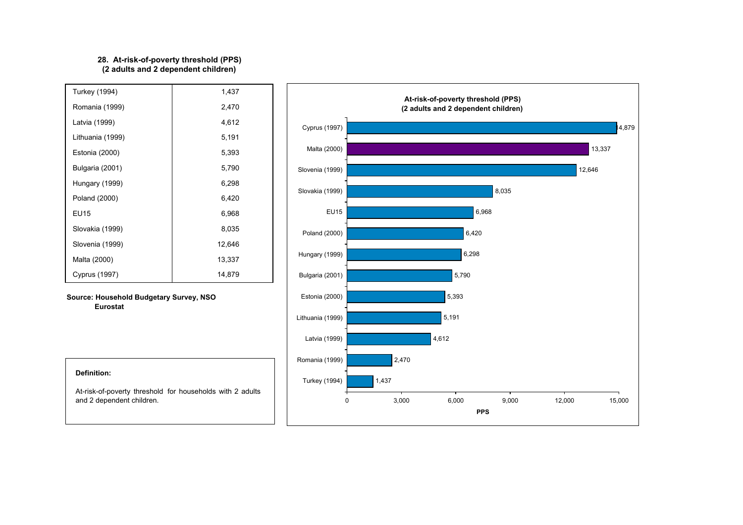**28. At-risk-of-poverty threshold (PPS)**
**(2 adults and 2 dependent children)**

| | |
|---|---|
| Turkey (1994) | 1,437 |
| Romania (1999) | 2,470 |
| Latvia (1999) | 4,612 |
| Lithuania (1999) | 5,191 |
| Estonia (2000) | 5,393 |
| Bulgaria (2001) | 5,790 |
| Hungary (1999) | 6,298 |
| Poland (2000) | 6,420 |
| EU15 | 6,968 |
| Slovakia (1999) | 8,035 |
| Slovenia (1999) | 12,646 |
| Malta (2000) | 13,337 |
| Cyprus (1997) | 14,879 |

**Source: Household Budgetary Survey, NSO**
**Eurostat**

**Definition:**

At-risk-of-poverty threshold for households with 2 adults and 2 dependent children.

**At-risk-of-poverty threshold (PPS)**
**(2 adults and 2 dependent children)**

| | PPS |
|---|---|
| Cyprus (1997) | 14,879 |
| Malta (2000) | 13,337 |
| Slovenia (1999) | 12,646 |
| Slovakia (1999) | 8,035 |
| EU15 | 6,968 |
| Poland (2000) | 6,420 |
| Hungary (1999) | 6,298 |
| Bulgaria (2001) | 5,790 |
| Estonia (2000) | 5,393 |
| Lithuania (1999) | 5,191 |
| Latvia (1999) | 4,612 |
| Romania (1999) | 2,470 |
| Turkey (1994) | 1,437 |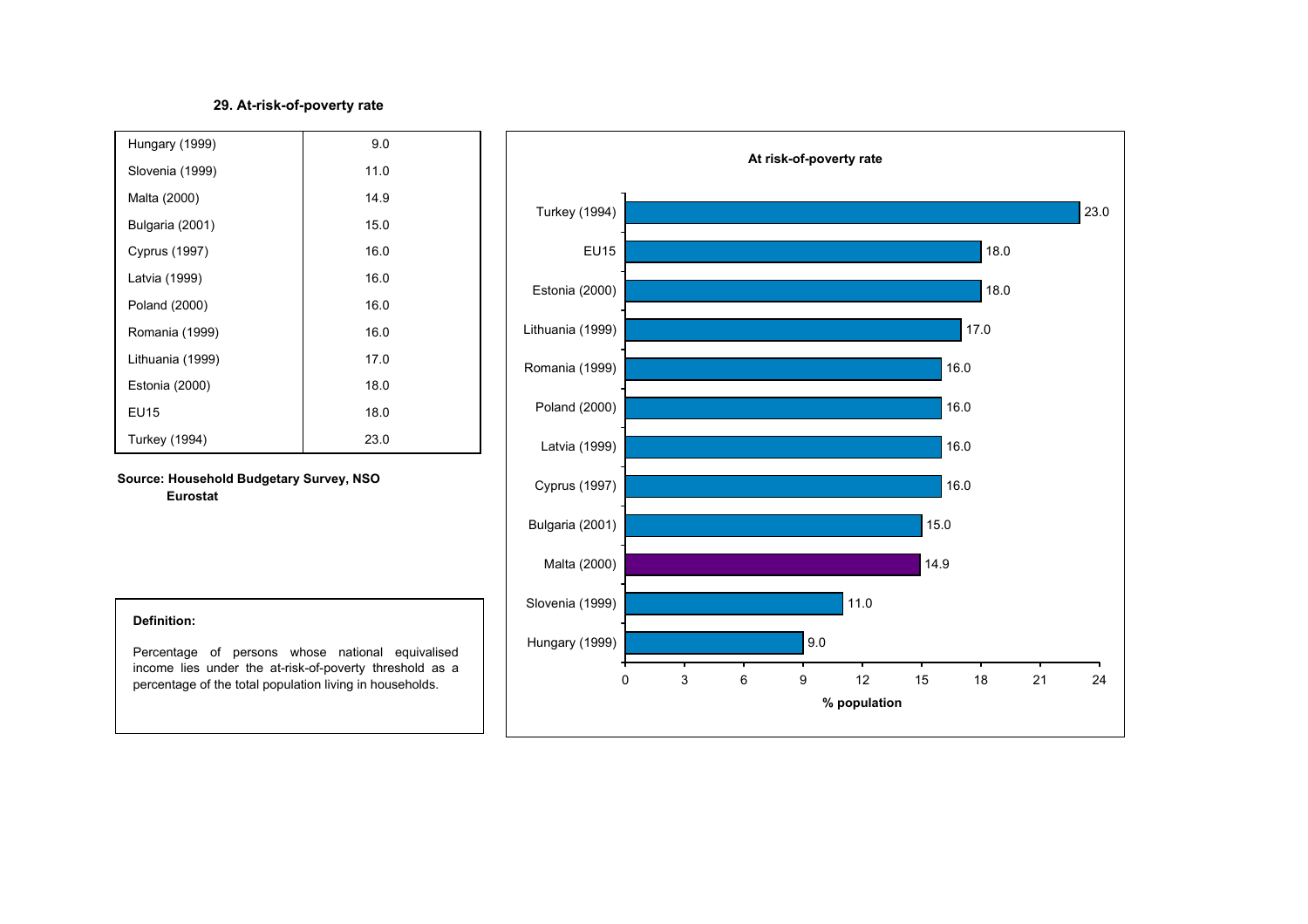### 29. At-risk-of-poverty rate

| | |
|---|---|
| Hungary (1999) | 9.0 |
| Slovenia (1999) | 11.0 |
| Malta (2000) | 14.9 |
| Bulgaria (2001) | 15.0 |
| Cyprus (1997) | 16.0 |
| Latvia (1999) | 16.0 |
| Poland (2000) | 16.0 |
| Romania (1999) | 16.0 |
| Lithuania (1999) | 17.0 |
| Estonia (2000) | 18.0 |
| EU15 | 18.0 |
| Turkey (1994) | 23.0 |

**Source: Household Budgetary Survey, NSO**
**Eurostat**

**Definition:**

Percentage of persons whose national equivalised income lies under the at-risk-of-poverty threshold as a percentage of the total population living in households.

**At risk-of-poverty rate**

| Country | % population |
|---|---|
| Turkey (1994) | 23.0 |
| EU15 | 18.0 |
| Estonia (2000) | 18.0 |
| Lithuania (1999) | 17.0 |
| Romania (1999) | 16.0 |
| Poland (2000) | 16.0 |
| Latvia (1999) | 16.0 |
| Cyprus (1997) | 16.0 |
| Bulgaria (2001) | 15.0 |
| Malta (2000) | 14.9 |
| Slovenia (1999) | 11.0 |
| Hungary (1999) | 9.0 |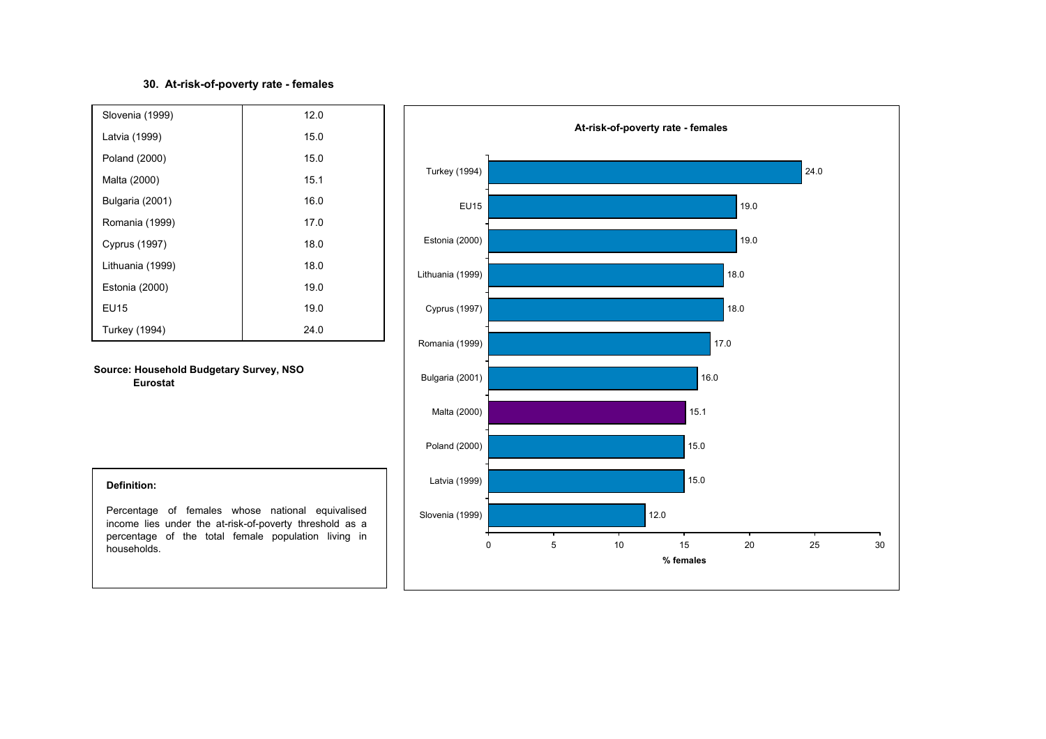### 30. At-risk-of-poverty rate - females

| Country | Rate |
|---|---|
| Slovenia (1999) | 12.0 |
| Latvia (1999) | 15.0 |
| Poland (2000) | 15.0 |
| Malta (2000) | 15.1 |
| Bulgaria (2001) | 16.0 |
| Romania (1999) | 17.0 |
| Cyprus (1997) | 18.0 |
| Lithuania (1999) | 18.0 |
| Estonia (2000) | 19.0 |
| EU15 | 19.0 |
| Turkey (1994) | 24.0 |

**Source: Household Budgetary Survey, NSO**
**Eurostat**

**Definition:**

Percentage of females whose national equivalised income lies under the at-risk-of-poverty threshold as a percentage of the total female population living in households.

**At-risk-of-poverty rate - females**

| Country | % females |
|---|---|
| Turkey (1994) | 24.0 |
| EU15 | 19.0 |
| Estonia (2000) | 19.0 |
| Lithuania (1999) | 18.0 |
| Cyprus (1997) | 18.0 |
| Romania (1999) | 17.0 |
| Bulgaria (2001) | 16.0 |
| Malta (2000) | 15.1 |
| Poland (2000) | 15.0 |
| Latvia (1999) | 15.0 |
| Slovenia (1999) | 12.0 |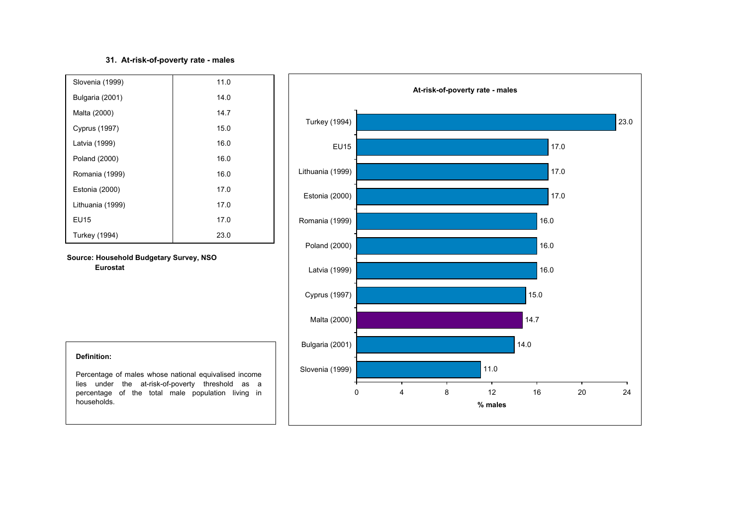### 31. At-risk-of-poverty rate - males

| | |
|---|---|
| Slovenia (1999) | 11.0 |
| Bulgaria (2001) | 14.0 |
| Malta (2000) | 14.7 |
| Cyprus (1997) | 15.0 |
| Latvia (1999) | 16.0 |
| Poland (2000) | 16.0 |
| Romania (1999) | 16.0 |
| Estonia (2000) | 17.0 |
| Lithuania (1999) | 17.0 |
| EU15 | 17.0 |
| Turkey (1994) | 23.0 |

**Source: Household Budgetary Survey, NSO**
**Eurostat**

**Definition:**

Percentage of males whose national equivalised income lies under the at-risk-of-poverty threshold as a percentage of the total male population living in households.

**At-risk-of-poverty rate - males**

| | % males |
|---|---|
| Turkey (1994) | 23.0 |
| EU15 | 17.0 |
| Lithuania (1999) | 17.0 |
| Estonia (2000) | 17.0 |
| Romania (1999) | 16.0 |
| Poland (2000) | 16.0 |
| Latvia (1999) | 16.0 |
| Cyprus (1997) | 15.0 |
| Malta (2000) | 14.7 |
| Bulgaria (2001) | 14.0 |
| Slovenia (1999) | 11.0 |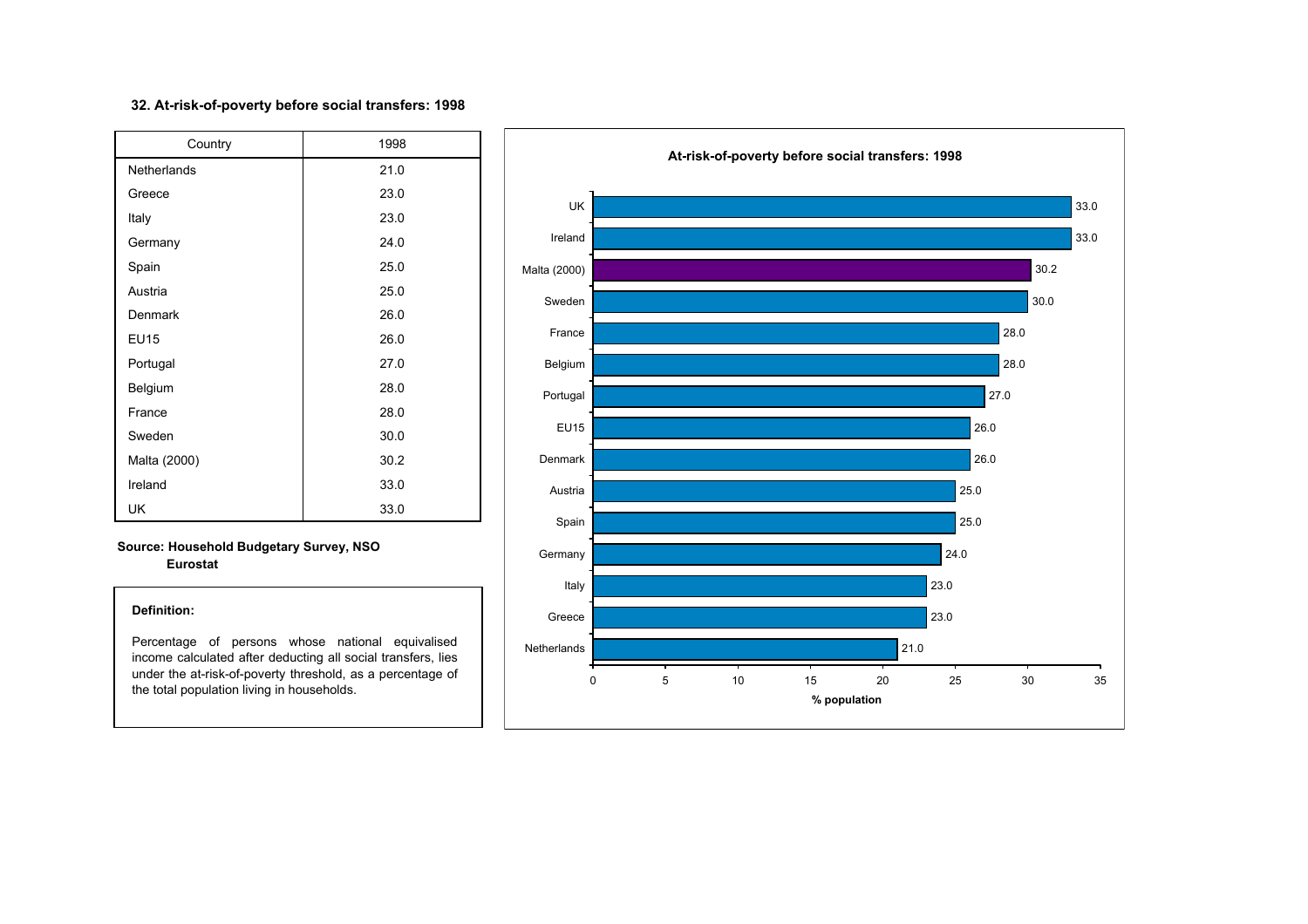### 32. At-risk-of-poverty before social transfers: 1998

| Country | 1998 |
|---|---|
| Netherlands | 21.0 |
| Greece | 23.0 |
| Italy | 23.0 |
| Germany | 24.0 |
| Spain | 25.0 |
| Austria | 25.0 |
| Denmark | 26.0 |
| EU15 | 26.0 |
| Portugal | 27.0 |
| Belgium | 28.0 |
| France | 28.0 |
| Sweden | 30.0 |
| Malta (2000) | 30.2 |
| Ireland | 33.0 |
| UK | 33.0 |

**Source: Household Budgetary Survey, NSO**
**Eurostat**

**Definition:**

Percentage of persons whose national equivalised income calculated after deducting all social transfers, lies under the at-risk-of-poverty threshold, as a percentage of the total population living in households.

**At-risk-of-poverty before social transfers: 1998**

| Country | % population |
|---|---|
| UK | 33.0 |
| Ireland | 33.0 |
| Malta (2000) | 30.2 |
| Sweden | 30.0 |
| France | 28.0 |
| Belgium | 28.0 |
| Portugal | 27.0 |
| EU15 | 26.0 |
| Denmark | 26.0 |
| Austria | 25.0 |
| Spain | 25.0 |
| Germany | 24.0 |
| Italy | 23.0 |
| Greece | 23.0 |
| Netherlands | 21.0 |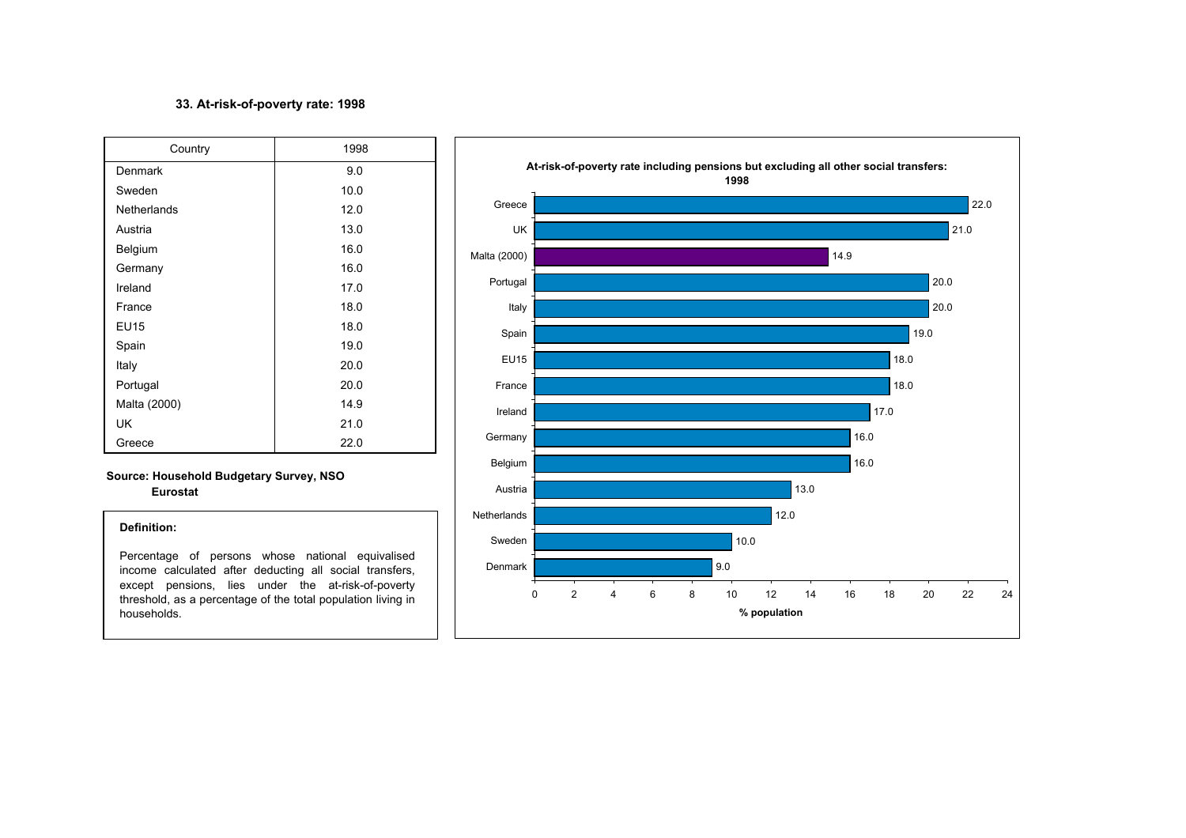### 33. At-risk-of-poverty rate: 1998

| Country | 1998 |
| --- | --- |
| Denmark | 9.0 |
| Sweden | 10.0 |
| Netherlands | 12.0 |
| Austria | 13.0 |
| Belgium | 16.0 |
| Germany | 16.0 |
| Ireland | 17.0 |
| France | 18.0 |
| EU15 | 18.0 |
| Spain | 19.0 |
| Italy | 20.0 |
| Portugal | 20.0 |
| Malta (2000) | 14.9 |
| UK | 21.0 |
| Greece | 22.0 |

**Source: Household Budgetary Survey, NSO**
**Eurostat**

**Definition:**

Percentage of persons whose national equivalised income calculated after deducting all social transfers, except pensions, lies under the at-risk-of-poverty threshold, as a percentage of the total population living in households.

**At-risk-of-poverty rate including pensions but excluding all other social transfers: 1998**

| Country | % population |
| --- | --- |
| Greece | 22.0 |
| UK | 21.0 |
| Malta (2000) | 14.9 |
| Portugal | 20.0 |
| Italy | 20.0 |
| Spain | 19.0 |
| EU15 | 18.0 |
| France | 18.0 |
| Ireland | 17.0 |
| Germany | 16.0 |
| Belgium | 16.0 |
| Austria | 13.0 |
| Netherlands | 12.0 |
| Sweden | 10.0 |
| Denmark | 9.0 |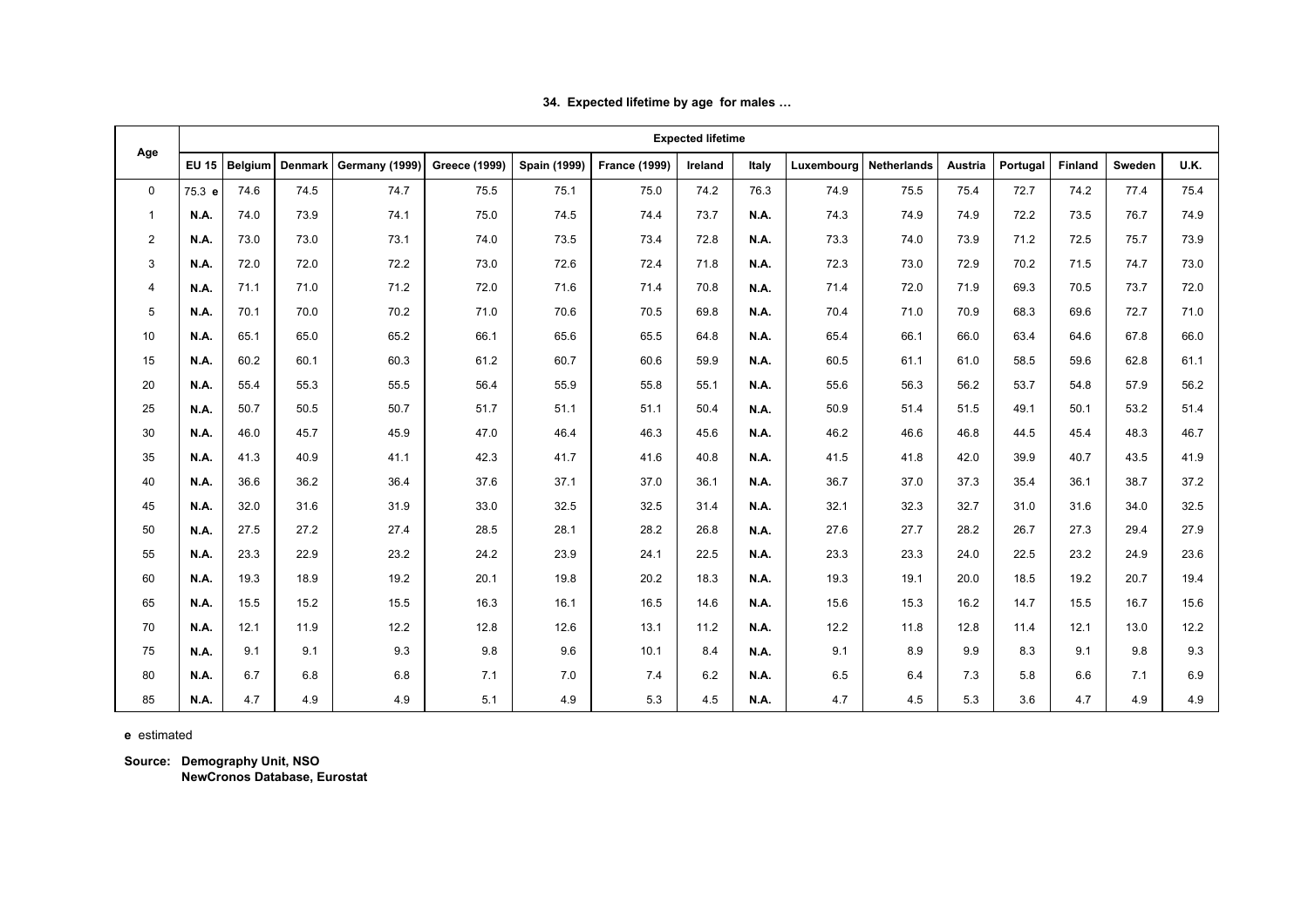**34. Expected lifetime by age for males …**

| Age | Expected lifetime | | | | | | | | | | | | | | | |
|---|---|---|---|---|---|---|---|---|---|---|---|---|---|---|---|---|
| | **EU 15** | **Belgium** | **Denmark** | **Germany (1999)** | **Greece (1999)** | **Spain (1999)** | **France (1999)** | **Ireland** | **Italy** | **Luxembourg** | **Netherlands** | **Austria** | **Portugal** | **Finland** | **Sweden** | **U.K.** |
| 0 | 75.3 **e** | 74.6 | 74.5 | 74.7 | 75.5 | 75.1 | 75.0 | 74.2 | 76.3 | 74.9 | 75.5 | 75.4 | 72.7 | 74.2 | 77.4 | 75.4 |
| 1 | **N.A.** | 74.0 | 73.9 | 74.1 | 75.0 | 74.5 | 74.4 | 73.7 | **N.A.** | 74.3 | 74.9 | 74.9 | 72.2 | 73.5 | 76.7 | 74.9 |
| 2 | **N.A.** | 73.0 | 73.0 | 73.1 | 74.0 | 73.5 | 73.4 | 72.8 | **N.A.** | 73.3 | 74.0 | 73.9 | 71.2 | 72.5 | 75.7 | 73.9 |
| 3 | **N.A.** | 72.0 | 72.0 | 72.2 | 73.0 | 72.6 | 72.4 | 71.8 | **N.A.** | 72.3 | 73.0 | 72.9 | 70.2 | 71.5 | 74.7 | 73.0 |
| 4 | **N.A.** | 71.1 | 71.0 | 71.2 | 72.0 | 71.6 | 71.4 | 70.8 | **N.A.** | 71.4 | 72.0 | 71.9 | 69.3 | 70.5 | 73.7 | 72.0 |
| 5 | **N.A.** | 70.1 | 70.0 | 70.2 | 71.0 | 70.6 | 70.5 | 69.8 | **N.A.** | 70.4 | 71.0 | 70.9 | 68.3 | 69.6 | 72.7 | 71.0 |
| 10 | **N.A.** | 65.1 | 65.0 | 65.2 | 66.1 | 65.6 | 65.5 | 64.8 | **N.A.** | 65.4 | 66.1 | 66.0 | 63.4 | 64.6 | 67.8 | 66.0 |
| 15 | **N.A.** | 60.2 | 60.1 | 60.3 | 61.2 | 60.7 | 60.6 | 59.9 | **N.A.** | 60.5 | 61.1 | 61.0 | 58.5 | 59.6 | 62.8 | 61.1 |
| 20 | **N.A.** | 55.4 | 55.3 | 55.5 | 56.4 | 55.9 | 55.8 | 55.1 | **N.A.** | 55.6 | 56.3 | 56.2 | 53.7 | 54.8 | 57.9 | 56.2 |
| 25 | **N.A.** | 50.7 | 50.5 | 50.7 | 51.7 | 51.1 | 51.1 | 50.4 | **N.A.** | 50.9 | 51.4 | 51.5 | 49.1 | 50.1 | 53.2 | 51.4 |
| 30 | **N.A.** | 46.0 | 45.7 | 45.9 | 47.0 | 46.4 | 46.3 | 45.6 | **N.A.** | 46.2 | 46.6 | 46.8 | 44.5 | 45.4 | 48.3 | 46.7 |
| 35 | **N.A.** | 41.3 | 40.9 | 41.1 | 42.3 | 41.7 | 41.6 | 40.8 | **N.A.** | 41.5 | 41.8 | 42.0 | 39.9 | 40.7 | 43.5 | 41.9 |
| 40 | **N.A.** | 36.6 | 36.2 | 36.4 | 37.6 | 37.1 | 37.0 | 36.1 | **N.A.** | 36.7 | 37.0 | 37.3 | 35.4 | 36.1 | 38.7 | 37.2 |
| 45 | **N.A.** | 32.0 | 31.6 | 31.9 | 33.0 | 32.5 | 32.5 | 31.4 | **N.A.** | 32.1 | 32.3 | 32.7 | 31.0 | 31.6 | 34.0 | 32.5 |
| 50 | **N.A.** | 27.5 | 27.2 | 27.4 | 28.5 | 28.1 | 28.2 | 26.8 | **N.A.** | 27.6 | 27.7 | 28.2 | 26.7 | 27.3 | 29.4 | 27.9 |
| 55 | **N.A.** | 23.3 | 22.9 | 23.2 | 24.2 | 23.9 | 24.1 | 22.5 | **N.A.** | 23.3 | 23.3 | 24.0 | 22.5 | 23.2 | 24.9 | 23.6 |
| 60 | **N.A.** | 19.3 | 18.9 | 19.2 | 20.1 | 19.8 | 20.2 | 18.3 | **N.A.** | 19.3 | 19.1 | 20.0 | 18.5 | 19.2 | 20.7 | 19.4 |
| 65 | **N.A.** | 15.5 | 15.2 | 15.5 | 16.3 | 16.1 | 16.5 | 14.6 | **N.A.** | 15.6 | 15.3 | 16.2 | 14.7 | 15.5 | 16.7 | 15.6 |
| 70 | **N.A.** | 12.1 | 11.9 | 12.2 | 12.8 | 12.6 | 13.1 | 11.2 | **N.A.** | 12.2 | 11.8 | 12.8 | 11.4 | 12.1 | 13.0 | 12.2 |
| 75 | **N.A.** | 9.1 | 9.1 | 9.3 | 9.8 | 9.6 | 10.1 | 8.4 | **N.A.** | 9.1 | 8.9 | 9.9 | 8.3 | 9.1 | 9.8 | 9.3 |
| 80 | **N.A.** | 6.7 | 6.8 | 6.8 | 7.1 | 7.0 | 7.4 | 6.2 | **N.A.** | 6.5 | 6.4 | 7.3 | 5.8 | 6.6 | 7.1 | 6.9 |
| 85 | **N.A.** | 4.7 | 4.9 | 4.9 | 5.1 | 4.9 | 5.3 | 4.5 | **N.A.** | 4.7 | 4.5 | 5.3 | 3.6 | 4.7 | 4.9 | 4.9 |

**e** estimated

**Source: Demography Unit, NSO**
**NewCronos Database, Eurostat**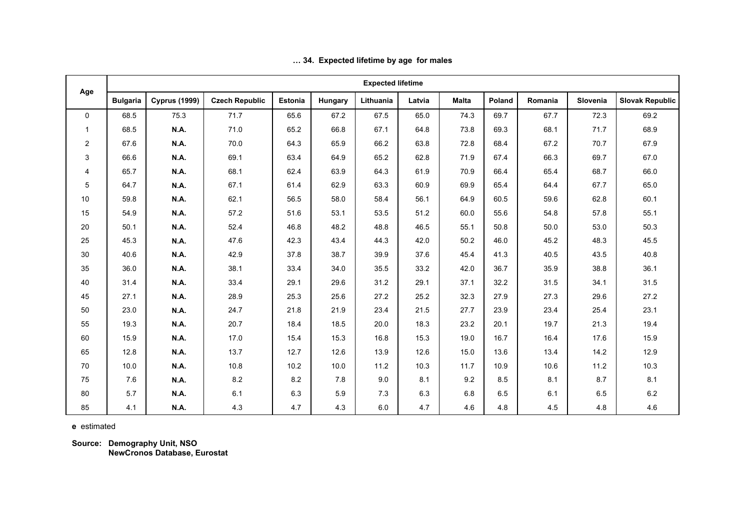**… 34. Expected lifetime by age for males**

| Age | Expected lifetime | | | | | | | | | | | |
|---|---|---|---|---|---|---|---|---|---|---|---|---|
| | **Bulgaria** | **Cyprus (1999)** | **Czech Republic** | **Estonia** | **Hungary** | **Lithuania** | **Latvia** | **Malta** | **Poland** | **Romania** | **Slovenia** | **Slovak Republic** |
| 0 | 68.5 | 75.3 | 71.7 | 65.6 | 67.2 | 67.5 | 65.0 | 74.3 | 69.7 | 67.7 | 72.3 | 69.2 |
| 1 | 68.5 | **N.A.** | 71.0 | 65.2 | 66.8 | 67.1 | 64.8 | 73.8 | 69.3 | 68.1 | 71.7 | 68.9 |
| 2 | 67.6 | **N.A.** | 70.0 | 64.3 | 65.9 | 66.2 | 63.8 | 72.8 | 68.4 | 67.2 | 70.7 | 67.9 |
| 3 | 66.6 | **N.A.** | 69.1 | 63.4 | 64.9 | 65.2 | 62.8 | 71.9 | 67.4 | 66.3 | 69.7 | 67.0 |
| 4 | 65.7 | **N.A.** | 68.1 | 62.4 | 63.9 | 64.3 | 61.9 | 70.9 | 66.4 | 65.4 | 68.7 | 66.0 |
| 5 | 64.7 | **N.A.** | 67.1 | 61.4 | 62.9 | 63.3 | 60.9 | 69.9 | 65.4 | 64.4 | 67.7 | 65.0 |
| 10 | 59.8 | **N.A.** | 62.1 | 56.5 | 58.0 | 58.4 | 56.1 | 64.9 | 60.5 | 59.6 | 62.8 | 60.1 |
| 15 | 54.9 | **N.A.** | 57.2 | 51.6 | 53.1 | 53.5 | 51.2 | 60.0 | 55.6 | 54.8 | 57.8 | 55.1 |
| 20 | 50.1 | **N.A.** | 52.4 | 46.8 | 48.2 | 48.8 | 46.5 | 55.1 | 50.8 | 50.0 | 53.0 | 50.3 |
| 25 | 45.3 | **N.A.** | 47.6 | 42.3 | 43.4 | 44.3 | 42.0 | 50.2 | 46.0 | 45.2 | 48.3 | 45.5 |
| 30 | 40.6 | **N.A.** | 42.9 | 37.8 | 38.7 | 39.9 | 37.6 | 45.4 | 41.3 | 40.5 | 43.5 | 40.8 |
| 35 | 36.0 | **N.A.** | 38.1 | 33.4 | 34.0 | 35.5 | 33.2 | 42.0 | 36.7 | 35.9 | 38.8 | 36.1 |
| 40 | 31.4 | **N.A.** | 33.4 | 29.1 | 29.6 | 31.2 | 29.1 | 37.1 | 32.2 | 31.5 | 34.1 | 31.5 |
| 45 | 27.1 | **N.A.** | 28.9 | 25.3 | 25.6 | 27.2 | 25.2 | 32.3 | 27.9 | 27.3 | 29.6 | 27.2 |
| 50 | 23.0 | **N.A.** | 24.7 | 21.8 | 21.9 | 23.4 | 21.5 | 27.7 | 23.9 | 23.4 | 25.4 | 23.1 |
| 55 | 19.3 | **N.A.** | 20.7 | 18.4 | 18.5 | 20.0 | 18.3 | 23.2 | 20.1 | 19.7 | 21.3 | 19.4 |
| 60 | 15.9 | **N.A.** | 17.0 | 15.4 | 15.3 | 16.8 | 15.3 | 19.0 | 16.7 | 16.4 | 17.6 | 15.9 |
| 65 | 12.8 | **N.A.** | 13.7 | 12.7 | 12.6 | 13.9 | 12.6 | 15.0 | 13.6 | 13.4 | 14.2 | 12.9 |
| 70 | 10.0 | **N.A.** | 10.8 | 10.2 | 10.0 | 11.2 | 10.3 | 11.7 | 10.9 | 10.6 | 11.2 | 10.3 |
| 75 | 7.6 | **N.A.** | 8.2 | 8.2 | 7.8 | 9.0 | 8.1 | 9.2 | 8.5 | 8.1 | 8.7 | 8.1 |
| 80 | 5.7 | **N.A.** | 6.1 | 6.3 | 5.9 | 7.3 | 6.3 | 6.8 | 6.5 | 6.1 | 6.5 | 6.2 |
| 85 | 4.1 | **N.A.** | 4.3 | 4.7 | 4.3 | 6.0 | 4.7 | 4.6 | 4.8 | 4.5 | 4.8 | 4.6 |

**e** estimated

**Source: Demography Unit, NSO**
**NewCronos Database, Eurostat**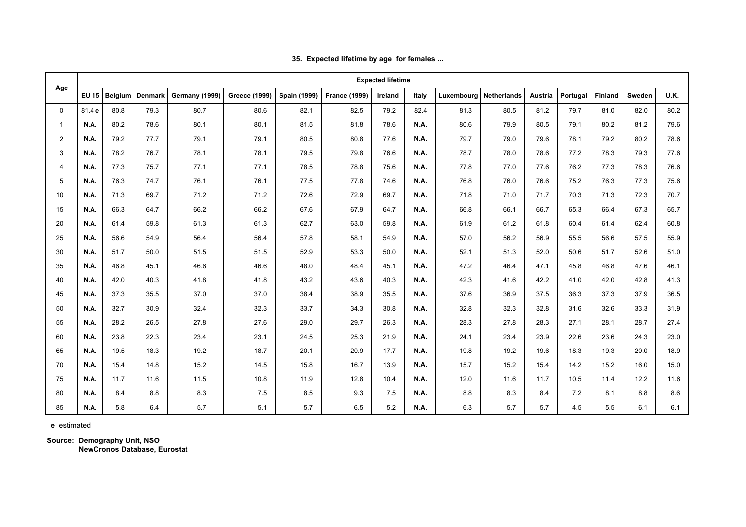### 35. Expected lifetime by age for females ...

| Age | Expected lifetime | | | | | | | | | | | | | | | |
|---|---|---|---|---|---|---|---|---|---|---|---|---|---|---|---|---|
| | **EU 15** | **Belgium** | **Denmark** | **Germany (1999)** | **Greece (1999)** | **Spain (1999)** | **France (1999)** | **Ireland** | **Italy** | **Luxembourg** | **Netherlands** | **Austria** | **Portugal** | **Finland** | **Sweden** | **U.K.** |
| 0 | 81.4 **e** | 80.8 | 79.3 | 80.7 | 80.6 | 82.1 | 82.5 | 79.2 | 82.4 | 81.3 | 80.5 | 81.2 | 79.7 | 81.0 | 82.0 | 80.2 |
| 1 | **N.A.** | 80.2 | 78.6 | 80.1 | 80.1 | 81.5 | 81.8 | 78.6 | **N.A.** | 80.6 | 79.9 | 80.5 | 79.1 | 80.2 | 81.2 | 79.6 |
| 2 | **N.A.** | 79.2 | 77.7 | 79.1 | 79.1 | 80.5 | 80.8 | 77.6 | **N.A.** | 79.7 | 79.0 | 79.6 | 78.1 | 79.2 | 80.2 | 78.6 |
| 3 | **N.A.** | 78.2 | 76.7 | 78.1 | 78.1 | 79.5 | 79.8 | 76.6 | **N.A.** | 78.7 | 78.0 | 78.6 | 77.2 | 78.3 | 79.3 | 77.6 |
| 4 | **N.A.** | 77.3 | 75.7 | 77.1 | 77.1 | 78.5 | 78.8 | 75.6 | **N.A.** | 77.8 | 77.0 | 77.6 | 76.2 | 77.3 | 78.3 | 76.6 |
| 5 | **N.A.** | 76.3 | 74.7 | 76.1 | 76.1 | 77.5 | 77.8 | 74.6 | **N.A.** | 76.8 | 76.0 | 76.6 | 75.2 | 76.3 | 77.3 | 75.6 |
| 10 | **N.A.** | 71.3 | 69.7 | 71.2 | 71.2 | 72.6 | 72.9 | 69.7 | **N.A.** | 71.8 | 71.0 | 71.7 | 70.3 | 71.3 | 72.3 | 70.7 |
| 15 | **N.A.** | 66.3 | 64.7 | 66.2 | 66.2 | 67.6 | 67.9 | 64.7 | **N.A.** | 66.8 | 66.1 | 66.7 | 65.3 | 66.4 | 67.3 | 65.7 |
| 20 | **N.A.** | 61.4 | 59.8 | 61.3 | 61.3 | 62.7 | 63.0 | 59.8 | **N.A.** | 61.9 | 61.2 | 61.8 | 60.4 | 61.4 | 62.4 | 60.8 |
| 25 | **N.A.** | 56.6 | 54.9 | 56.4 | 56.4 | 57.8 | 58.1 | 54.9 | **N.A.** | 57.0 | 56.2 | 56.9 | 55.5 | 56.6 | 57.5 | 55.9 |
| 30 | **N.A.** | 51.7 | 50.0 | 51.5 | 51.5 | 52.9 | 53.3 | 50.0 | **N.A.** | 52.1 | 51.3 | 52.0 | 50.6 | 51.7 | 52.6 | 51.0 |
| 35 | **N.A.** | 46.8 | 45.1 | 46.6 | 46.6 | 48.0 | 48.4 | 45.1 | **N.A.** | 47.2 | 46.4 | 47.1 | 45.8 | 46.8 | 47.6 | 46.1 |
| 40 | **N.A.** | 42.0 | 40.3 | 41.8 | 41.8 | 43.2 | 43.6 | 40.3 | **N.A.** | 42.3 | 41.6 | 42.2 | 41.0 | 42.0 | 42.8 | 41.3 |
| 45 | **N.A.** | 37.3 | 35.5 | 37.0 | 37.0 | 38.4 | 38.9 | 35.5 | **N.A.** | 37.6 | 36.9 | 37.5 | 36.3 | 37.3 | 37.9 | 36.5 |
| 50 | **N.A.** | 32.7 | 30.9 | 32.4 | 32.3 | 33.7 | 34.3 | 30.8 | **N.A.** | 32.8 | 32.3 | 32.8 | 31.6 | 32.6 | 33.3 | 31.9 |
| 55 | **N.A.** | 28.2 | 26.5 | 27.8 | 27.6 | 29.0 | 29.7 | 26.3 | **N.A.** | 28.3 | 27.8 | 28.3 | 27.1 | 28.1 | 28.7 | 27.4 |
| 60 | **N.A.** | 23.8 | 22.3 | 23.4 | 23.1 | 24.5 | 25.3 | 21.9 | **N.A.** | 24.1 | 23.4 | 23.9 | 22.6 | 23.6 | 24.3 | 23.0 |
| 65 | **N.A.** | 19.5 | 18.3 | 19.2 | 18.7 | 20.1 | 20.9 | 17.7 | **N.A.** | 19.8 | 19.2 | 19.6 | 18.3 | 19.3 | 20.0 | 18.9 |
| 70 | **N.A.** | 15.4 | 14.8 | 15.2 | 14.5 | 15.8 | 16.7 | 13.9 | **N.A.** | 15.7 | 15.2 | 15.4 | 14.2 | 15.2 | 16.0 | 15.0 |
| 75 | **N.A.** | 11.7 | 11.6 | 11.5 | 10.8 | 11.9 | 12.8 | 10.4 | **N.A.** | 12.0 | 11.6 | 11.7 | 10.5 | 11.4 | 12.2 | 11.6 |
| 80 | **N.A.** | 8.4 | 8.8 | 8.3 | 7.5 | 8.5 | 9.3 | 7.5 | **N.A.** | 8.8 | 8.3 | 8.4 | 7.2 | 8.1 | 8.8 | 8.6 |
| 85 | **N.A.** | 5.8 | 6.4 | 5.7 | 5.1 | 5.7 | 6.5 | 5.2 | **N.A.** | 6.3 | 5.7 | 5.7 | 4.5 | 5.5 | 6.1 | 6.1 |

**e** estimated

**Source: Demography Unit, NSO**
**NewCronos Database, Eurostat**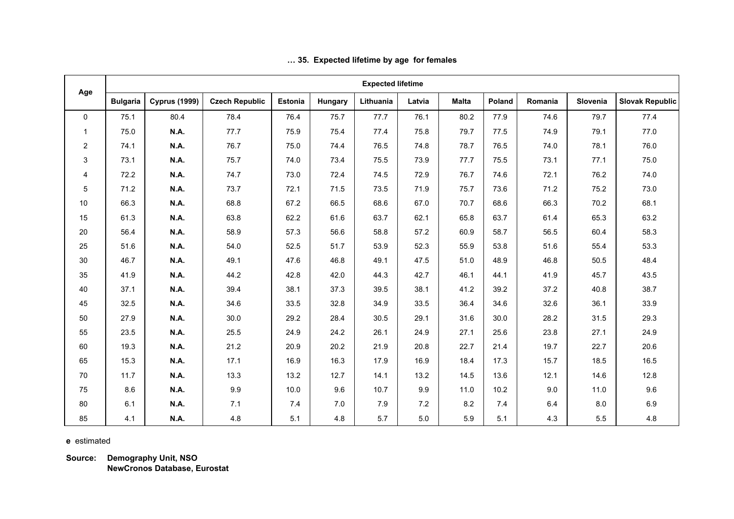### … 35. Expected lifetime by age for females

| Age | Expected lifetime | | | | | | | | | | | |
|---|---|---|---|---|---|---|---|---|---|---|---|---|
| | **Bulgaria** | **Cyprus (1999)** | **Czech Republic** | **Estonia** | **Hungary** | **Lithuania** | **Latvia** | **Malta** | **Poland** | **Romania** | **Slovenia** | **Slovak Republic** |
| 0 | 75.1 | 80.4 | 78.4 | 76.4 | 75.7 | 77.7 | 76.1 | 80.2 | 77.9 | 74.6 | 79.7 | 77.4 |
| 1 | 75.0 | **N.A.** | 77.7 | 75.9 | 75.4 | 77.4 | 75.8 | 79.7 | 77.5 | 74.9 | 79.1 | 77.0 |
| 2 | 74.1 | **N.A.** | 76.7 | 75.0 | 74.4 | 76.5 | 74.8 | 78.7 | 76.5 | 74.0 | 78.1 | 76.0 |
| 3 | 73.1 | **N.A.** | 75.7 | 74.0 | 73.4 | 75.5 | 73.9 | 77.7 | 75.5 | 73.1 | 77.1 | 75.0 |
| 4 | 72.2 | **N.A.** | 74.7 | 73.0 | 72.4 | 74.5 | 72.9 | 76.7 | 74.6 | 72.1 | 76.2 | 74.0 |
| 5 | 71.2 | **N.A.** | 73.7 | 72.1 | 71.5 | 73.5 | 71.9 | 75.7 | 73.6 | 71.2 | 75.2 | 73.0 |
| 10 | 66.3 | **N.A.** | 68.8 | 67.2 | 66.5 | 68.6 | 67.0 | 70.7 | 68.6 | 66.3 | 70.2 | 68.1 |
| 15 | 61.3 | **N.A.** | 63.8 | 62.2 | 61.6 | 63.7 | 62.1 | 65.8 | 63.7 | 61.4 | 65.3 | 63.2 |
| 20 | 56.4 | **N.A.** | 58.9 | 57.3 | 56.6 | 58.8 | 57.2 | 60.9 | 58.7 | 56.5 | 60.4 | 58.3 |
| 25 | 51.6 | **N.A.** | 54.0 | 52.5 | 51.7 | 53.9 | 52.3 | 55.9 | 53.8 | 51.6 | 55.4 | 53.3 |
| 30 | 46.7 | **N.A.** | 49.1 | 47.6 | 46.8 | 49.1 | 47.5 | 51.0 | 48.9 | 46.8 | 50.5 | 48.4 |
| 35 | 41.9 | **N.A.** | 44.2 | 42.8 | 42.0 | 44.3 | 42.7 | 46.1 | 44.1 | 41.9 | 45.7 | 43.5 |
| 40 | 37.1 | **N.A.** | 39.4 | 38.1 | 37.3 | 39.5 | 38.1 | 41.2 | 39.2 | 37.2 | 40.8 | 38.7 |
| 45 | 32.5 | **N.A.** | 34.6 | 33.5 | 32.8 | 34.9 | 33.5 | 36.4 | 34.6 | 32.6 | 36.1 | 33.9 |
| 50 | 27.9 | **N.A.** | 30.0 | 29.2 | 28.4 | 30.5 | 29.1 | 31.6 | 30.0 | 28.2 | 31.5 | 29.3 |
| 55 | 23.5 | **N.A.** | 25.5 | 24.9 | 24.2 | 26.1 | 24.9 | 27.1 | 25.6 | 23.8 | 27.1 | 24.9 |
| 60 | 19.3 | **N.A.** | 21.2 | 20.9 | 20.2 | 21.9 | 20.8 | 22.7 | 21.4 | 19.7 | 22.7 | 20.6 |
| 65 | 15.3 | **N.A.** | 17.1 | 16.9 | 16.3 | 17.9 | 16.9 | 18.4 | 17.3 | 15.7 | 18.5 | 16.5 |
| 70 | 11.7 | **N.A.** | 13.3 | 13.2 | 12.7 | 14.1 | 13.2 | 14.5 | 13.6 | 12.1 | 14.6 | 12.8 |
| 75 | 8.6 | **N.A.** | 9.9 | 10.0 | 9.6 | 10.7 | 9.9 | 11.0 | 10.2 | 9.0 | 11.0 | 9.6 |
| 80 | 6.1 | **N.A.** | 7.1 | 7.4 | 7.0 | 7.9 | 7.2 | 8.2 | 7.4 | 6.4 | 8.0 | 6.9 |
| 85 | 4.1 | **N.A.** | 4.8 | 5.1 | 4.8 | 5.7 | 5.0 | 5.9 | 5.1 | 4.3 | 5.5 | 4.8 |

**e** estimated

**Source: Demography Unit, NSO**
**NewCronos Database, Eurostat**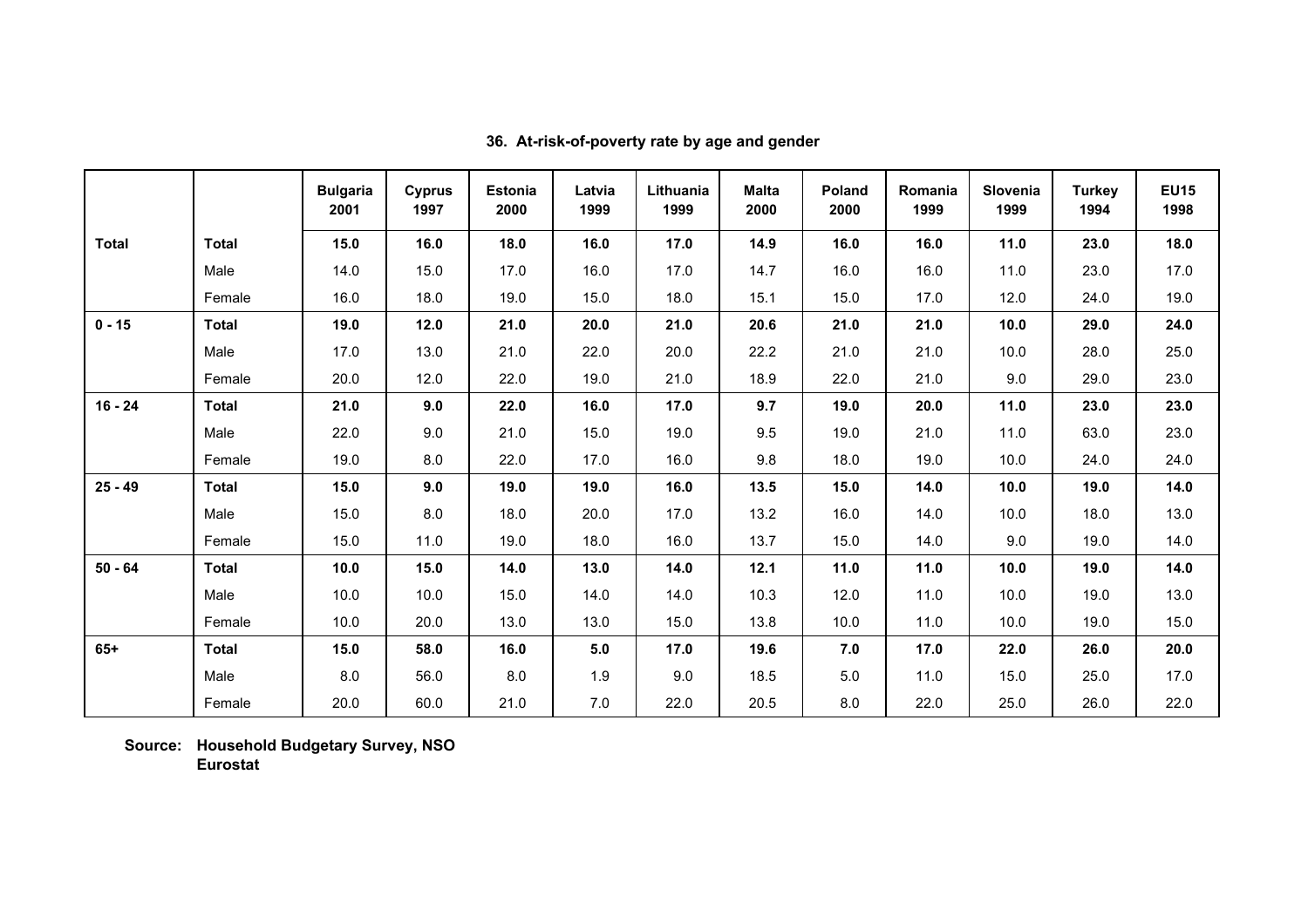### 36. At-risk-of-poverty rate by age and gender

| | | Bulgaria 2001 | Cyprus 1997 | Estonia 2000 | Latvia 1999 | Lithuania 1999 | Malta 2000 | Poland 2000 | Romania 1999 | Slovenia 1999 | Turkey 1994 | EU15 1998 |
|---|---|---|---|---|---|---|---|---|---|---|---|---|
| **Total** | **Total** | **15.0** | **16.0** | **18.0** | **16.0** | **17.0** | **14.9** | **16.0** | **16.0** | **11.0** | **23.0** | **18.0** |
| | Male | 14.0 | 15.0 | 17.0 | 16.0 | 17.0 | 14.7 | 16.0 | 16.0 | 11.0 | 23.0 | 17.0 |
| | Female | 16.0 | 18.0 | 19.0 | 15.0 | 18.0 | 15.1 | 15.0 | 17.0 | 12.0 | 24.0 | 19.0 |
| **0 - 15** | **Total** | **19.0** | **12.0** | **21.0** | **20.0** | **21.0** | **20.6** | **21.0** | **21.0** | **10.0** | **29.0** | **24.0** |
| | Male | 17.0 | 13.0 | 21.0 | 22.0 | 20.0 | 22.2 | 21.0 | 21.0 | 10.0 | 28.0 | 25.0 |
| | Female | 20.0 | 12.0 | 22.0 | 19.0 | 21.0 | 18.9 | 22.0 | 21.0 | 9.0 | 29.0 | 23.0 |
| **16 - 24** | **Total** | **21.0** | **9.0** | **22.0** | **16.0** | **17.0** | **9.7** | **19.0** | **20.0** | **11.0** | **23.0** | **23.0** |
| | Male | 22.0 | 9.0 | 21.0 | 15.0 | 19.0 | 9.5 | 19.0 | 21.0 | 11.0 | 63.0 | 23.0 |
| | Female | 19.0 | 8.0 | 22.0 | 17.0 | 16.0 | 9.8 | 18.0 | 19.0 | 10.0 | 24.0 | 24.0 |
| **25 - 49** | **Total** | **15.0** | **9.0** | **19.0** | **19.0** | **16.0** | **13.5** | **15.0** | **14.0** | **10.0** | **19.0** | **14.0** |
| | Male | 15.0 | 8.0 | 18.0 | 20.0 | 17.0 | 13.2 | 16.0 | 14.0 | 10.0 | 18.0 | 13.0 |
| | Female | 15.0 | 11.0 | 19.0 | 18.0 | 16.0 | 13.7 | 15.0 | 14.0 | 9.0 | 19.0 | 14.0 |
| **50 - 64** | **Total** | **10.0** | **15.0** | **14.0** | **13.0** | **14.0** | **12.1** | **11.0** | **11.0** | **10.0** | **19.0** | **14.0** |
| | Male | 10.0 | 10.0 | 15.0 | 14.0 | 14.0 | 10.3 | 12.0 | 11.0 | 10.0 | 19.0 | 13.0 |
| | Female | 10.0 | 20.0 | 13.0 | 13.0 | 15.0 | 13.8 | 10.0 | 11.0 | 10.0 | 19.0 | 15.0 |
| **65+** | **Total** | **15.0** | **58.0** | **16.0** | **5.0** | **17.0** | **19.6** | **7.0** | **17.0** | **22.0** | **26.0** | **20.0** |
| | Male | 8.0 | 56.0 | 8.0 | 1.9 | 9.0 | 18.5 | 5.0 | 11.0 | 15.0 | 25.0 | 17.0 |
| | Female | 20.0 | 60.0 | 21.0 | 7.0 | 22.0 | 20.5 | 8.0 | 22.0 | 25.0 | 26.0 | 22.0 |

**Source: Household Budgetary Survey, NSO**
**Eurostat**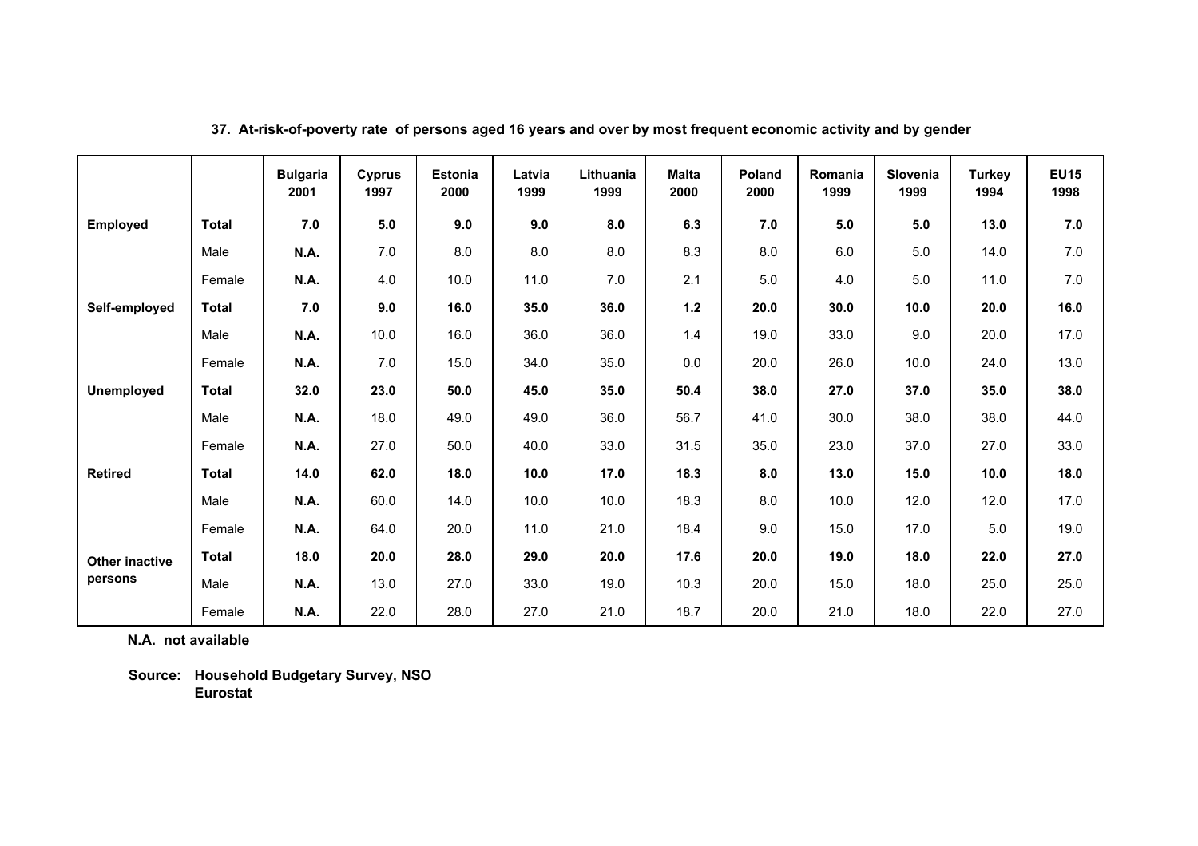**37. At-risk-of-poverty rate of persons aged 16 years and over by most frequent economic activity and by gender**

| | | Bulgaria 2001 | Cyprus 1997 | Estonia 2000 | Latvia 1999 | Lithuania 1999 | Malta 2000 | Poland 2000 | Romania 1999 | Slovenia 1999 | Turkey 1994 | EU15 1998 |
|---|---|---|---|---|---|---|---|---|---|---|---|---|
| **Employed** | **Total** | **7.0** | **5.0** | **9.0** | **9.0** | **8.0** | **6.3** | **7.0** | **5.0** | **5.0** | **13.0** | **7.0** |
| | Male | **N.A.** | 7.0 | 8.0 | 8.0 | 8.0 | 8.3 | 8.0 | 6.0 | 5.0 | 14.0 | 7.0 |
| | Female | **N.A.** | 4.0 | 10.0 | 11.0 | 7.0 | 2.1 | 5.0 | 4.0 | 5.0 | 11.0 | 7.0 |
| **Self-employed** | **Total** | **7.0** | **9.0** | **16.0** | **35.0** | **36.0** | **1.2** | **20.0** | **30.0** | **10.0** | **20.0** | **16.0** |
| | Male | **N.A.** | 10.0 | 16.0 | 36.0 | 36.0 | 1.4 | 19.0 | 33.0 | 9.0 | 20.0 | 17.0 |
| | Female | **N.A.** | 7.0 | 15.0 | 34.0 | 35.0 | 0.0 | 20.0 | 26.0 | 10.0 | 24.0 | 13.0 |
| **Unemployed** | **Total** | **32.0** | **23.0** | **50.0** | **45.0** | **35.0** | **50.4** | **38.0** | **27.0** | **37.0** | **35.0** | **38.0** |
| | Male | **N.A.** | 18.0 | 49.0 | 49.0 | 36.0 | 56.7 | 41.0 | 30.0 | 38.0 | 38.0 | 44.0 |
| | Female | **N.A.** | 27.0 | 50.0 | 40.0 | 33.0 | 31.5 | 35.0 | 23.0 | 37.0 | 27.0 | 33.0 |
| **Retired** | **Total** | **14.0** | **62.0** | **18.0** | **10.0** | **17.0** | **18.3** | **8.0** | **13.0** | **15.0** | **10.0** | **18.0** |
| | Male | **N.A.** | 60.0 | 14.0 | 10.0 | 10.0 | 18.3 | 8.0 | 10.0 | 12.0 | 12.0 | 17.0 |
| | Female | **N.A.** | 64.0 | 20.0 | 11.0 | 21.0 | 18.4 | 9.0 | 15.0 | 17.0 | 5.0 | 19.0 |
| **Other inactive persons** | **Total** | **18.0** | **20.0** | **28.0** | **29.0** | **20.0** | **17.6** | **20.0** | **19.0** | **18.0** | **22.0** | **27.0** |
| | Male | **N.A.** | 13.0 | 27.0 | 33.0 | 19.0 | 10.3 | 20.0 | 15.0 | 18.0 | 25.0 | 25.0 |
| | Female | **N.A.** | 22.0 | 28.0 | 27.0 | 21.0 | 18.7 | 20.0 | 21.0 | 18.0 | 22.0 | 27.0 |

**N.A. not available**

**Source: Household Budgetary Survey, NSO**
**Eurostat**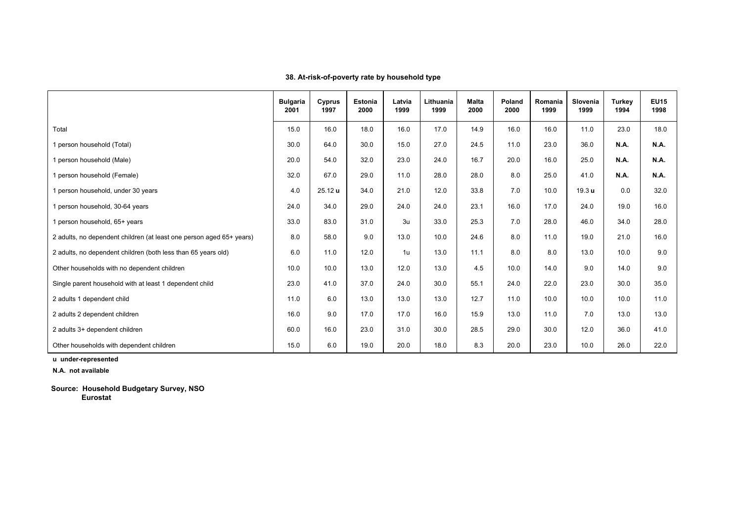### 38. At-risk-of-poverty rate by household type

| | Bulgaria 2001 | Cyprus 1997 | Estonia 2000 | Latvia 1999 | Lithuania 1999 | Malta 2000 | Poland 2000 | Romania 1999 | Slovenia 1999 | Turkey 1994 | EU15 1998 |
|---|---|---|---|---|---|---|---|---|---|---|---|
| Total | 15.0 | 16.0 | 18.0 | 16.0 | 17.0 | 14.9 | 16.0 | 16.0 | 11.0 | 23.0 | 18.0 |
| 1 person household (Total) | 30.0 | 64.0 | 30.0 | 15.0 | 27.0 | 24.5 | 11.0 | 23.0 | 36.0 | **N.A.** | **N.A.** |
| 1 person household (Male) | 20.0 | 54.0 | 32.0 | 23.0 | 24.0 | 16.7 | 20.0 | 16.0 | 25.0 | **N.A.** | **N.A.** |
| 1 person household (Female) | 32.0 | 67.0 | 29.0 | 11.0 | 28.0 | 28.0 | 8.0 | 25.0 | 41.0 | **N.A.** | **N.A.** |
| 1 person household, under 30 years | 4.0 | 25.12 **u** | 34.0 | 21.0 | 12.0 | 33.8 | 7.0 | 10.0 | 19.3 **u** | 0.0 | 32.0 |
| 1 person household, 30-64 years | 24.0 | 34.0 | 29.0 | 24.0 | 24.0 | 23.1 | 16.0 | 17.0 | 24.0 | 19.0 | 16.0 |
| 1 person household, 65+ years | 33.0 | 83.0 | 31.0 | 3u | 33.0 | 25.3 | 7.0 | 28.0 | 46.0 | 34.0 | 28.0 |
| 2 adults, no dependent children (at least one person aged 65+ years) | 8.0 | 58.0 | 9.0 | 13.0 | 10.0 | 24.6 | 8.0 | 11.0 | 19.0 | 21.0 | 16.0 |
| 2 adults, no dependent children (both less than 65 years old) | 6.0 | 11.0 | 12.0 | 1u | 13.0 | 11.1 | 8.0 | 8.0 | 13.0 | 10.0 | 9.0 |
| Other households with no dependent children | 10.0 | 10.0 | 13.0 | 12.0 | 13.0 | 4.5 | 10.0 | 14.0 | 9.0 | 14.0 | 9.0 |
| Single parent household with at least 1 dependent child | 23.0 | 41.0 | 37.0 | 24.0 | 30.0 | 55.1 | 24.0 | 22.0 | 23.0 | 30.0 | 35.0 |
| 2 adults 1 dependent child | 11.0 | 6.0 | 13.0 | 13.0 | 13.0 | 12.7 | 11.0 | 10.0 | 10.0 | 10.0 | 11.0 |
| 2 adults 2 dependent children | 16.0 | 9.0 | 17.0 | 17.0 | 16.0 | 15.9 | 13.0 | 11.0 | 7.0 | 13.0 | 13.0 |
| 2 adults 3+ dependent children | 60.0 | 16.0 | 23.0 | 31.0 | 30.0 | 28.5 | 29.0 | 30.0 | 12.0 | 36.0 | 41.0 |
| Other households with dependent children | 15.0 | 6.0 | 19.0 | 20.0 | 18.0 | 8.3 | 20.0 | 23.0 | 10.0 | 26.0 | 22.0 |

**u under-represented**

**N.A. not available**

**Source: Household Budgetary Survey, NSO**
**Eurostat**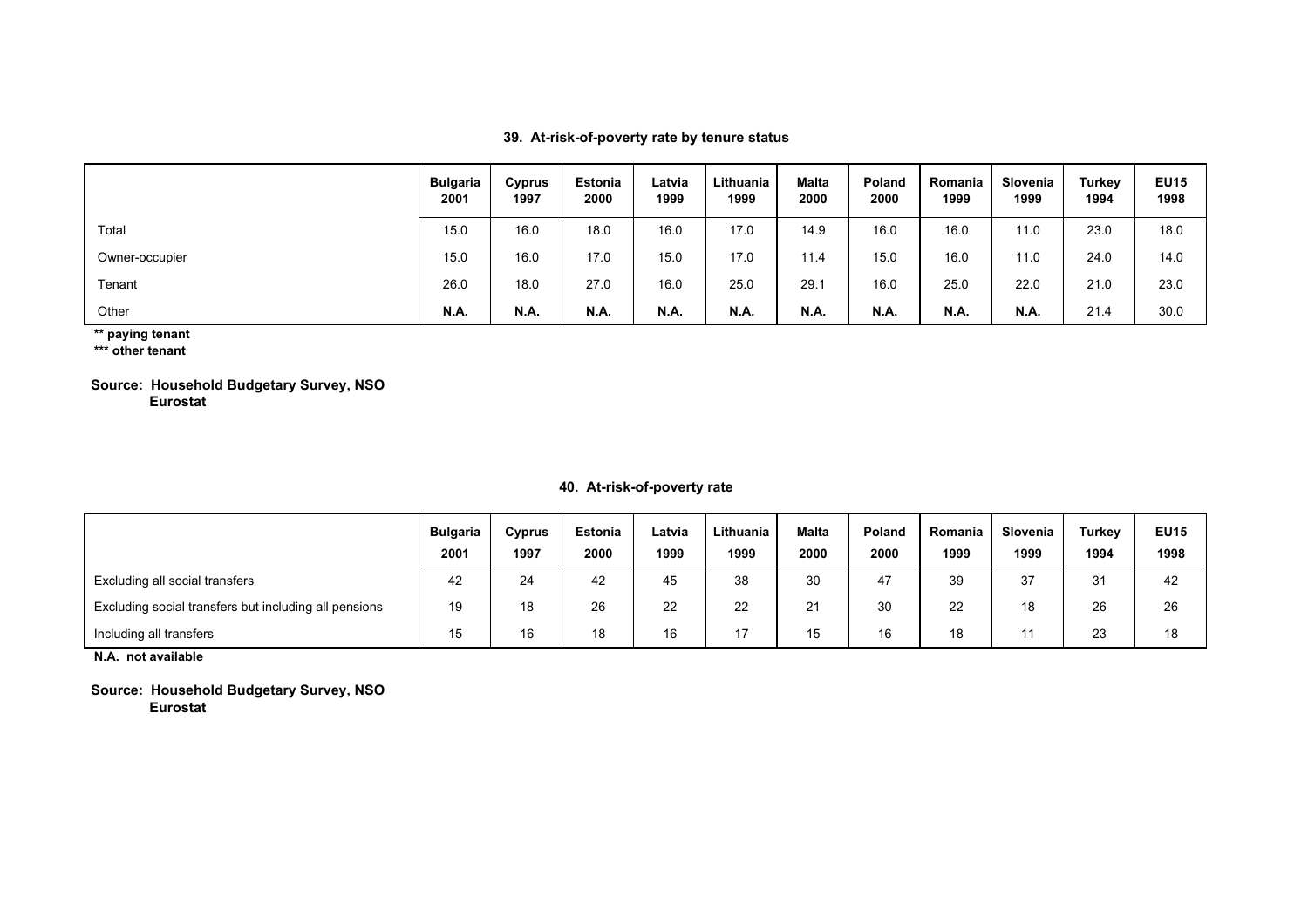### 39. At-risk-of-poverty rate by tenure status

| | Bulgaria 2001 | Cyprus 1997 | Estonia 2000 | Latvia 1999 | Lithuania 1999 | Malta 2000 | Poland 2000 | Romania 1999 | Slovenia 1999 | Turkey 1994 | EU15 1998 |
|---|---|---|---|---|---|---|---|---|---|---|---|
| Total | 15.0 | 16.0 | 18.0 | 16.0 | 17.0 | 14.9 | 16.0 | 16.0 | 11.0 | 23.0 | 18.0 |
| Owner-occupier | 15.0 | 16.0 | 17.0 | 15.0 | 17.0 | 11.4 | 15.0 | 16.0 | 11.0 | 24.0 | 14.0 |
| Tenant | 26.0 | 18.0 | 27.0 | 16.0 | 25.0 | 29.1 | 16.0 | 25.0 | 22.0 | 21.0 | 23.0 |
| Other | **N.A.** | **N.A.** | **N.A.** | **N.A.** | **N.A.** | **N.A.** | **N.A.** | **N.A.** | **N.A.** | 21.4 | 30.0 |

**** paying tenant**
**\*** other tenant**

**Source: Household Budgetary Survey, NSO**
**Eurostat**

### 40. At-risk-of-poverty rate

| | Bulgaria 2001 | Cyprus 1997 | Estonia 2000 | Latvia 1999 | Lithuania 1999 | Malta 2000 | Poland 2000 | Romania 1999 | Slovenia 1999 | Turkey 1994 | EU15 1998 |
|---|---|---|---|---|---|---|---|---|---|---|---|
| Excluding all social transfers | 42 | 24 | 42 | 45 | 38 | 30 | 47 | 39 | 37 | 31 | 42 |
| Excluding social transfers but including all pensions | 19 | 18 | 26 | 22 | 22 | 21 | 30 | 22 | 18 | 26 | 26 |
| Including all transfers | 15 | 16 | 18 | 16 | 17 | 15 | 16 | 18 | 11 | 23 | 18 |

**N.A. not available**

**Source: Household Budgetary Survey, NSO**
**Eurostat**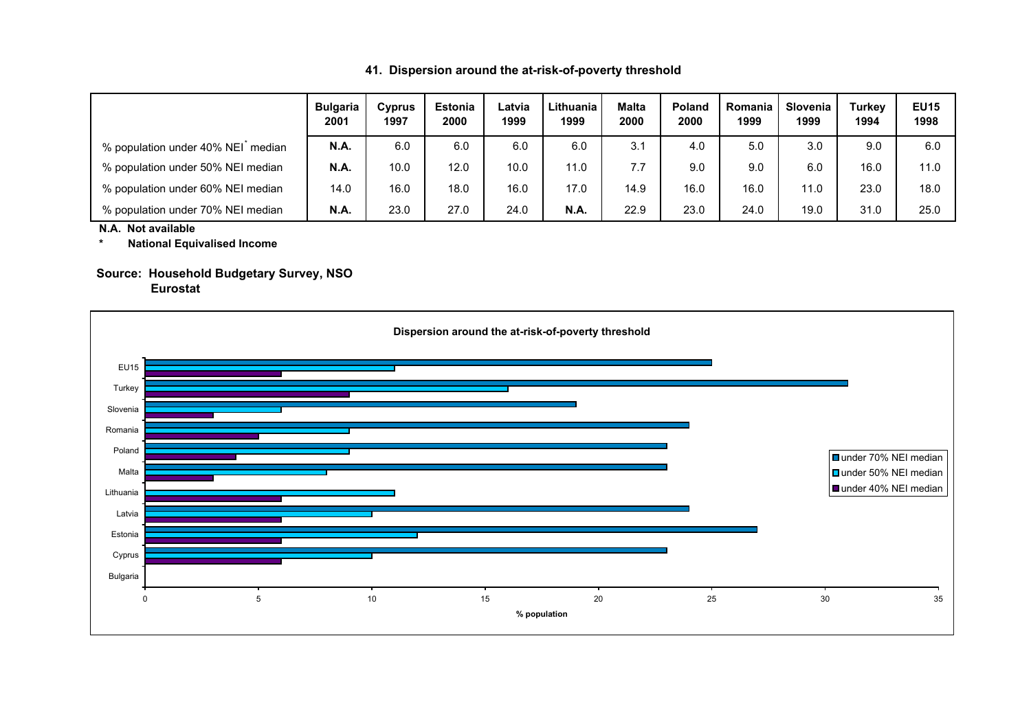## 41. Dispersion around the at-risk-of-poverty threshold

| | Bulgaria 2001 | Cyprus 1997 | Estonia 2000 | Latvia 1999 | Lithuania 1999 | Malta 2000 | Poland 2000 | Romania 1999 | Slovenia 1999 | Turkey 1994 | EU15 1998 |
|---|---|---|---|---|---|---|---|---|---|---|---|
| % population under 40% NEI* median | **N.A.** | 6.0 | 6.0 | 6.0 | 6.0 | 3.1 | 4.0 | 5.0 | 3.0 | 9.0 | 6.0 |
| % population under 50% NEI median | **N.A.** | 10.0 | 12.0 | 10.0 | 11.0 | 7.7 | 9.0 | 9.0 | 6.0 | 16.0 | 11.0 |
| % population under 60% NEI median | 14.0 | 16.0 | 18.0 | 16.0 | 17.0 | 14.9 | 16.0 | 16.0 | 11.0 | 23.0 | 18.0 |
| % population under 70% NEI median | **N.A.** | 23.0 | 27.0 | 24.0 | **N.A.** | 22.9 | 23.0 | 24.0 | 19.0 | 31.0 | 25.0 |

**N.A. Not available**

**\* National Equivalised Income**

**Source: Household Budgetary Survey, NSO**
**Eurostat**

**Dispersion around the at-risk-of-poverty threshold**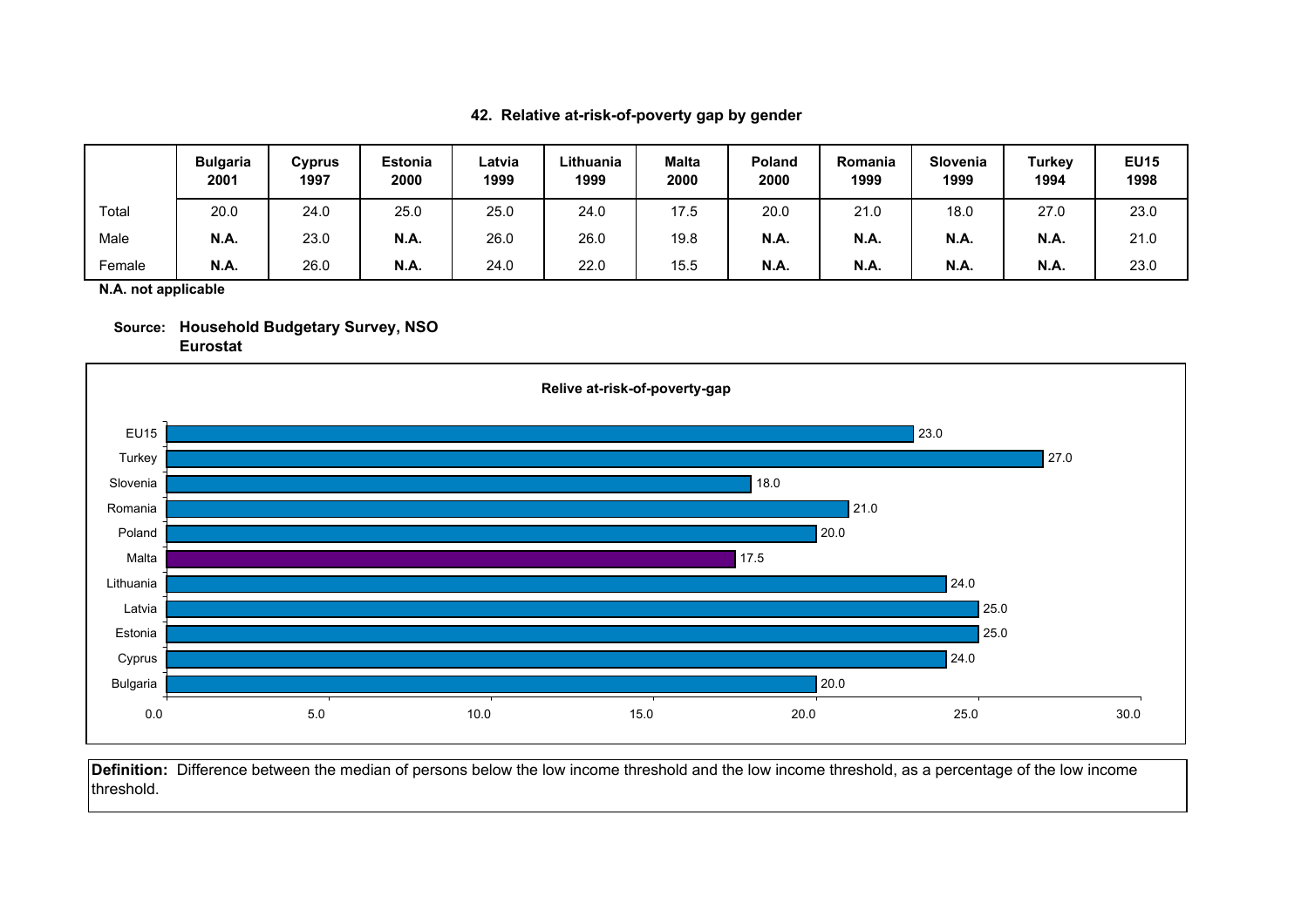## 42. Relative at-risk-of-poverty gap by gender

| | Bulgaria 2001 | Cyprus 1997 | Estonia 2000 | Latvia 1999 | Lithuania 1999 | Malta 2000 | Poland 2000 | Romania 1999 | Slovenia 1999 | Turkey 1994 | EU15 1998 |
|---|---|---|---|---|---|---|---|---|---|---|---|
| Total | 20.0 | 24.0 | 25.0 | 25.0 | 24.0 | 17.5 | 20.0 | 21.0 | 18.0 | 27.0 | 23.0 |
| Male | **N.A.** | 23.0 | **N.A.** | 26.0 | 26.0 | 19.8 | **N.A.** | **N.A.** | **N.A.** | **N.A.** | 21.0 |
| Female | **N.A.** | 26.0 | **N.A.** | 24.0 | 22.0 | 15.5 | **N.A.** | **N.A.** | **N.A.** | **N.A.** | 23.0 |

**N.A. not applicable**

**Source: Household Budgetary Survey, NSO**
**Eurostat**

**Relive at-risk-of-poverty-gap**

| Country | Value |
|---|---|
| EU15 | 23.0 |
| Turkey | 27.0 |
| Slovenia | 18.0 |
| Romania | 21.0 |
| Poland | 20.0 |
| Malta | 17.5 |
| Lithuania | 24.0 |
| Latvia | 25.0 |
| Estonia | 25.0 |
| Cyprus | 24.0 |
| Bulgaria | 20.0 |

**Definition:** Difference between the median of persons below the low income threshold and the low income threshold, as a percentage of the low income threshold.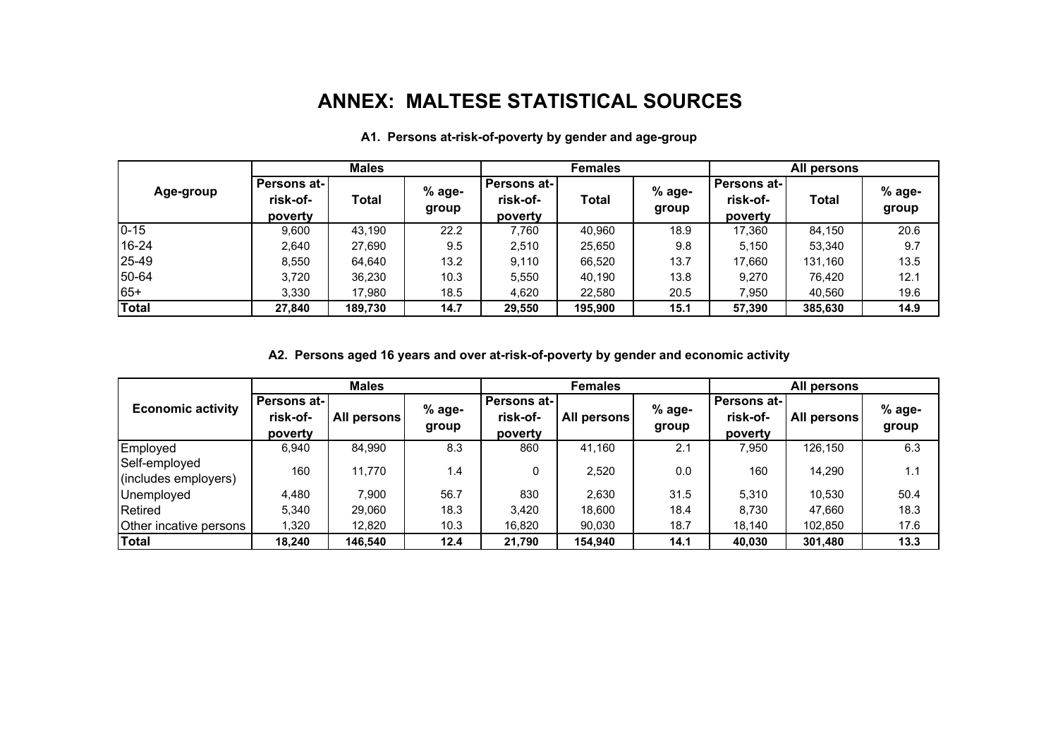# ANNEX: MALTESE STATISTICAL SOURCES

**A1. Persons at-risk-of-poverty by gender and age-group**

| Age-group | Males | | | Females | | | All persons | | |
|---|---|---|---|---|---|---|---|---|---|
| | Persons at-risk-of-poverty | Total | % age-group | Persons at-risk-of-poverty | Total | % age-group | Persons at-risk-of-poverty | Total | % age-group |
| 0-15 | 9,600 | 43,190 | 22.2 | 7,760 | 40,960 | 18.9 | 17,360 | 84,150 | 20.6 |
| 16-24 | 2,640 | 27,690 | 9.5 | 2,510 | 25,650 | 9.8 | 5,150 | 53,340 | 9.7 |
| 25-49 | 8,550 | 64,640 | 13.2 | 9,110 | 66,520 | 13.7 | 17,660 | 131,160 | 13.5 |
| 50-64 | 3,720 | 36,230 | 10.3 | 5,550 | 40,190 | 13.8 | 9,270 | 76,420 | 12.1 |
| 65+ | 3,330 | 17,980 | 18.5 | 4,620 | 22,580 | 20.5 | 7,950 | 40,560 | 19.6 |
| **Total** | **27,840** | **189,730** | **14.7** | **29,550** | **195,900** | **15.1** | **57,390** | **385,630** | **14.9** |

**A2. Persons aged 16 years and over at-risk-of-poverty by gender and economic activity**

| Economic activity | Males | | | Females | | | All persons | | |
|---|---|---|---|---|---|---|---|---|---|
| | Persons at-risk-of-poverty | All persons | % age-group | Persons at-risk-of-poverty | All persons | % age-group | Persons at-risk-of-poverty | All persons | % age-group |
| Employed | 6,940 | 84,990 | 8.3 | 860 | 41,160 | 2.1 | 7,950 | 126,150 | 6.3 |
| Self-employed (includes employers) | 160 | 11,770 | 1.4 | 0 | 2,520 | 0.0 | 160 | 14,290 | 1.1 |
| Unemployed | 4,480 | 7,900 | 56.7 | 830 | 2,630 | 31.5 | 5,310 | 10,530 | 50.4 |
| Retired | 5,340 | 29,060 | 18.3 | 3,420 | 18,600 | 18.4 | 8,730 | 47,660 | 18.3 |
| Other incative persons | 1,320 | 12,820 | 10.3 | 16,820 | 90,030 | 18.7 | 18,140 | 102,850 | 17.6 |
| **Total** | **18,240** | **146,540** | **12.4** | **21,790** | **154,940** | **14.1** | **40,030** | **301,480** | **13.3** |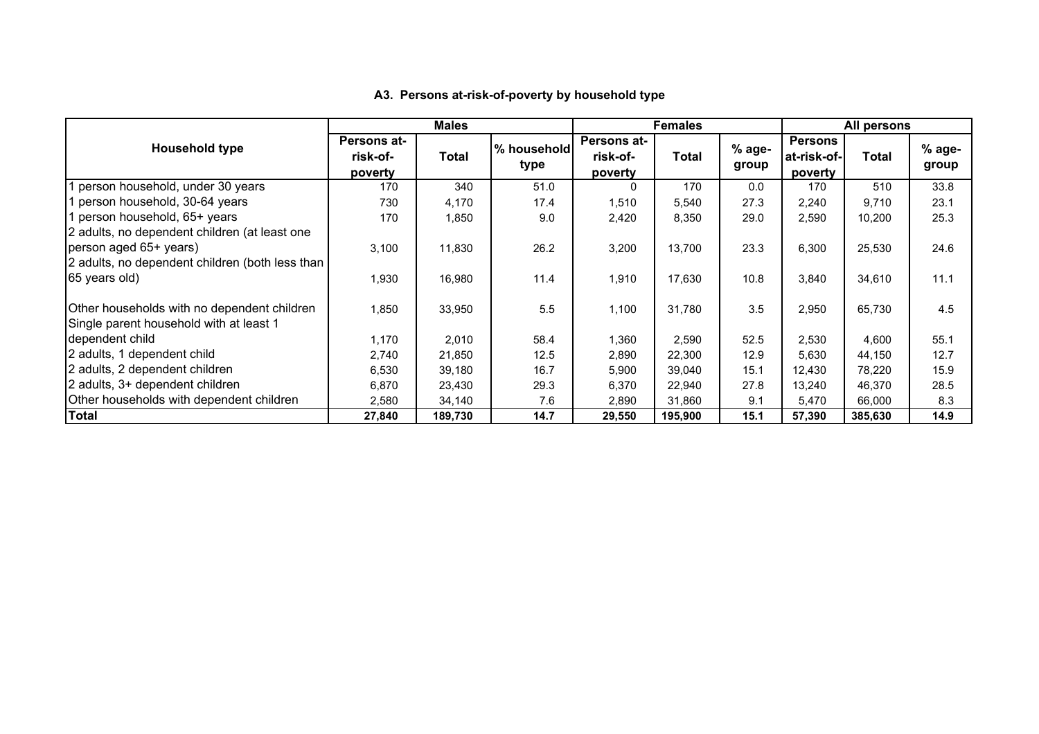### A3. Persons at-risk-of-poverty by household type

| Household type | Males | | | Females | | | All persons | | |
|---|---|---|---|---|---|---|---|---|---|
| | Persons at-risk-of-poverty | Total | % household type | Persons at-risk-of-poverty | Total | % age-group | Persons at-risk-of-poverty | Total | % age-group |
| 1 person household, under 30 years | 170 | 340 | 51.0 | 0 | 170 | 0.0 | 170 | 510 | 33.8 |
| 1 person household, 30-64 years | 730 | 4,170 | 17.4 | 1,510 | 5,540 | 27.3 | 2,240 | 9,710 | 23.1 |
| 1 person household, 65+ years | 170 | 1,850 | 9.0 | 2,420 | 8,350 | 29.0 | 2,590 | 10,200 | 25.3 |
| 2 adults, no dependent children (at least one person aged 65+ years) | 3,100 | 11,830 | 26.2 | 3,200 | 13,700 | 23.3 | 6,300 | 25,530 | 24.6 |
| 2 adults, no dependent children (both less than 65 years old) | 1,930 | 16,980 | 11.4 | 1,910 | 17,630 | 10.8 | 3,840 | 34,610 | 11.1 |
| Other households with no dependent children | 1,850 | 33,950 | 5.5 | 1,100 | 31,780 | 3.5 | 2,950 | 65,730 | 4.5 |
| Single parent household with at least 1 dependent child | 1,170 | 2,010 | 58.4 | 1,360 | 2,590 | 52.5 | 2,530 | 4,600 | 55.1 |
| 2 adults, 1 dependent child | 2,740 | 21,850 | 12.5 | 2,890 | 22,300 | 12.9 | 5,630 | 44,150 | 12.7 |
| 2 adults, 2 dependent children | 6,530 | 39,180 | 16.7 | 5,900 | 39,040 | 15.1 | 12,430 | 78,220 | 15.9 |
| 2 adults, 3+ dependent children | 6,870 | 23,430 | 29.3 | 6,370 | 22,940 | 27.8 | 13,240 | 46,370 | 28.5 |
| Other households with dependent children | 2,580 | 34,140 | 7.6 | 2,890 | 31,860 | 9.1 | 5,470 | 66,000 | 8.3 |
| **Total** | **27,840** | **189,730** | **14.7** | **29,550** | **195,900** | **15.1** | **57,390** | **385,630** | **14.9** |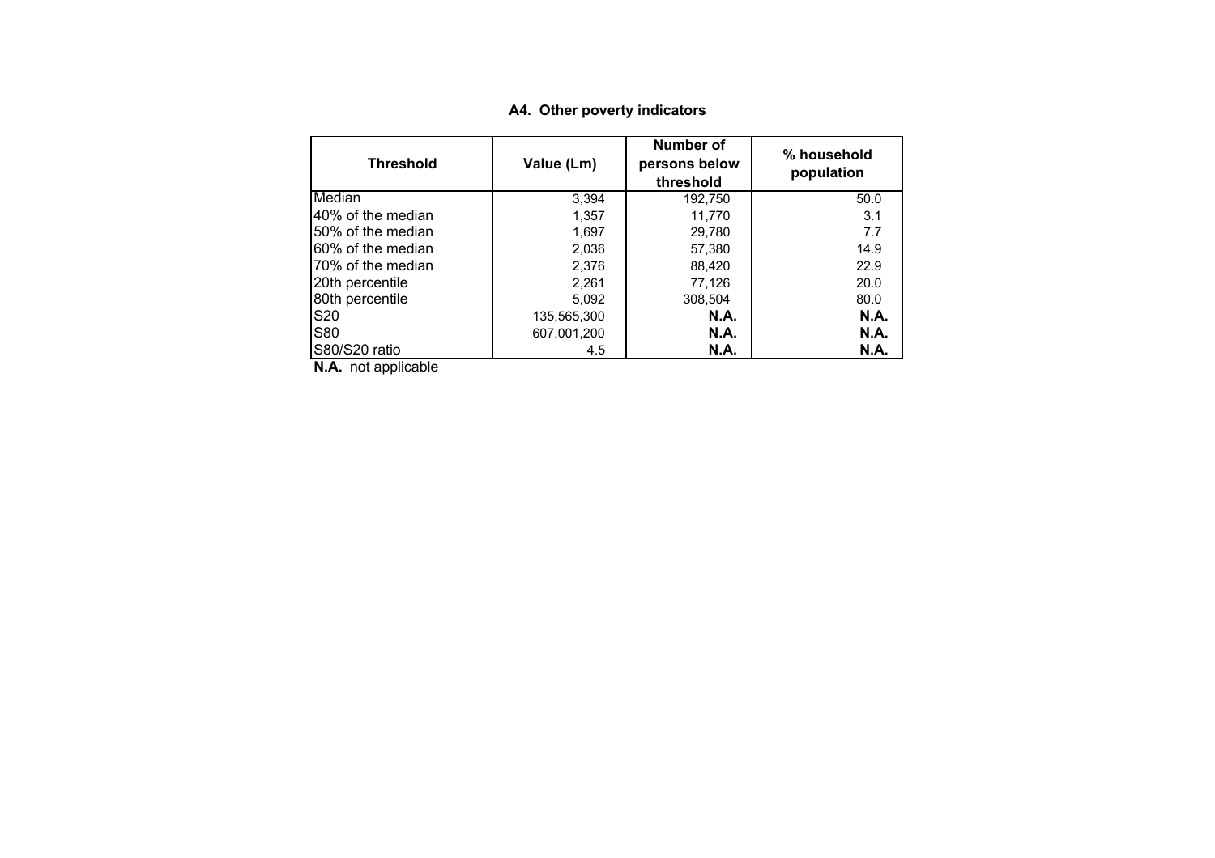### A4. Other poverty indicators

| Threshold | Value (Lm) | Number of persons below threshold | % household population |
|---|---|---|---|
| Median | 3,394 | 192,750 | 50.0 |
| 40% of the median | 1,357 | 11,770 | 3.1 |
| 50% of the median | 1,697 | 29,780 | 7.7 |
| 60% of the median | 2,036 | 57,380 | 14.9 |
| 70% of the median | 2,376 | 88,420 | 22.9 |
| 20th percentile | 2,261 | 77,126 | 20.0 |
| 80th percentile | 5,092 | 308,504 | 80.0 |
| S20 | 135,565,300 | **N.A.** | **N.A.** |
| S80 | 607,001,200 | **N.A.** | **N.A.** |
| S80/S20 ratio | 4.5 | **N.A.** | **N.A.** |

**N.A.** not applicable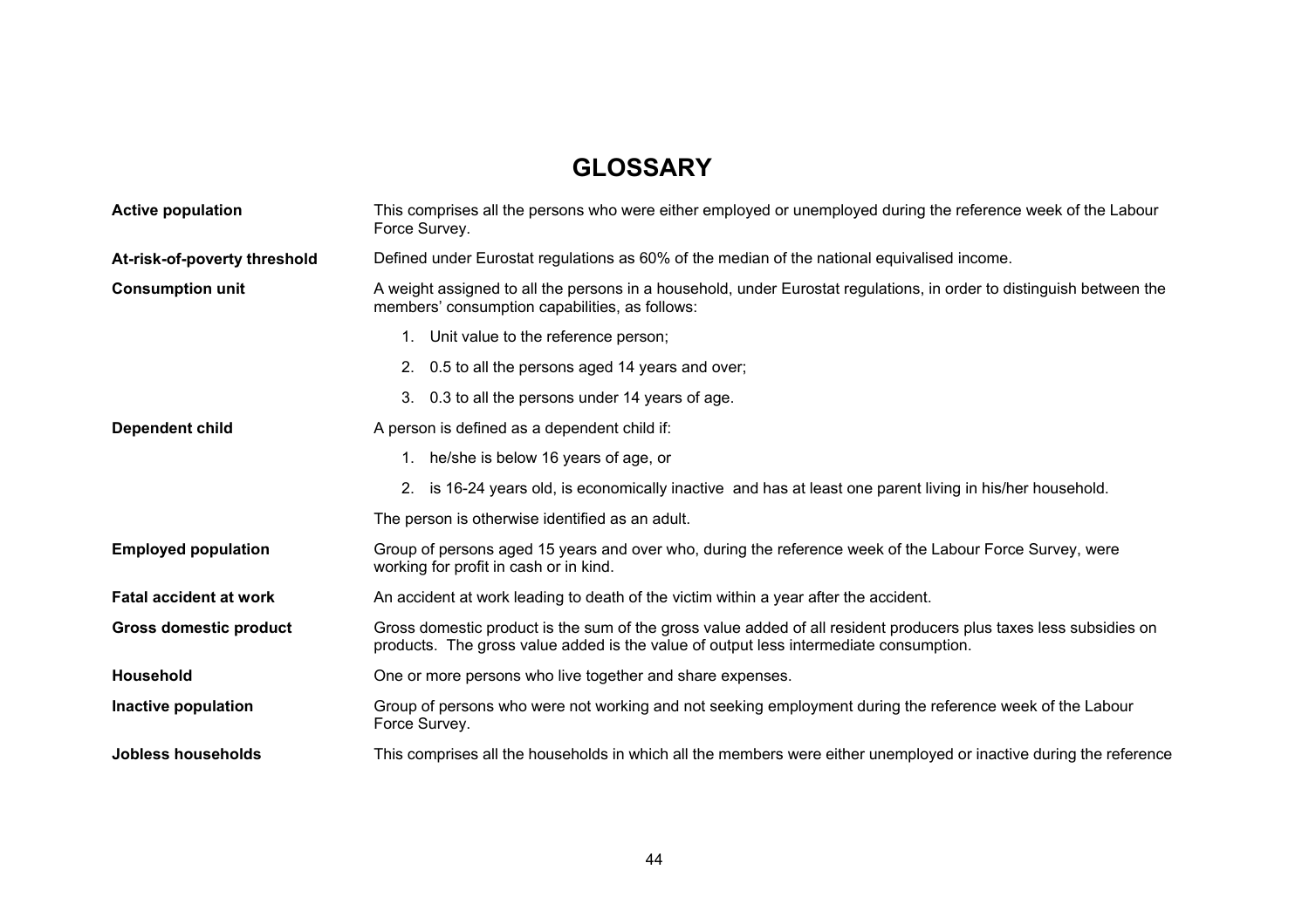# GLOSSARY

**Active population**
This comprises all the persons who were either employed or unemployed during the reference week of the Labour Force Survey.

**At-risk-of-poverty threshold**
Defined under Eurostat regulations as 60% of the median of the national equivalised income.

**Consumption unit**
A weight assigned to all the persons in a household, under Eurostat regulations, in order to distinguish between the members' consumption capabilities, as follows:

1. Unit value to the reference person;
2. 0.5 to all the persons aged 14 years and over;
3. 0.3 to all the persons under 14 years of age.

**Dependent child**
A person is defined as a dependent child if:

1. he/she is below 16 years of age, or
2. is 16-24 years old, is economically inactive and has at least one parent living in his/her household.

The person is otherwise identified as an adult.

**Employed population**
Group of persons aged 15 years and over who, during the reference week of the Labour Force Survey, were working for profit in cash or in kind.

**Fatal accident at work**
An accident at work leading to death of the victim within a year after the accident.

**Gross domestic product**
Gross domestic product is the sum of the gross value added of all resident producers plus taxes less subsidies on products. The gross value added is the value of output less intermediate consumption.

**Household**
One or more persons who live together and share expenses.

**Inactive population**
Group of persons who were not working and not seeking employment during the reference week of the Labour Force Survey.

**Jobless households**
This comprises all the households in which all the members were either unemployed or inactive during the reference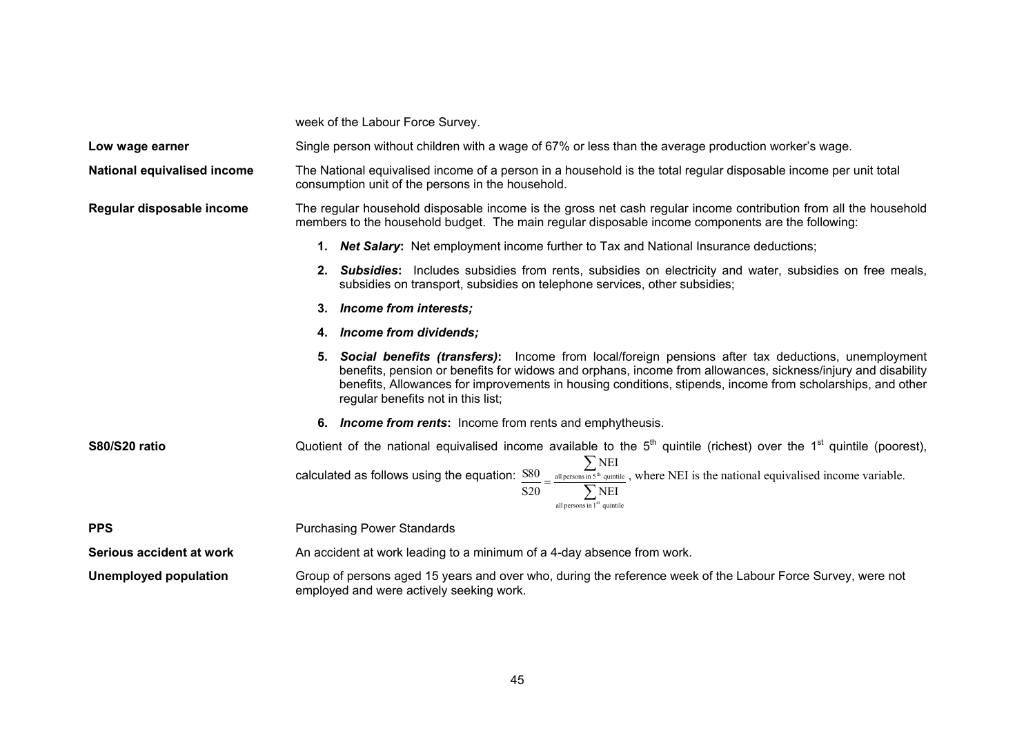week of the Labour Force Survey.

**Low wage earner** Single person without children with a wage of 67% or less than the average production worker's wage.

**National equivalised income** The National equivalised income of a person in a household is the total regular disposable income per unit total consumption unit of the persons in the household.

**Regular disposable income** The regular household disposable income is the gross net cash regular income contribution from all the household members to the household budget. The main regular disposable income components are the following:

1. ***Net Salary*:** Net employment income further to Tax and National Insurance deductions;
2. ***Subsidies*:** Includes subsidies from rents, subsidies on electricity and water, subsidies on free meals, subsidies on transport, subsidies on telephone services, other subsidies;
3. ***Income from interests;***
4. ***Income from dividends;***
5. ***Social benefits (transfers)*:** Income from local/foreign pensions after tax deductions, unemployment benefits, pension or benefits for widows and orphans, income from allowances, sickness/injury and disability benefits, Allowances for improvements in housing conditions, stipends, income from scholarships, and other regular benefits not in this list;
6. ***Income from rents*:** Income from rents and emphytheusis.

**S80/S20 ratio** Quotient of the national equivalised income available to the 5th quintile (richest) over the 1st quintile (poorest), calculated as follows using the equation: $\frac{S80}{S20} = \frac{\sum_{\text{all persons in } 5^{th} \text{ quintile}} NEI}{\sum_{\text{all persons in } 1^{st} \text{ quintile}} NEI}$, where NEI is the national equivalised income variable.

**PPS** Purchasing Power Standards

**Serious accident at work** An accident at work leading to a minimum of a 4-day absence from work.

**Unemployed population** Group of persons aged 15 years and over who, during the reference week of the Labour Force Survey, were not employed and were actively seeking work.